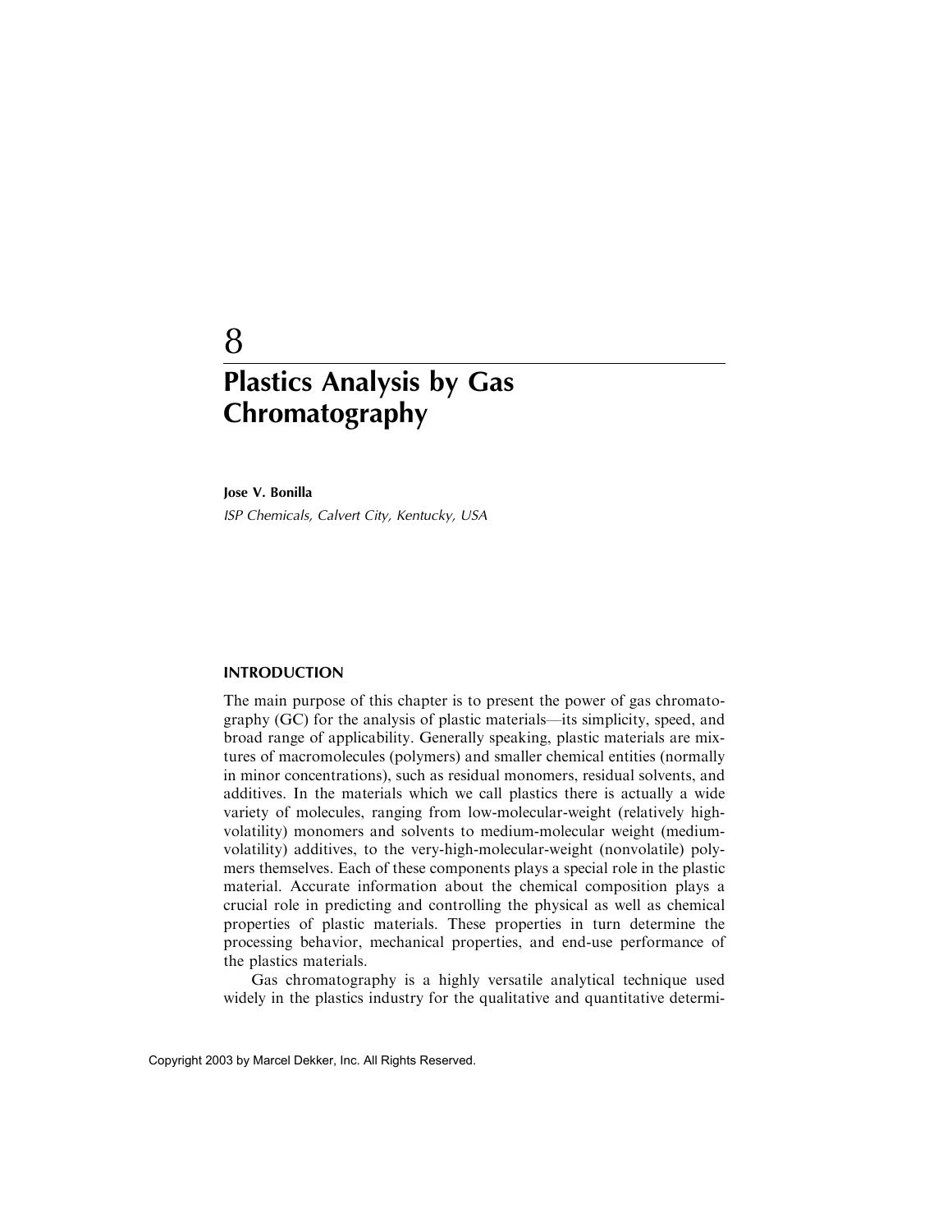# 8

# Plastics Analysis by Gas Chromatography

**Jose V. Bonilla**

*ISP Chemicals, Calvert City, Kentucky, USA*

## INTRODUCTION

The main purpose of this chapter is to present the power of gas chromatography (GC) for the analysis of plastic materials—its simplicity, speed, and broad range of applicability. Generally speaking, plastic materials are mixtures of macromolecules (polymers) and smaller chemical entities (normally in minor concentrations), such as residual monomers, residual solvents, and additives. In the materials which we call plastics there is actually a wide variety of molecules, ranging from low-molecular-weight (relatively high-volatility) monomers and solvents to medium-molecular weight (medium-volatility) additives, to the very-high-molecular-weight (nonvolatile) polymers themselves. Each of these components plays a special role in the plastic material. Accurate information about the chemical composition plays a crucial role in predicting and controlling the physical as well as chemical properties of plastic materials. These properties in turn determine the processing behavior, mechanical properties, and end-use performance of the plastics materials.

Gas chromatography is a highly versatile analytical technique used widely in the plastics industry for the qualitative and quantitative determi-

Copyright 2003 by Marcel Dekker, Inc. All Rights Reserved.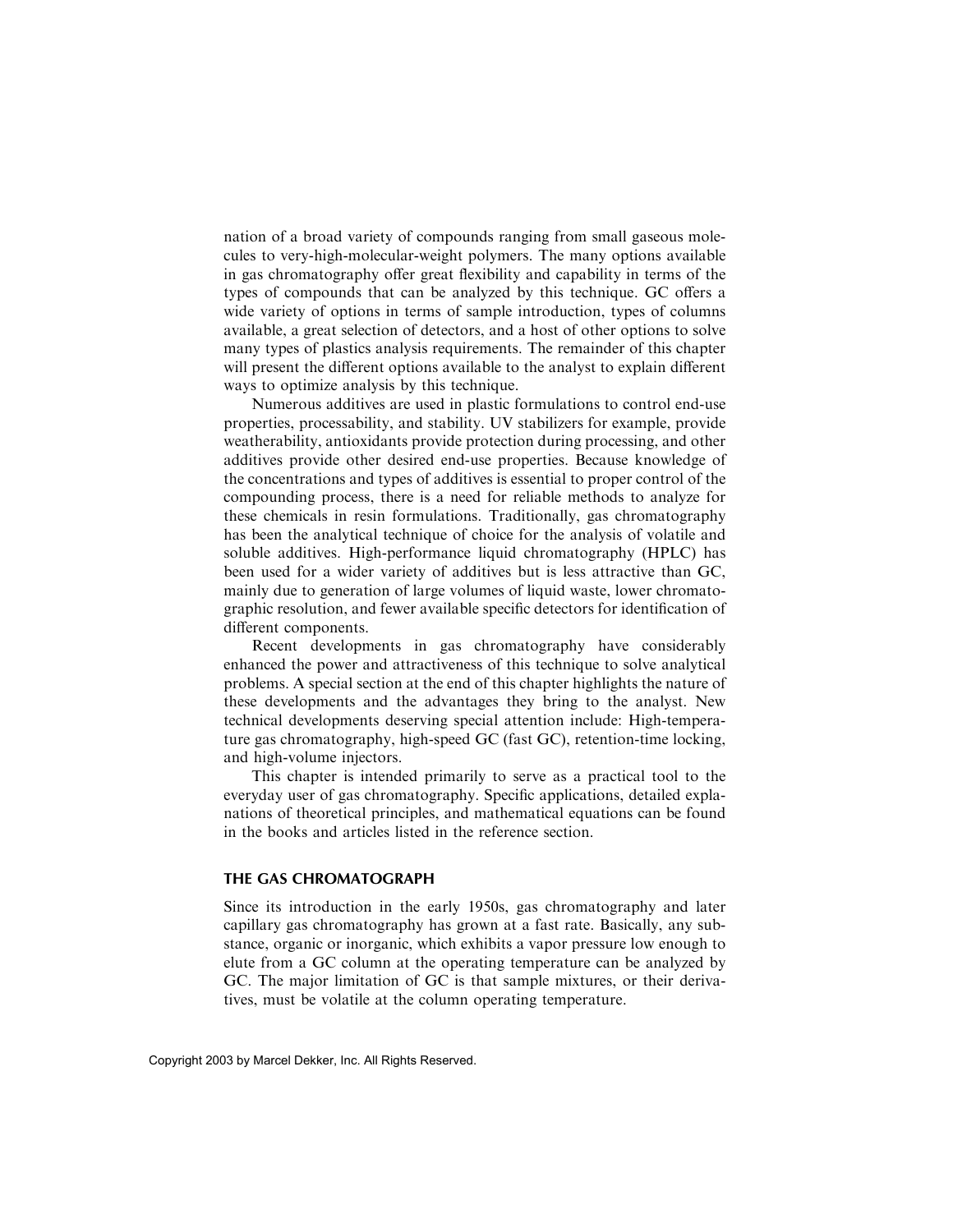nation of a broad variety of compounds ranging from small gaseous molecules to very-high-molecular-weight polymers. The many options available in gas chromatography offer great flexibility and capability in terms of the types of compounds that can be analyzed by this technique. GC offers a wide variety of options in terms of sample introduction, types of columns available, a great selection of detectors, and a host of other options to solve many types of plastics analysis requirements. The remainder of this chapter will present the different options available to the analyst to explain different ways to optimize analysis by this technique.

Numerous additives are used in plastic formulations to control end-use properties, processability, and stability. UV stabilizers for example, provide weatherability, antioxidants provide protection during processing, and other additives provide other desired end-use properties. Because knowledge of the concentrations and types of additives is essential to proper control of the compounding process, there is a need for reliable methods to analyze for these chemicals in resin formulations. Traditionally, gas chromatography has been the analytical technique of choice for the analysis of volatile and soluble additives. High-performance liquid chromatography (HPLC) has been used for a wider variety of additives but is less attractive than GC, mainly due to generation of large volumes of liquid waste, lower chromatographic resolution, and fewer available specific detectors for identification of different components.

Recent developments in gas chromatography have considerably enhanced the power and attractiveness of this technique to solve analytical problems. A special section at the end of this chapter highlights the nature of these developments and the advantages they bring to the analyst. New technical developments deserving special attention include: High-temperature gas chromatography, high-speed GC (fast GC), retention-time locking, and high-volume injectors.

This chapter is intended primarily to serve as a practical tool to the everyday user of gas chromatography. Specific applications, detailed explanations of theoretical principles, and mathematical equations can be found in the books and articles listed in the reference section.

## THE GAS CHROMATOGRAPH

Since its introduction in the early 1950s, gas chromatography and later capillary gas chromatography has grown at a fast rate. Basically, any substance, organic or inorganic, which exhibits a vapor pressure low enough to elute from a GC column at the operating temperature can be analyzed by GC. The major limitation of GC is that sample mixtures, or their derivatives, must be volatile at the column operating temperature.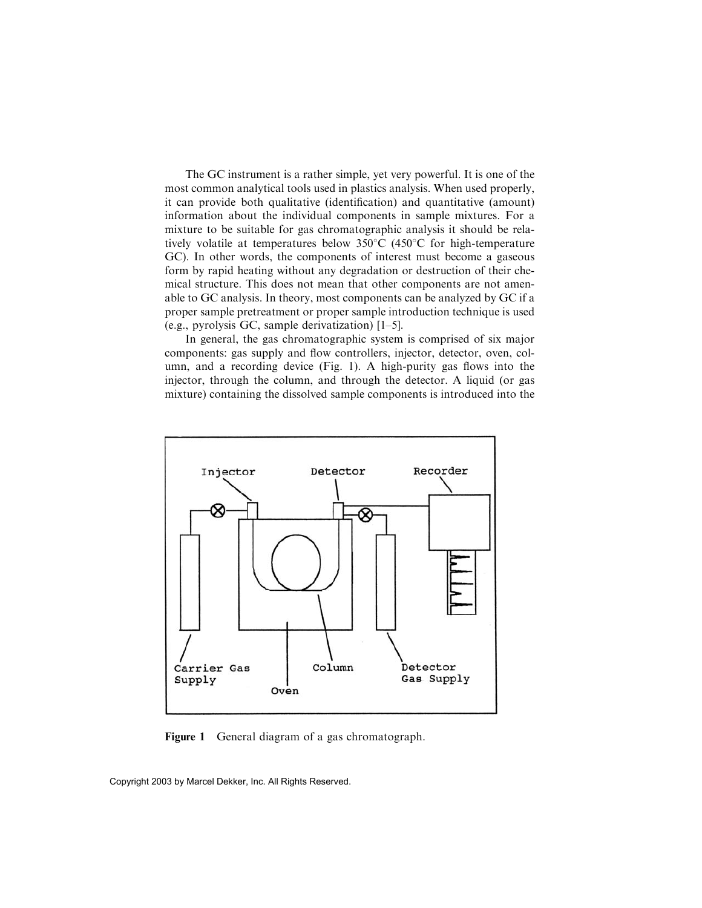The GC instrument is a rather simple, yet very powerful. It is one of the most common analytical tools used in plastics analysis. When used properly, it can provide both qualitative (identification) and quantitative (amount) information about the individual components in sample mixtures. For a mixture to be suitable for gas chromatographic analysis it should be relatively volatile at temperatures below 350°C (450°C for high-temperature GC). In other words, the components of interest must become a gaseous form by rapid heating without any degradation or destruction of their chemical structure. This does not mean that other components are not amenable to GC analysis. In theory, most components can be analyzed by GC if a proper sample pretreatment or proper sample introduction technique is used (e.g., pyrolysis GC, sample derivatization) [1–5].

In general, the gas chromatographic system is comprised of six major components: gas supply and flow controllers, injector, detector, oven, column, and a recording device (Fig. 1). A high-purity gas flows into the injector, through the column, and through the detector. A liquid (or gas mixture) containing the dissolved sample components is introduced into the

**Figure 1** General diagram of a gas chromatograph.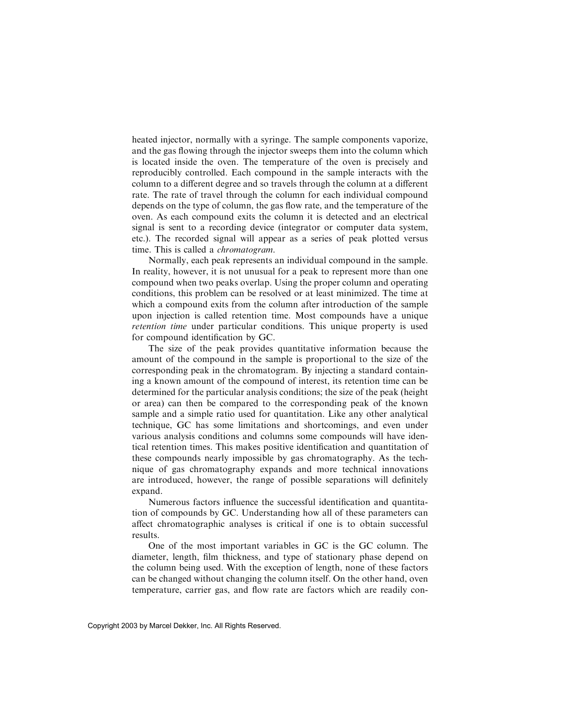heated injector, normally with a syringe. The sample components vaporize, and the gas flowing through the injector sweeps them into the column which is located inside the oven. The temperature of the oven is precisely and reproducibly controlled. Each compound in the sample interacts with the column to a different degree and so travels through the column at a different rate. The rate of travel through the column for each individual compound depends on the type of column, the gas flow rate, and the temperature of the oven. As each compound exits the column it is detected and an electrical signal is sent to a recording device (integrator or computer data system, etc.). The recorded signal will appear as a series of peak plotted versus time. This is called a *chromatogram*.

Normally, each peak represents an individual compound in the sample. In reality, however, it is not unusual for a peak to represent more than one compound when two peaks overlap. Using the proper column and operating conditions, this problem can be resolved or at least minimized. The time at which a compound exits from the column after introduction of the sample upon injection is called retention time. Most compounds have a unique *retention time* under particular conditions. This unique property is used for compound identification by GC.

The size of the peak provides quantitative information because the amount of the compound in the sample is proportional to the size of the corresponding peak in the chromatogram. By injecting a standard containing a known amount of the compound of interest, its retention time can be determined for the particular analysis conditions; the size of the peak (height or area) can then be compared to the corresponding peak of the known sample and a simple ratio used for quantitation. Like any other analytical technique, GC has some limitations and shortcomings, and even under various analysis conditions and columns some compounds will have identical retention times. This makes positive identification and quantitation of these compounds nearly impossible by gas chromatography. As the technique of gas chromatography expands and more technical innovations are introduced, however, the range of possible separations will definitely expand.

Numerous factors influence the successful identification and quantitation of compounds by GC. Understanding how all of these parameters can affect chromatographic analyses is critical if one is to obtain successful results.

One of the most important variables in GC is the GC column. The diameter, length, film thickness, and type of stationary phase depend on the column being used. With the exception of length, none of these factors can be changed without changing the column itself. On the other hand, oven temperature, carrier gas, and flow rate are factors which are readily con-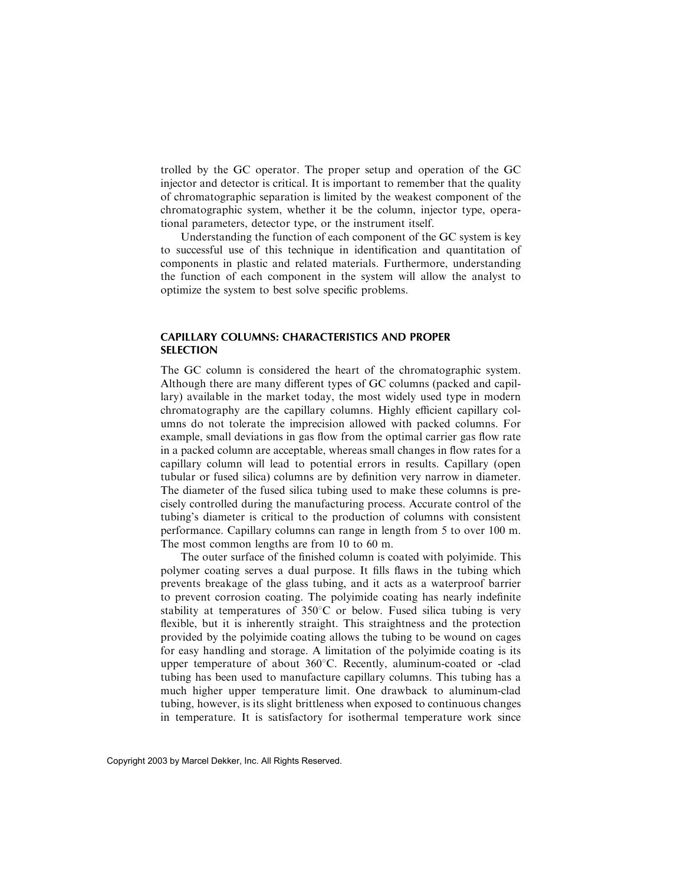trolled by the GC operator. The proper setup and operation of the GC injector and detector is critical. It is important to remember that the quality of chromatographic separation is limited by the weakest component of the chromatographic system, whether it be the column, injector type, operational parameters, detector type, or the instrument itself.

Understanding the function of each component of the GC system is key to successful use of this technique in identification and quantitation of components in plastic and related materials. Furthermore, understanding the function of each component in the system will allow the analyst to optimize the system to best solve specific problems.

## CAPILLARY COLUMNS: CHARACTERISTICS AND PROPER SELECTION

The GC column is considered the heart of the chromatographic system. Although there are many different types of GC columns (packed and capillary) available in the market today, the most widely used type in modern chromatography are the capillary columns. Highly efficient capillary columns do not tolerate the imprecision allowed with packed columns. For example, small deviations in gas flow from the optimal carrier gas flow rate in a packed column are acceptable, whereas small changes in flow rates for a capillary column will lead to potential errors in results. Capillary (open tubular or fused silica) columns are by definition very narrow in diameter. The diameter of the fused silica tubing used to make these columns is precisely controlled during the manufacturing process. Accurate control of the tubing's diameter is critical to the production of columns with consistent performance. Capillary columns can range in length from 5 to over 100 m. The most common lengths are from 10 to 60 m.

The outer surface of the finished column is coated with polyimide. This polymer coating serves a dual purpose. It fills flaws in the tubing which prevents breakage of the glass tubing, and it acts as a waterproof barrier to prevent corrosion coating. The polyimide coating has nearly indefinite stability at temperatures of 350°C or below. Fused silica tubing is very flexible, but it is inherently straight. This straightness and the protection provided by the polyimide coating allows the tubing to be wound on cages for easy handling and storage. A limitation of the polyimide coating is its upper temperature of about 360°C. Recently, aluminum-coated or -clad tubing has been used to manufacture capillary columns. This tubing has a much higher upper temperature limit. One drawback to aluminum-clad tubing, however, is its slight brittleness when exposed to continuous changes in temperature. It is satisfactory for isothermal temperature work since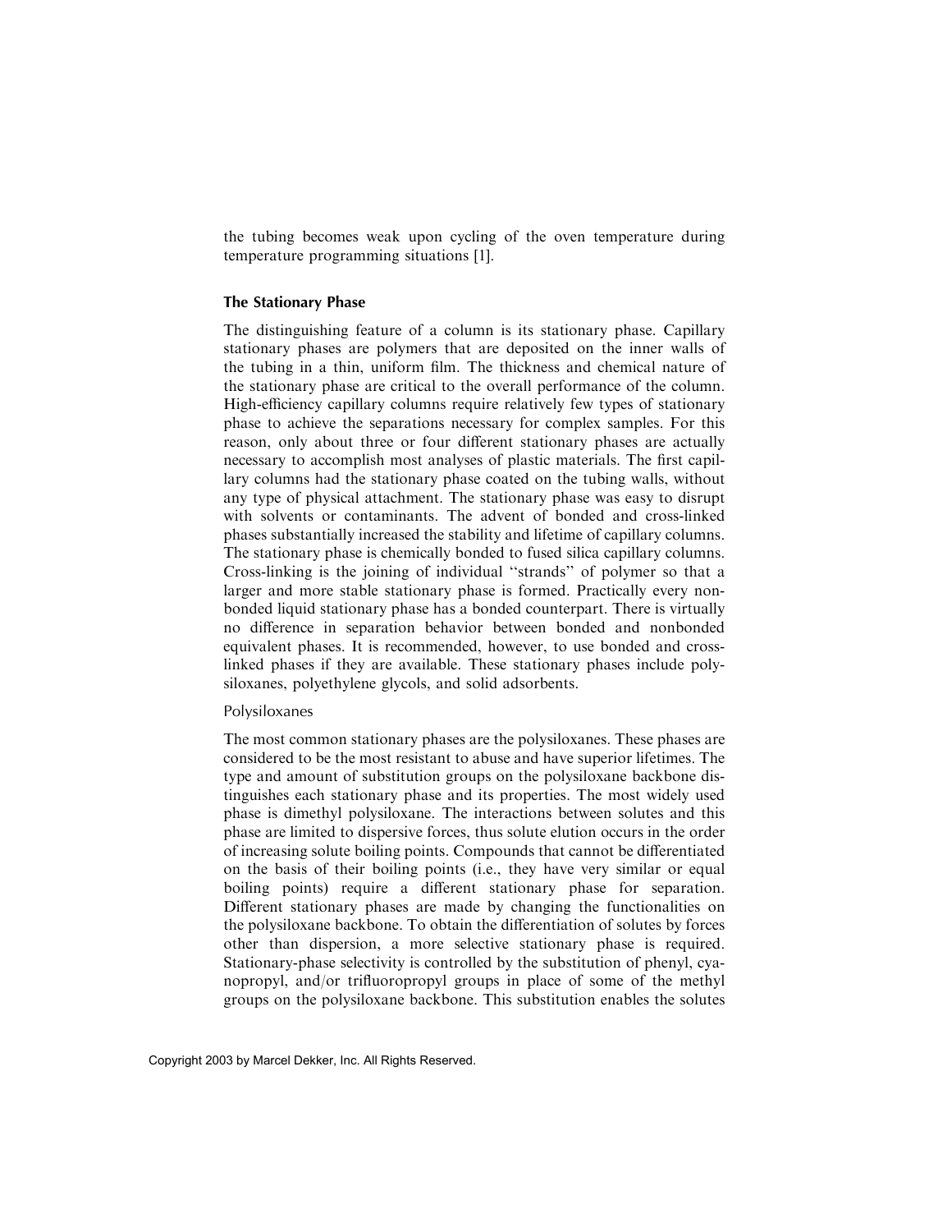the tubing becomes weak upon cycling of the oven temperature during temperature programming situations [1].

### The Stationary Phase

The distinguishing feature of a column is its stationary phase. Capillary stationary phases are polymers that are deposited on the inner walls of the tubing in a thin, uniform film. The thickness and chemical nature of the stationary phase are critical to the overall performance of the column. High-efficiency capillary columns require relatively few types of stationary phase to achieve the separations necessary for complex samples. For this reason, only about three or four different stationary phases are actually necessary to accomplish most analyses of plastic materials. The first capillary columns had the stationary phase coated on the tubing walls, without any type of physical attachment. The stationary phase was easy to disrupt with solvents or contaminants. The advent of bonded and cross-linked phases substantially increased the stability and lifetime of capillary columns. The stationary phase is chemically bonded to fused silica capillary columns. Cross-linking is the joining of individual ''strands'' of polymer so that a larger and more stable stationary phase is formed. Practically every nonbonded liquid stationary phase has a bonded counterpart. There is virtually no difference in separation behavior between bonded and nonbonded equivalent phases. It is recommended, however, to use bonded and cross-linked phases if they are available. These stationary phases include polysiloxanes, polyethylene glycols, and solid adsorbents.

#### Polysiloxanes

The most common stationary phases are the polysiloxanes. These phases are considered to be the most resistant to abuse and have superior lifetimes. The type and amount of substitution groups on the polysiloxane backbone distinguishes each stationary phase and its properties. The most widely used phase is dimethyl polysiloxane. The interactions between solutes and this phase are limited to dispersive forces, thus solute elution occurs in the order of increasing solute boiling points. Compounds that cannot be differentiated on the basis of their boiling points (i.e., they have very similar or equal boiling points) require a different stationary phase for separation. Different stationary phases are made by changing the functionalities on the polysiloxane backbone. To obtain the differentiation of solutes by forces other than dispersion, a more selective stationary phase is required. Stationary-phase selectivity is controlled by the substitution of phenyl, cyanopropyl, and/or trifluoropropyl groups in place of some of the methyl groups on the polysiloxane backbone. This substitution enables the solutes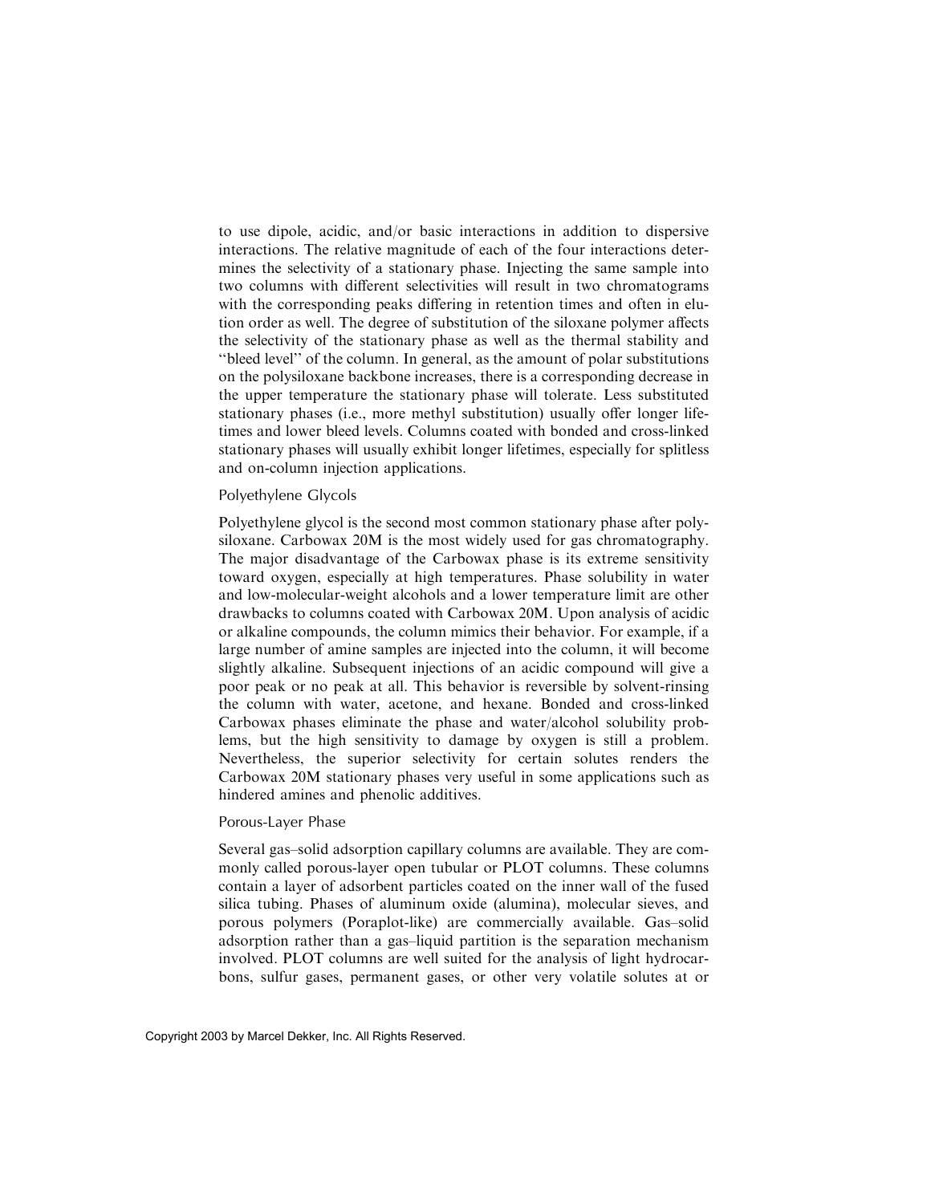to use dipole, acidic, and/or basic interactions in addition to dispersive interactions. The relative magnitude of each of the four interactions determines the selectivity of a stationary phase. Injecting the same sample into two columns with different selectivities will result in two chromatograms with the corresponding peaks differing in retention times and often in elution order as well. The degree of substitution of the siloxane polymer affects the selectivity of the stationary phase as well as the thermal stability and "bleed level" of the column. In general, as the amount of polar substitutions on the polysiloxane backbone increases, there is a corresponding decrease in the upper temperature the stationary phase will tolerate. Less substituted stationary phases (i.e., more methyl substitution) usually offer longer lifetimes and lower bleed levels. Columns coated with bonded and cross-linked stationary phases will usually exhibit longer lifetimes, especially for splitless and on-column injection applications.

### Polyethylene Glycols

Polyethylene glycol is the second most common stationary phase after polysiloxane. Carbowax 20M is the most widely used for gas chromatography. The major disadvantage of the Carbowax phase is its extreme sensitivity toward oxygen, especially at high temperatures. Phase solubility in water and low-molecular-weight alcohols and a lower temperature limit are other drawbacks to columns coated with Carbowax 20M. Upon analysis of acidic or alkaline compounds, the column mimics their behavior. For example, if a large number of amine samples are injected into the column, it will become slightly alkaline. Subsequent injections of an acidic compound will give a poor peak or no peak at all. This behavior is reversible by solvent-rinsing the column with water, acetone, and hexane. Bonded and cross-linked Carbowax phases eliminate the phase and water/alcohol solubility problems, but the high sensitivity to damage by oxygen is still a problem. Nevertheless, the superior selectivity for certain solutes renders the Carbowax 20M stationary phases very useful in some applications such as hindered amines and phenolic additives.

### Porous-Layer Phase

Several gas–solid adsorption capillary columns are available. They are commonly called porous-layer open tubular or PLOT columns. These columns contain a layer of adsorbent particles coated on the inner wall of the fused silica tubing. Phases of aluminum oxide (alumina), molecular sieves, and porous polymers (Poraplot-like) are commercially available. Gas–solid adsorption rather than a gas–liquid partition is the separation mechanism involved. PLOT columns are well suited for the analysis of light hydrocarbons, sulfur gases, permanent gases, or other very volatile solutes at or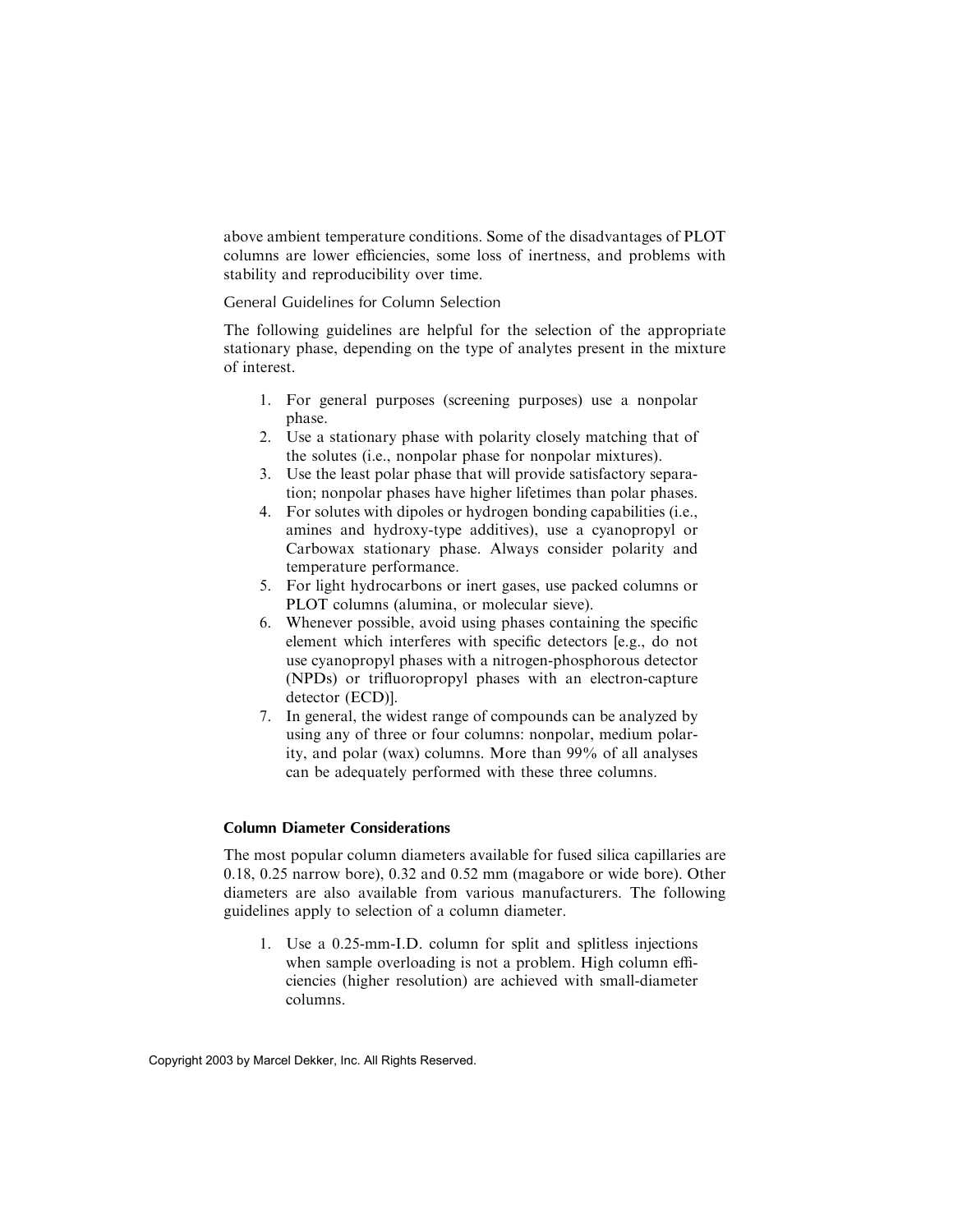above ambient temperature conditions. Some of the disadvantages of PLOT columns are lower efficiencies, some loss of inertness, and problems with stability and reproducibility over time.

General Guidelines for Column Selection

The following guidelines are helpful for the selection of the appropriate stationary phase, depending on the type of analytes present in the mixture of interest.

1. For general purposes (screening purposes) use a nonpolar phase.
2. Use a stationary phase with polarity closely matching that of the solutes (i.e., nonpolar phase for nonpolar mixtures).
3. Use the least polar phase that will provide satisfactory separation; nonpolar phases have higher lifetimes than polar phases.
4. For solutes with dipoles or hydrogen bonding capabilities (i.e., amines and hydroxy-type additives), use a cyanopropyl or Carbowax stationary phase. Always consider polarity and temperature performance.
5. For light hydrocarbons or inert gases, use packed columns or PLOT columns (alumina, or molecular sieve).
6. Whenever possible, avoid using phases containing the specific element which interferes with specific detectors [e.g., do not use cyanopropyl phases with a nitrogen-phosphorous detector (NPDs) or trifluoropropyl phases with an electron-capture detector (ECD)].
7. In general, the widest range of compounds can be analyzed by using any of three or four columns: nonpolar, medium polarity, and polar (wax) columns. More than 99% of all analyses can be adequately performed with these three columns.

### Column Diameter Considerations

The most popular column diameters available for fused silica capillaries are 0.18, 0.25 narrow bore), 0.32 and 0.52 mm (magabore or wide bore). Other diameters are also available from various manufacturers. The following guidelines apply to selection of a column diameter.

1. Use a 0.25-mm-I.D. column for split and splitless injections when sample overloading is not a problem. High column efficiencies (higher resolution) are achieved with small-diameter columns.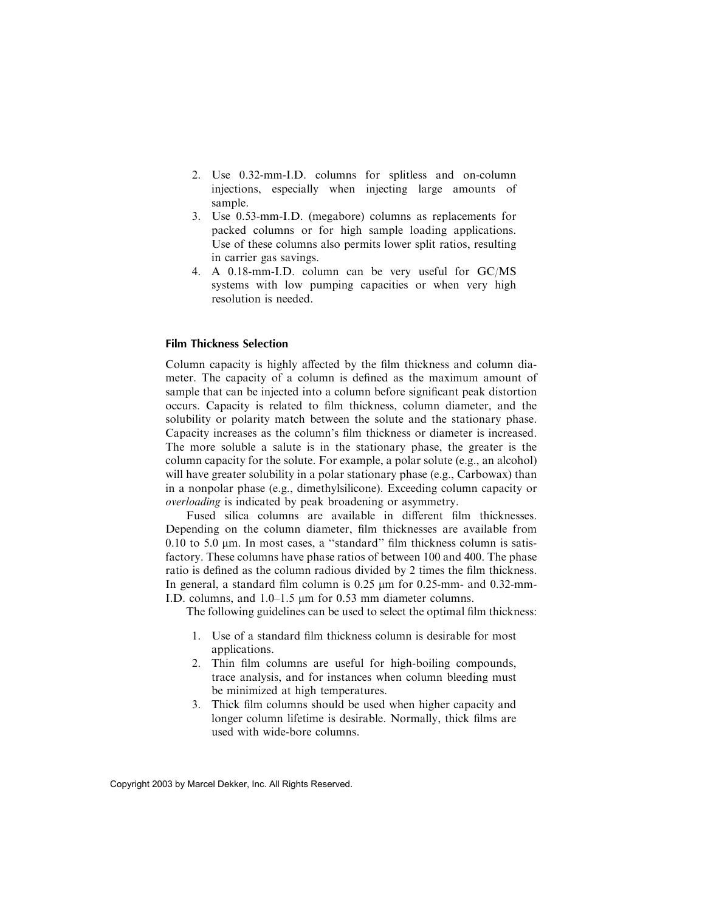2. Use 0.32-mm-I.D. columns for splitless and on-column injections, especially when injecting large amounts of sample.
3. Use 0.53-mm-I.D. (megabore) columns as replacements for packed columns or for high sample loading applications. Use of these columns also permits lower split ratios, resulting in carrier gas savings.
4. A 0.18-mm-I.D. column can be very useful for GC/MS systems with low pumping capacities or when very high resolution is needed.

### Film Thickness Selection

Column capacity is highly affected by the film thickness and column diameter. The capacity of a column is defined as the maximum amount of sample that can be injected into a column before significant peak distortion occurs. Capacity is related to film thickness, column diameter, and the solubility or polarity match between the solute and the stationary phase. Capacity increases as the column's film thickness or diameter is increased. The more soluble a salute is in the stationary phase, the greater is the column capacity for the solute. For example, a polar solute (e.g., an alcohol) will have greater solubility in a polar stationary phase (e.g., Carbowax) than in a nonpolar phase (e.g., dimethylsilicone). Exceeding column capacity or *overloading* is indicated by peak broadening or asymmetry.

Fused silica columns are available in different film thicknesses. Depending on the column diameter, film thicknesses are available from 0.10 to 5.0 μm. In most cases, a "standard" film thickness column is satisfactory. These columns have phase ratios of between 100 and 400. The phase ratio is defined as the column radious divided by 2 times the film thickness. In general, a standard film column is 0.25 μm for 0.25-mm- and 0.32-mm-I.D. columns, and 1.0–1.5 μm for 0.53 mm diameter columns.

The following guidelines can be used to select the optimal film thickness:

1. Use of a standard film thickness column is desirable for most applications.
2. Thin film columns are useful for high-boiling compounds, trace analysis, and for instances when column bleeding must be minimized at high temperatures.
3. Thick film columns should be used when higher capacity and longer column lifetime is desirable. Normally, thick films are used with wide-bore columns.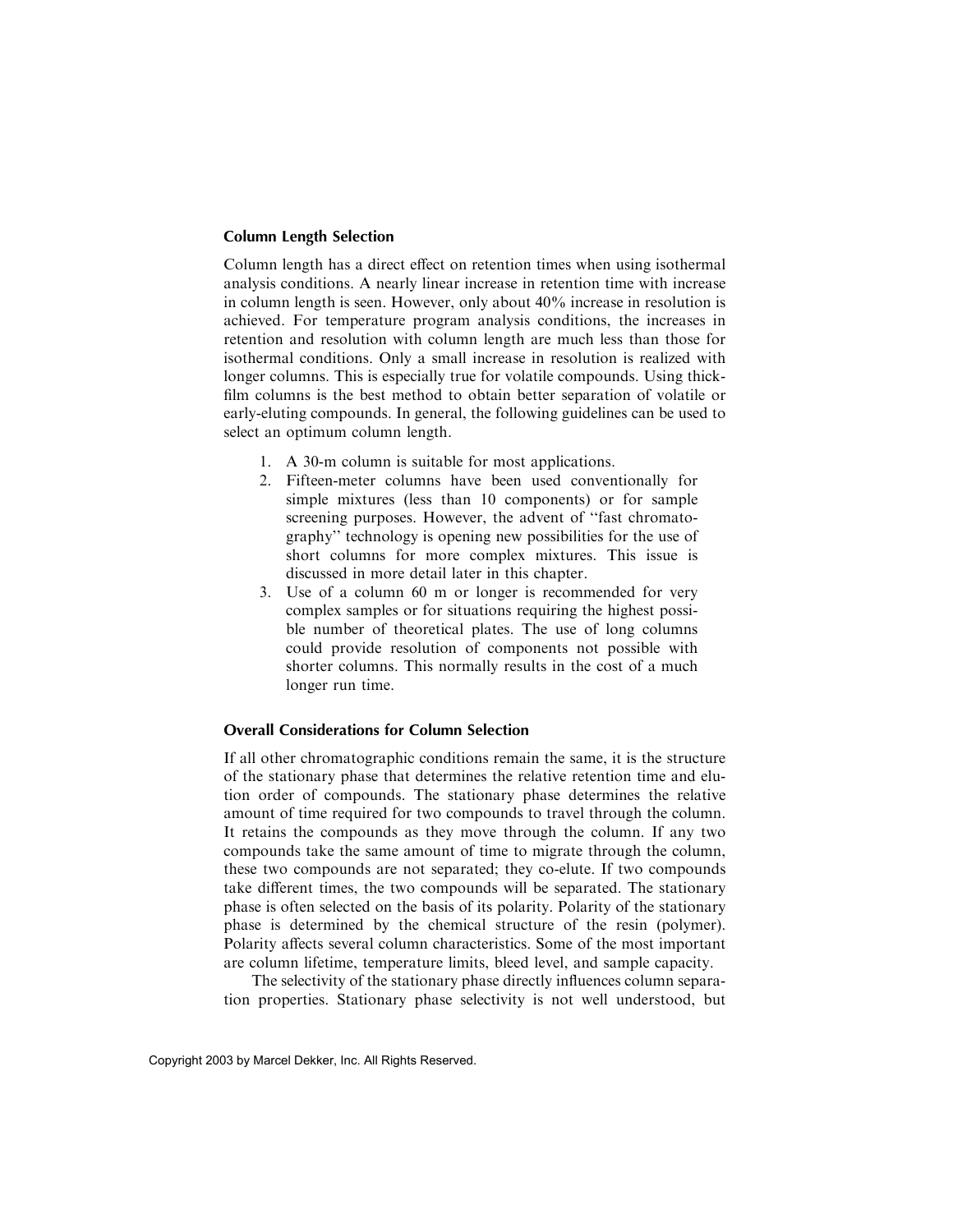### Column Length Selection

Column length has a direct effect on retention times when using isothermal analysis conditions. A nearly linear increase in retention time with increase in column length is seen. However, only about 40% increase in resolution is achieved. For temperature program analysis conditions, the increases in retention and resolution with column length are much less than those for isothermal conditions. Only a small increase in resolution is realized with longer columns. This is especially true for volatile compounds. Using thick-film columns is the best method to obtain better separation of volatile or early-eluting compounds. In general, the following guidelines can be used to select an optimum column length.

1. A 30-m column is suitable for most applications.
2. Fifteen-meter columns have been used conventionally for simple mixtures (less than 10 components) or for sample screening purposes. However, the advent of "fast chromatography" technology is opening new possibilities for the use of short columns for more complex mixtures. This issue is discussed in more detail later in this chapter.
3. Use of a column 60 m or longer is recommended for very complex samples or for situations requiring the highest possible number of theoretical plates. The use of long columns could provide resolution of components not possible with shorter columns. This normally results in the cost of a much longer run time.

### Overall Considerations for Column Selection

If all other chromatographic conditions remain the same, it is the structure of the stationary phase that determines the relative retention time and elution order of compounds. The stationary phase determines the relative amount of time required for two compounds to travel through the column. It retains the compounds as they move through the column. If any two compounds take the same amount of time to migrate through the column, these two compounds are not separated; they co-elute. If two compounds take different times, the two compounds will be separated. The stationary phase is often selected on the basis of its polarity. Polarity of the stationary phase is determined by the chemical structure of the resin (polymer). Polarity affects several column characteristics. Some of the most important are column lifetime, temperature limits, bleed level, and sample capacity.

The selectivity of the stationary phase directly influences column separation properties. Stationary phase selectivity is not well understood, but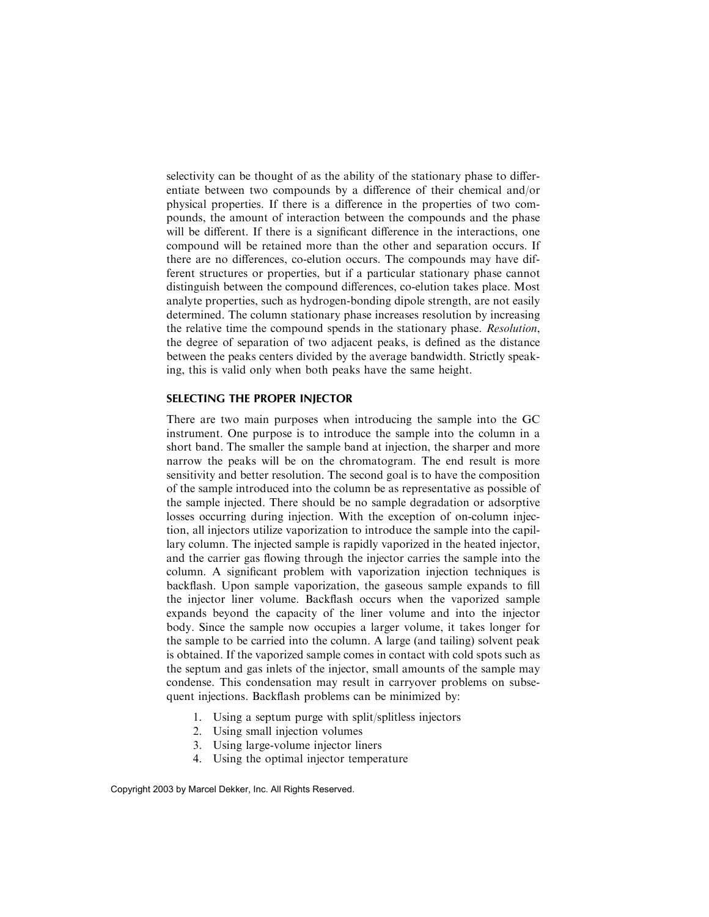selectivity can be thought of as the ability of the stationary phase to differentiate between two compounds by a difference of their chemical and/or physical properties. If there is a difference in the properties of two compounds, the amount of interaction between the compounds and the phase will be different. If there is a significant difference in the interactions, one compound will be retained more than the other and separation occurs. If there are no differences, co-elution occurs. The compounds may have different structures or properties, but if a particular stationary phase cannot distinguish between the compound differences, co-elution takes place. Most analyte properties, such as hydrogen-bonding dipole strength, are not easily determined. The column stationary phase increases resolution by increasing the relative time the compound spends in the stationary phase. *Resolution*, the degree of separation of two adjacent peaks, is defined as the distance between the peaks centers divided by the average bandwidth. Strictly speaking, this is valid only when both peaks have the same height.

## SELECTING THE PROPER INJECTOR

There are two main purposes when introducing the sample into the GC instrument. One purpose is to introduce the sample into the column in a short band. The smaller the sample band at injection, the sharper and more narrow the peaks will be on the chromatogram. The end result is more sensitivity and better resolution. The second goal is to have the composition of the sample introduced into the column be as representative as possible of the sample injected. There should be no sample degradation or adsorptive losses occurring during injection. With the exception of on-column injection, all injectors utilize vaporization to introduce the sample into the capillary column. The injected sample is rapidly vaporized in the heated injector, and the carrier gas flowing through the injector carries the sample into the column. A significant problem with vaporization injection techniques is backflash. Upon sample vaporization, the gaseous sample expands to fill the injector liner volume. Backflash occurs when the vaporized sample expands beyond the capacity of the liner volume and into the injector body. Since the sample now occupies a larger volume, it takes longer for the sample to be carried into the column. A large (and tailing) solvent peak is obtained. If the vaporized sample comes in contact with cold spots such as the septum and gas inlets of the injector, small amounts of the sample may condense. This condensation may result in carryover problems on subsequent injections. Backflash problems can be minimized by:

1. Using a septum purge with split/splitless injectors
2. Using small injection volumes
3. Using large-volume injector liners
4. Using the optimal injector temperature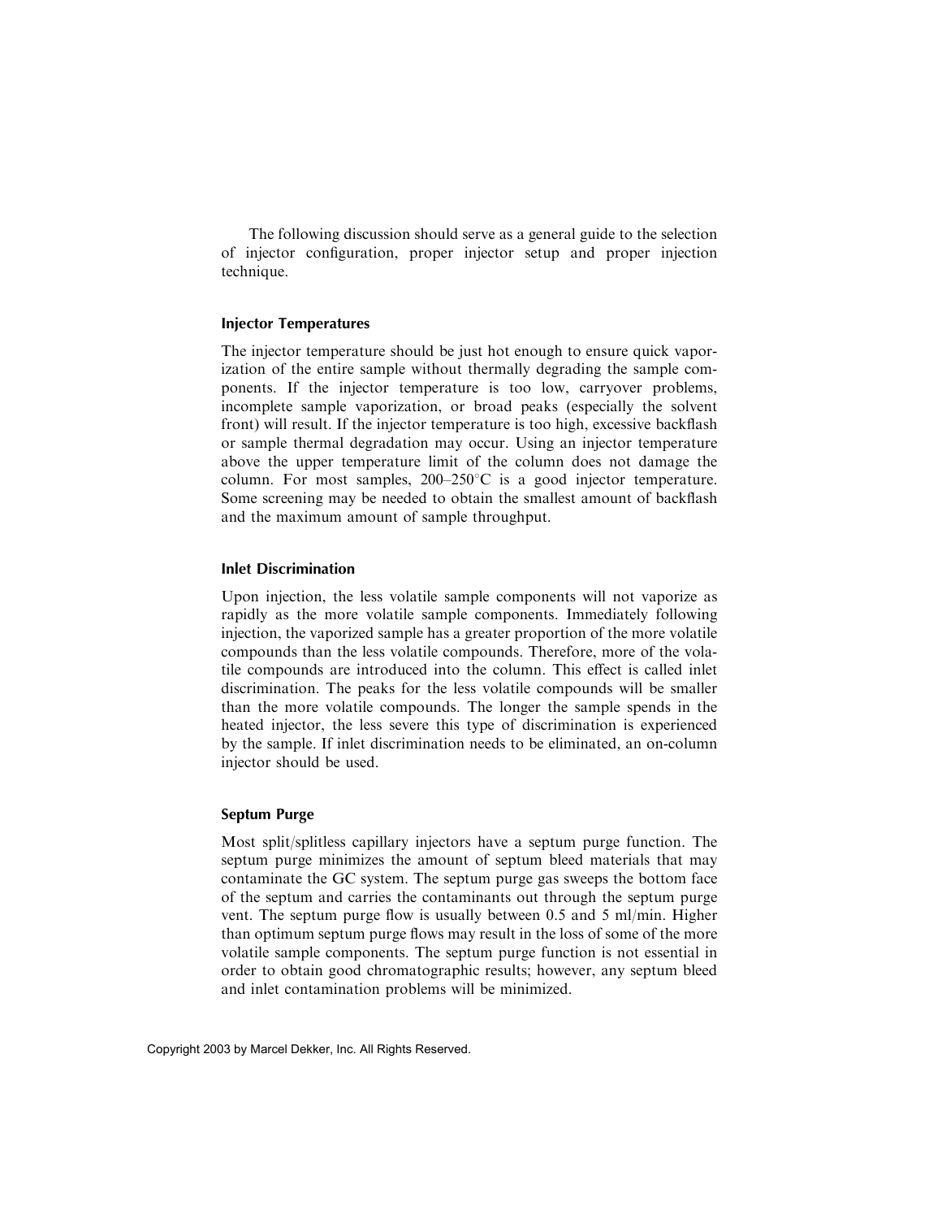The following discussion should serve as a general guide to the selection of injector configuration, proper injector setup and proper injection technique.

### Injector Temperatures

The injector temperature should be just hot enough to ensure quick vaporization of the entire sample without thermally degrading the sample components. If the injector temperature is too low, carryover problems, incomplete sample vaporization, or broad peaks (especially the solvent front) will result. If the injector temperature is too high, excessive backflash or sample thermal degradation may occur. Using an injector temperature above the upper temperature limit of the column does not damage the column. For most samples, 200–250°C is a good injector temperature. Some screening may be needed to obtain the smallest amount of backflash and the maximum amount of sample throughput.

### Inlet Discrimination

Upon injection, the less volatile sample components will not vaporize as rapidly as the more volatile sample components. Immediately following injection, the vaporized sample has a greater proportion of the more volatile compounds than the less volatile compounds. Therefore, more of the volatile compounds are introduced into the column. This effect is called inlet discrimination. The peaks for the less volatile compounds will be smaller than the more volatile compounds. The longer the sample spends in the heated injector, the less severe this type of discrimination is experienced by the sample. If inlet discrimination needs to be eliminated, an on-column injector should be used.

### Septum Purge

Most split/splitless capillary injectors have a septum purge function. The septum purge minimizes the amount of septum bleed materials that may contaminate the GC system. The septum purge gas sweeps the bottom face of the septum and carries the contaminants out through the septum purge vent. The septum purge flow is usually between 0.5 and 5 ml/min. Higher than optimum septum purge flows may result in the loss of some of the more volatile sample components. The septum purge function is not essential in order to obtain good chromatographic results; however, any septum bleed and inlet contamination problems will be minimized.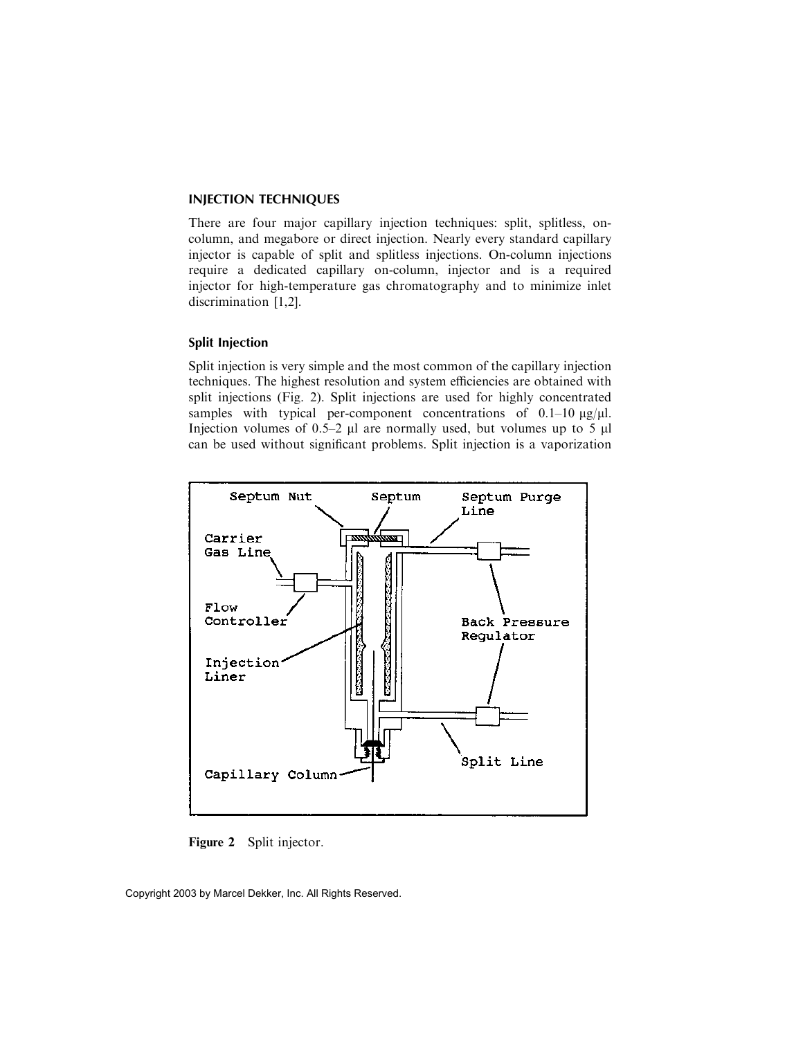## INJECTION TECHNIQUES

There are four major capillary injection techniques: split, splitless, on-column, and megabore or direct injection. Nearly every standard capillary injector is capable of split and splitless injections. On-column injections require a dedicated capillary on-column, injector and is a required injector for high-temperature gas chromatography and to minimize inlet discrimination [1,2].

### Split Injection

Split injection is very simple and the most common of the capillary injection techniques. The highest resolution and system efficiencies are obtained with split injections (Fig. 2). Split injections are used for highly concentrated samples with typical per-component concentrations of 0.1–10 μg/μl. Injection volumes of 0.5–2 μl are normally used, but volumes up to 5 μl can be used without significant problems. Split injection is a vaporization

**Figure 2** Split injector.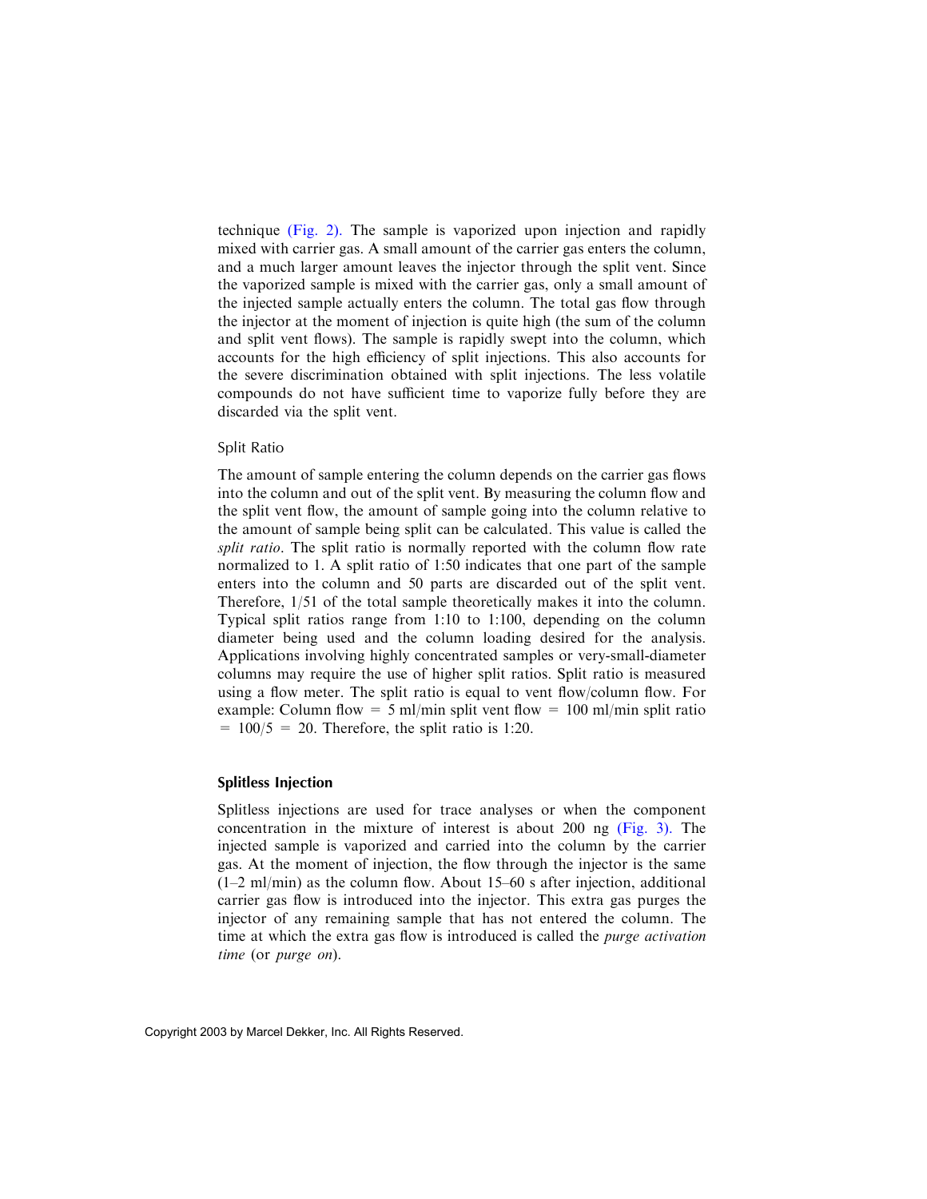technique (Fig. 2). The sample is vaporized upon injection and rapidly mixed with carrier gas. A small amount of the carrier gas enters the column, and a much larger amount leaves the injector through the split vent. Since the vaporized sample is mixed with the carrier gas, only a small amount of the injected sample actually enters the column. The total gas flow through the injector at the moment of injection is quite high (the sum of the column and split vent flows). The sample is rapidly swept into the column, which accounts for the high efficiency of split injections. This also accounts for the severe discrimination obtained with split injections. The less volatile compounds do not have sufficient time to vaporize fully before they are discarded via the split vent.

### Split Ratio

The amount of sample entering the column depends on the carrier gas flows into the column and out of the split vent. By measuring the column flow and the split vent flow, the amount of sample going into the column relative to the amount of sample being split can be calculated. This value is called the *split ratio*. The split ratio is normally reported with the column flow rate normalized to 1. A split ratio of 1:50 indicates that one part of the sample enters into the column and 50 parts are discarded out of the split vent. Therefore, 1/51 of the total sample theoretically makes it into the column. Typical split ratios range from 1:10 to 1:100, depending on the column diameter being used and the column loading desired for the analysis. Applications involving highly concentrated samples or very-small-diameter columns may require the use of higher split ratios. Split ratio is measured using a flow meter. The split ratio is equal to vent flow/column flow. For example: Column flow = 5 ml/min split vent flow = 100 ml/min split ratio = 100/5 = 20. Therefore, the split ratio is 1:20.

## Splitless Injection

Splitless injections are used for trace analyses or when the component concentration in the mixture of interest is about 200 ng (Fig. 3). The injected sample is vaporized and carried into the column by the carrier gas. At the moment of injection, the flow through the injector is the same (1–2 ml/min) as the column flow. About 15–60 s after injection, additional carrier gas flow is introduced into the injector. This extra gas purges the injector of any remaining sample that has not entered the column. The time at which the extra gas flow is introduced is called the *purge activation time* (or *purge on*).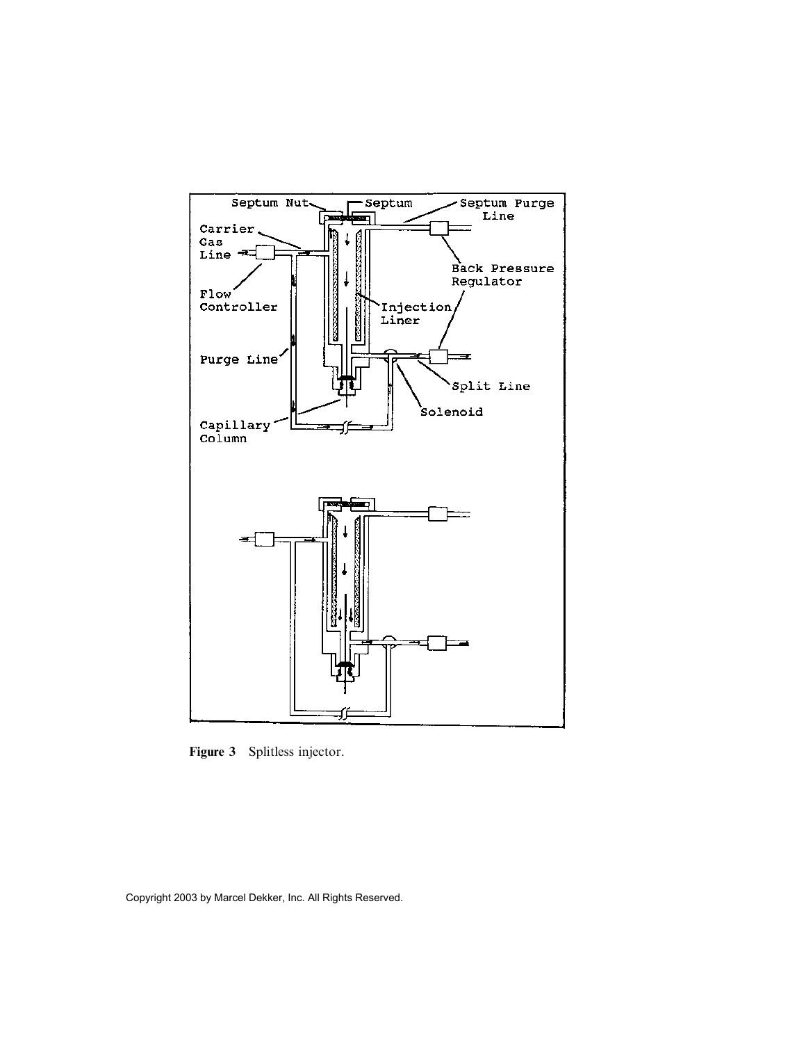**Figure 3** Splitless injector.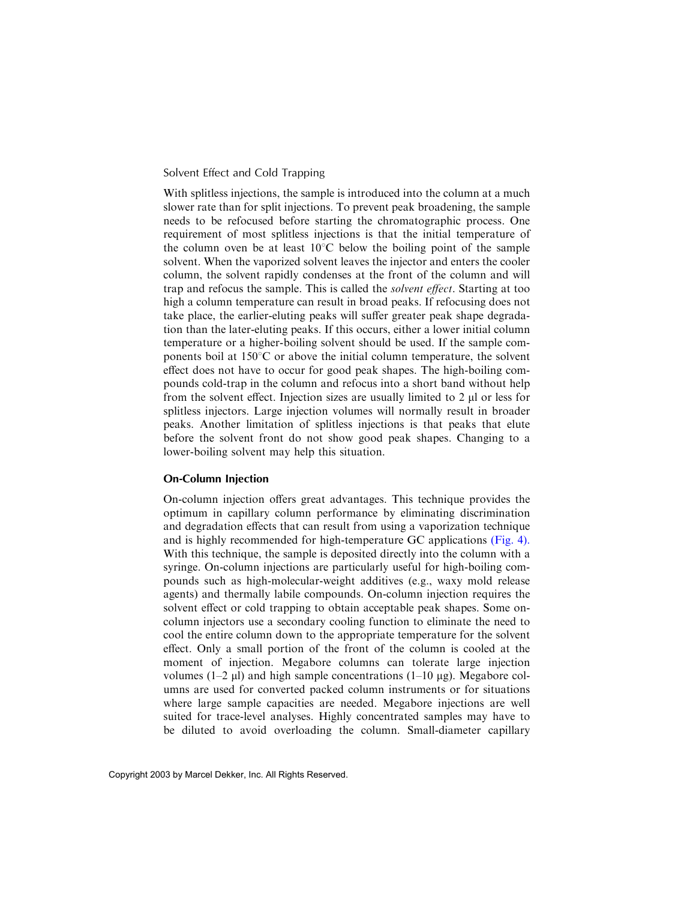### Solvent Effect and Cold Trapping

With splitless injections, the sample is introduced into the column at a much slower rate than for split injections. To prevent peak broadening, the sample needs to be refocused before starting the chromatographic process. One requirement of most splitless injections is that the initial temperature of the column oven be at least 10°C below the boiling point of the sample solvent. When the vaporized solvent leaves the injector and enters the cooler column, the solvent rapidly condenses at the front of the column and will trap and refocus the sample. This is called the *solvent effect*. Starting at too high a column temperature can result in broad peaks. If refocusing does not take place, the earlier-eluting peaks will suffer greater peak shape degradation than the later-eluting peaks. If this occurs, either a lower initial column temperature or a higher-boiling solvent should be used. If the sample components boil at 150°C or above the initial column temperature, the solvent effect does not have to occur for good peak shapes. The high-boiling compounds cold-trap in the column and refocus into a short band without help from the solvent effect. Injection sizes are usually limited to 2 μl or less for splitless injectors. Large injection volumes will normally result in broader peaks. Another limitation of splitless injections is that peaks that elute before the solvent front do not show good peak shapes. Changing to a lower-boiling solvent may help this situation.

### On-Column Injection

On-column injection offers great advantages. This technique provides the optimum in capillary column performance by eliminating discrimination and degradation effects that can result from using a vaporization technique and is highly recommended for high-temperature GC applications (Fig. 4). With this technique, the sample is deposited directly into the column with a syringe. On-column injections are particularly useful for high-boiling compounds such as high-molecular-weight additives (e.g., waxy mold release agents) and thermally labile compounds. On-column injection requires the solvent effect or cold trapping to obtain acceptable peak shapes. Some on-column injectors use a secondary cooling function to eliminate the need to cool the entire column down to the appropriate temperature for the solvent effect. Only a small portion of the front of the column is cooled at the moment of injection. Megabore columns can tolerate large injection volumes (1–2 μl) and high sample concentrations (1–10 μg). Megabore columns are used for converted packed column instruments or for situations where large sample capacities are needed. Megabore injections are well suited for trace-level analyses. Highly concentrated samples may have to be diluted to avoid overloading the column. Small-diameter capillary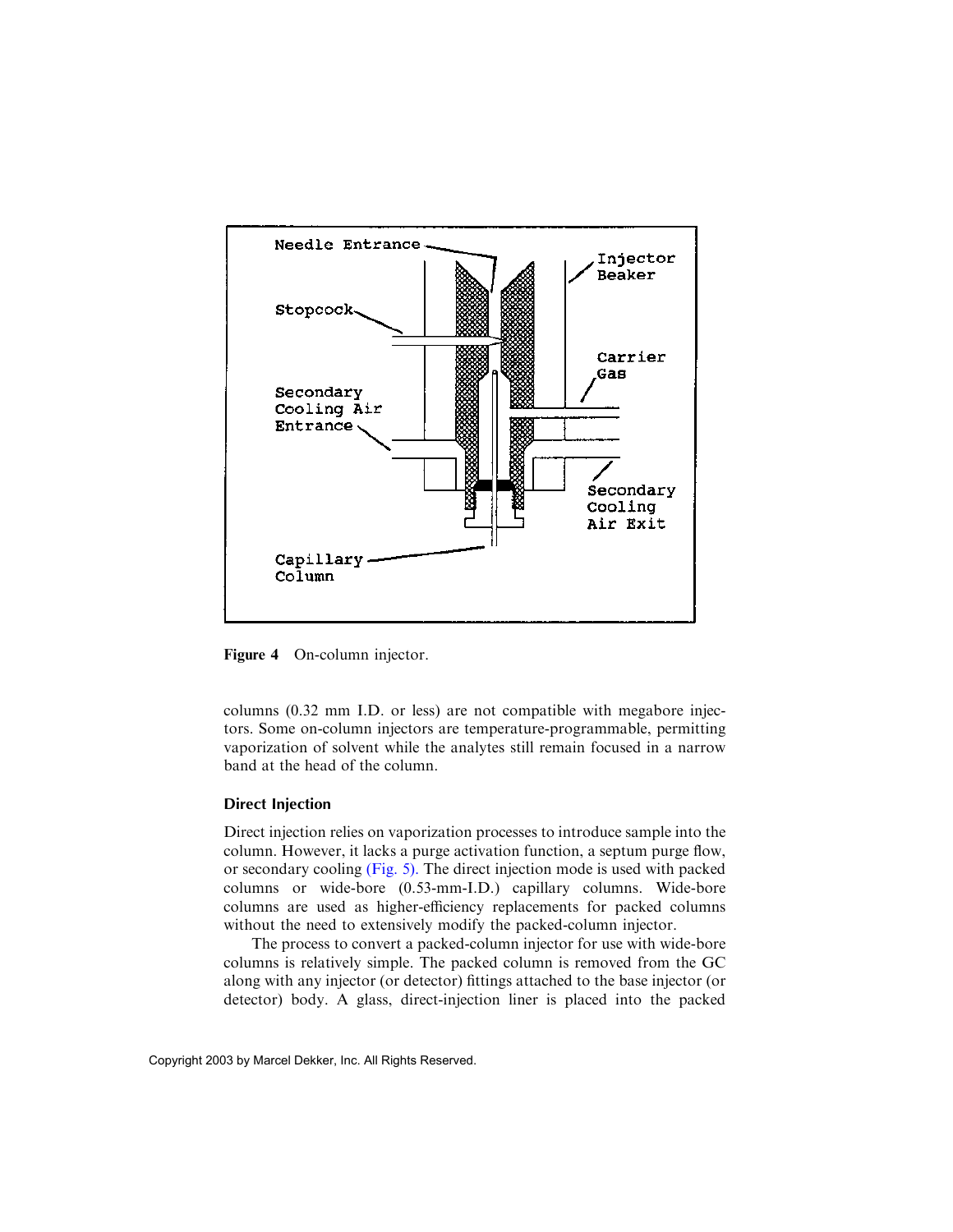Figure 4 On-column injector.

columns (0.32 mm I.D. or less) are not compatible with megabore injectors. Some on-column injectors are temperature-programmable, permitting vaporization of solvent while the analytes still remain focused in a narrow band at the head of the column.

### Direct Injection

Direct injection relies on vaporization processes to introduce sample into the column. However, it lacks a purge activation function, a septum purge flow, or secondary cooling (Fig. 5). The direct injection mode is used with packed columns or wide-bore (0.53-mm-I.D.) capillary columns. Wide-bore columns are used as higher-efficiency replacements for packed columns without the need to extensively modify the packed-column injector.

The process to convert a packed-column injector for use with wide-bore columns is relatively simple. The packed column is removed from the GC along with any injector (or detector) fittings attached to the base injector (or detector) body. A glass, direct-injection liner is placed into the packed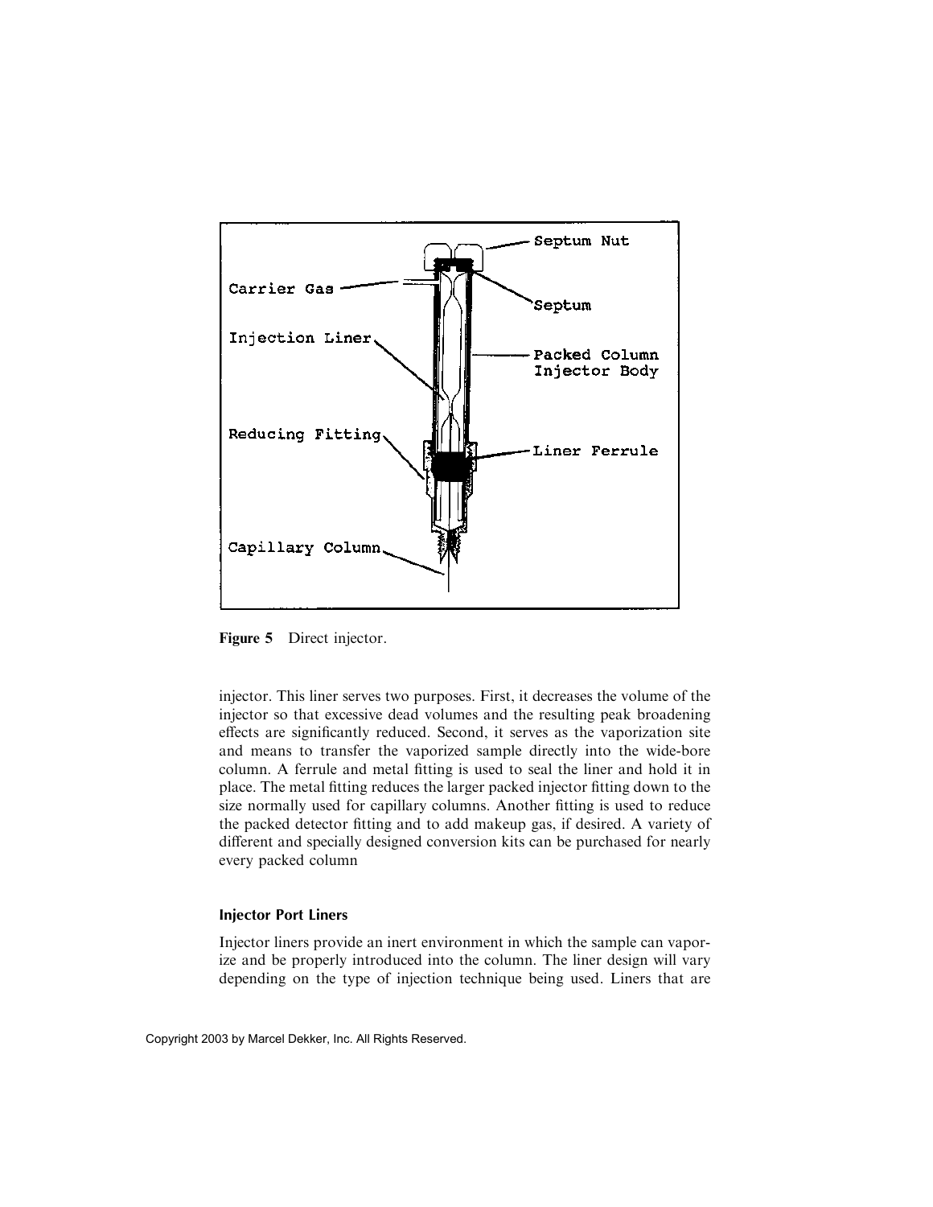**Figure 5** Direct injector.

injector. This liner serves two purposes. First, it decreases the volume of the injector so that excessive dead volumes and the resulting peak broadening effects are significantly reduced. Second, it serves as the vaporization site and means to transfer the vaporized sample directly into the wide-bore column. A ferrule and metal fitting is used to seal the liner and hold it in place. The metal fitting reduces the larger packed injector fitting down to the size normally used for capillary columns. Another fitting is used to reduce the packed detector fitting and to add makeup gas, if desired. A variety of different and specially designed conversion kits can be purchased for nearly every packed column

### Injector Port Liners

Injector liners provide an inert environment in which the sample can vaporize and be properly introduced into the column. The liner design will vary depending on the type of injection technique being used. Liners that are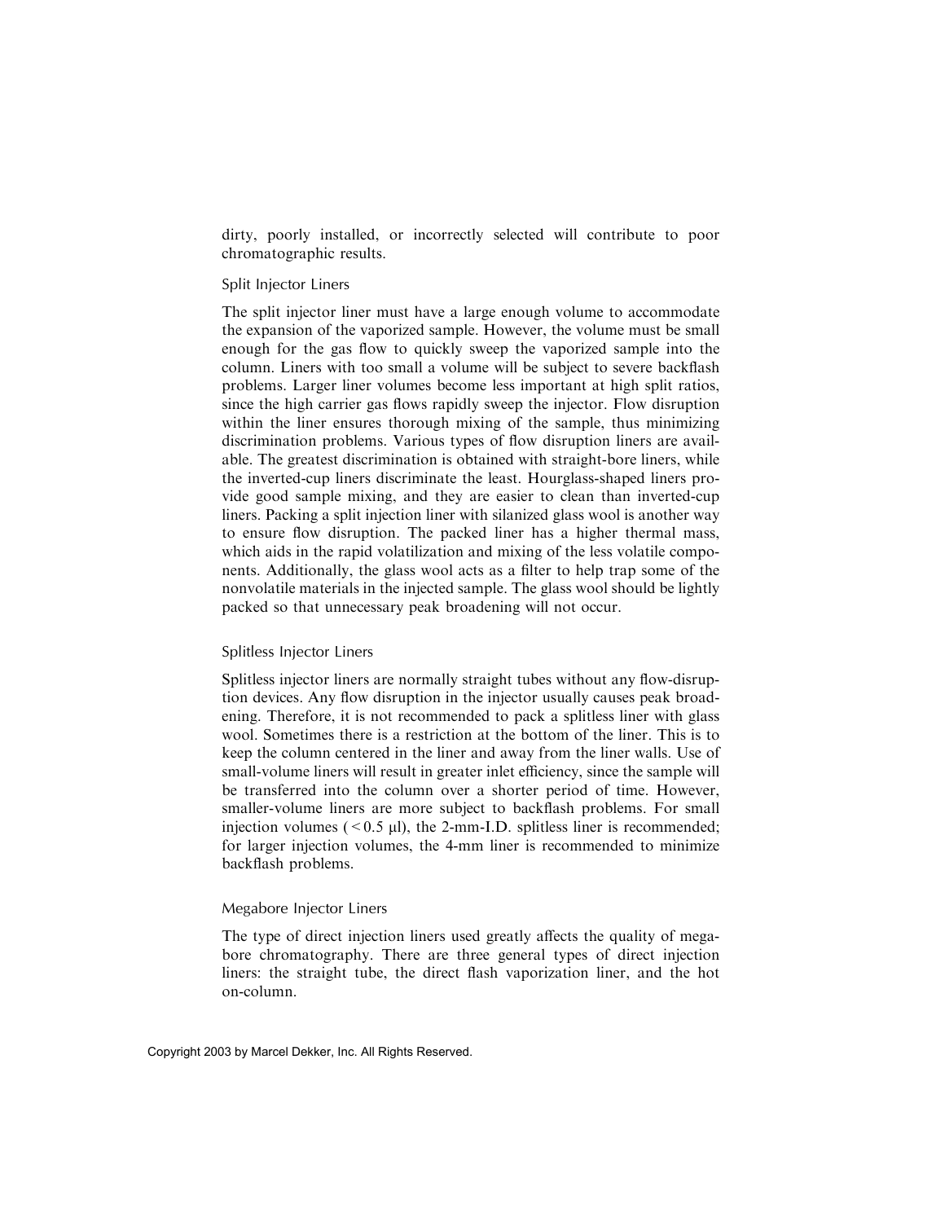dirty, poorly installed, or incorrectly selected will contribute to poor chromatographic results.

### Split Injector Liners

The split injector liner must have a large enough volume to accommodate the expansion of the vaporized sample. However, the volume must be small enough for the gas flow to quickly sweep the vaporized sample into the column. Liners with too small a volume will be subject to severe backflash problems. Larger liner volumes become less important at high split ratios, since the high carrier gas flows rapidly sweep the injector. Flow disruption within the liner ensures thorough mixing of the sample, thus minimizing discrimination problems. Various types of flow disruption liners are available. The greatest discrimination is obtained with straight-bore liners, while the inverted-cup liners discriminate the least. Hourglass-shaped liners provide good sample mixing, and they are easier to clean than inverted-cup liners. Packing a split injection liner with silanized glass wool is another way to ensure flow disruption. The packed liner has a higher thermal mass, which aids in the rapid volatilization and mixing of the less volatile components. Additionally, the glass wool acts as a filter to help trap some of the nonvolatile materials in the injected sample. The glass wool should be lightly packed so that unnecessary peak broadening will not occur.

### Splitless Injector Liners

Splitless injector liners are normally straight tubes without any flow-disruption devices. Any flow disruption in the injector usually causes peak broadening. Therefore, it is not recommended to pack a splitless liner with glass wool. Sometimes there is a restriction at the bottom of the liner. This is to keep the column centered in the liner and away from the liner walls. Use of small-volume liners will result in greater inlet efficiency, since the sample will be transferred into the column over a shorter period of time. However, smaller-volume liners are more subject to backflash problems. For small injection volumes ($< 0.5$ μl), the 2-mm-I.D. splitless liner is recommended; for larger injection volumes, the 4-mm liner is recommended to minimize backflash problems.

### Megabore Injector Liners

The type of direct injection liners used greatly affects the quality of megabore chromatography. There are three general types of direct injection liners: the straight tube, the direct flash vaporization liner, and the hot on-column.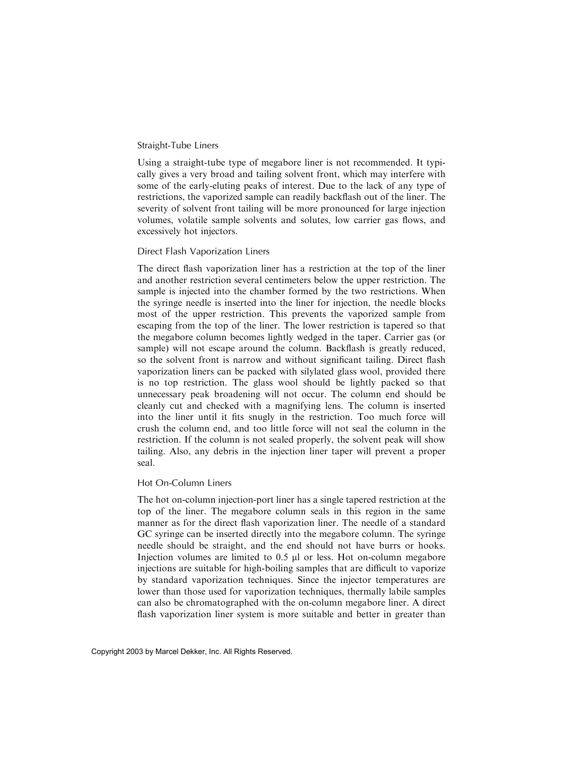### Straight-Tube Liners

Using a straight-tube type of megabore liner is not recommended. It typically gives a very broad and tailing solvent front, which may interfere with some of the early-eluting peaks of interest. Due to the lack of any type of restrictions, the vaporized sample can readily backflash out of the liner. The severity of solvent front tailing will be more pronounced for large injection volumes, volatile sample solvents and solutes, low carrier gas flows, and excessively hot injectors.

### Direct Flash Vaporization Liners

The direct flash vaporization liner has a restriction at the top of the liner and another restriction several centimeters below the upper restriction. The sample is injected into the chamber formed by the two restrictions. When the syringe needle is inserted into the liner for injection, the needle blocks most of the upper restriction. This prevents the vaporized sample from escaping from the top of the liner. The lower restriction is tapered so that the megabore column becomes lightly wedged in the taper. Carrier gas (or sample) will not escape around the column. Backflash is greatly reduced, so the solvent front is narrow and without significant tailing. Direct flash vaporization liners can be packed with silylated glass wool, provided there is no top restriction. The glass wool should be lightly packed so that unnecessary peak broadening will not occur. The column end should be cleanly cut and checked with a magnifying lens. The column is inserted into the liner until it fits snugly in the restriction. Too much force will crush the column end, and too little force will not seal the column in the restriction. If the column is not sealed properly, the solvent peak will show tailing. Also, any debris in the injection liner taper will prevent a proper seal.

### Hot On-Column Liners

The hot on-column injection-port liner has a single tapered restriction at the top of the liner. The megabore column seals in this region in the same manner as for the direct flash vaporization liner. The needle of a standard GC syringe can be inserted directly into the megabore column. The syringe needle should be straight, and the end should not have burrs or hooks. Injection volumes are limited to 0.5 μl or less. Hot on-column megabore injections are suitable for high-boiling samples that are difficult to vaporize by standard vaporization techniques. Since the injector temperatures are lower than those used for vaporization techniques, thermally labile samples can also be chromatographed with the on-column megabore liner. A direct flash vaporization liner system is more suitable and better in greater than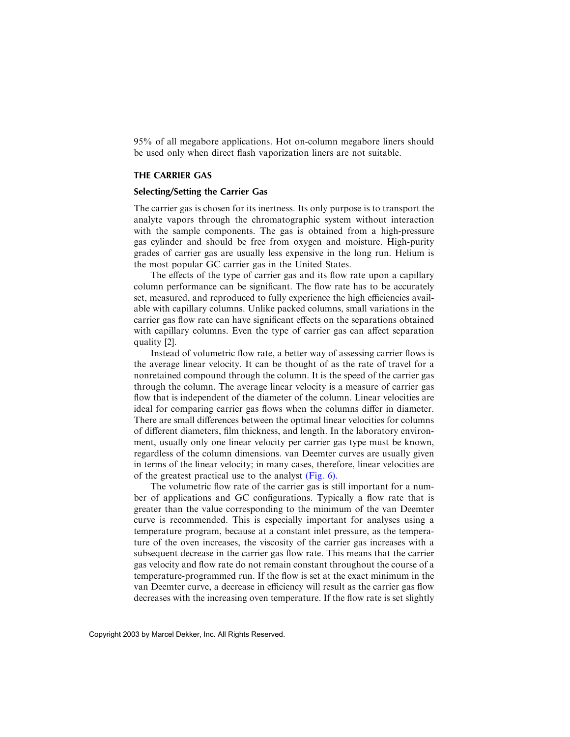95% of all megabore applications. Hot on-column megabore liners should be used only when direct flash vaporization liners are not suitable.

## THE CARRIER GAS

### Selecting/Setting the Carrier Gas

The carrier gas is chosen for its inertness. Its only purpose is to transport the analyte vapors through the chromatographic system without interaction with the sample components. The gas is obtained from a high-pressure gas cylinder and should be free from oxygen and moisture. High-purity grades of carrier gas are usually less expensive in the long run. Helium is the most popular GC carrier gas in the United States.

The effects of the type of carrier gas and its flow rate upon a capillary column performance can be significant. The flow rate has to be accurately set, measured, and reproduced to fully experience the high efficiencies available with capillary columns. Unlike packed columns, small variations in the carrier gas flow rate can have significant effects on the separations obtained with capillary columns. Even the type of carrier gas can affect separation quality [2].

Instead of volumetric flow rate, a better way of assessing carrier flows is the average linear velocity. It can be thought of as the rate of travel for a nonretained compound through the column. It is the speed of the carrier gas through the column. The average linear velocity is a measure of carrier gas flow that is independent of the diameter of the column. Linear velocities are ideal for comparing carrier gas flows when the columns differ in diameter. There are small differences between the optimal linear velocities for columns of different diameters, film thickness, and length. In the laboratory environment, usually only one linear velocity per carrier gas type must be known, regardless of the column dimensions. van Deemter curves are usually given in terms of the linear velocity; in many cases, therefore, linear velocities are of the greatest practical use to the analyst (Fig. 6).

The volumetric flow rate of the carrier gas is still important for a number of applications and GC configurations. Typically a flow rate that is greater than the value corresponding to the minimum of the van Deemter curve is recommended. This is especially important for analyses using a temperature program, because at a constant inlet pressure, as the temperature of the oven increases, the viscosity of the carrier gas increases with a subsequent decrease in the carrier gas flow rate. This means that the carrier gas velocity and flow rate do not remain constant throughout the course of a temperature-programmed run. If the flow is set at the exact minimum in the van Deemter curve, a decrease in efficiency will result as the carrier gas flow decreases with the increasing oven temperature. If the flow rate is set slightly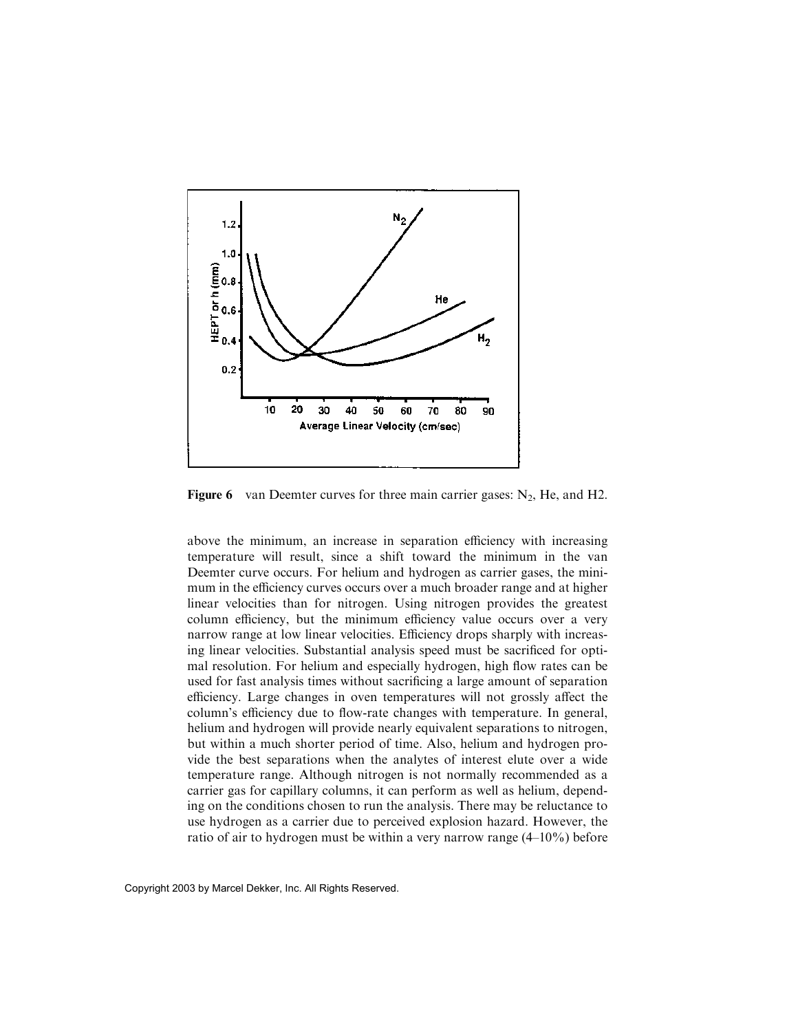**Figure 6** van Deemter curves for three main carrier gases: $N_2$, He, and H2.

above the minimum, an increase in separation efficiency with increasing temperature will result, since a shift toward the minimum in the van Deemter curve occurs. For helium and hydrogen as carrier gases, the minimum in the efficiency curves occurs over a much broader range and at higher linear velocities than for nitrogen. Using nitrogen provides the greatest column efficiency, but the minimum efficiency value occurs over a very narrow range at low linear velocities. Efficiency drops sharply with increasing linear velocities. Substantial analysis speed must be sacrificed for optimal resolution. For helium and especially hydrogen, high flow rates can be used for fast analysis times without sacrificing a large amount of separation efficiency. Large changes in oven temperatures will not grossly affect the column's efficiency due to flow-rate changes with temperature. In general, helium and hydrogen will provide nearly equivalent separations to nitrogen, but within a much shorter period of time. Also, helium and hydrogen provide the best separations when the analytes of interest elute over a wide temperature range. Although nitrogen is not normally recommended as a carrier gas for capillary columns, it can perform as well as helium, depending on the conditions chosen to run the analysis. There may be reluctance to use hydrogen as a carrier due to perceived explosion hazard. However, the ratio of air to hydrogen must be within a very narrow range (4–10%) before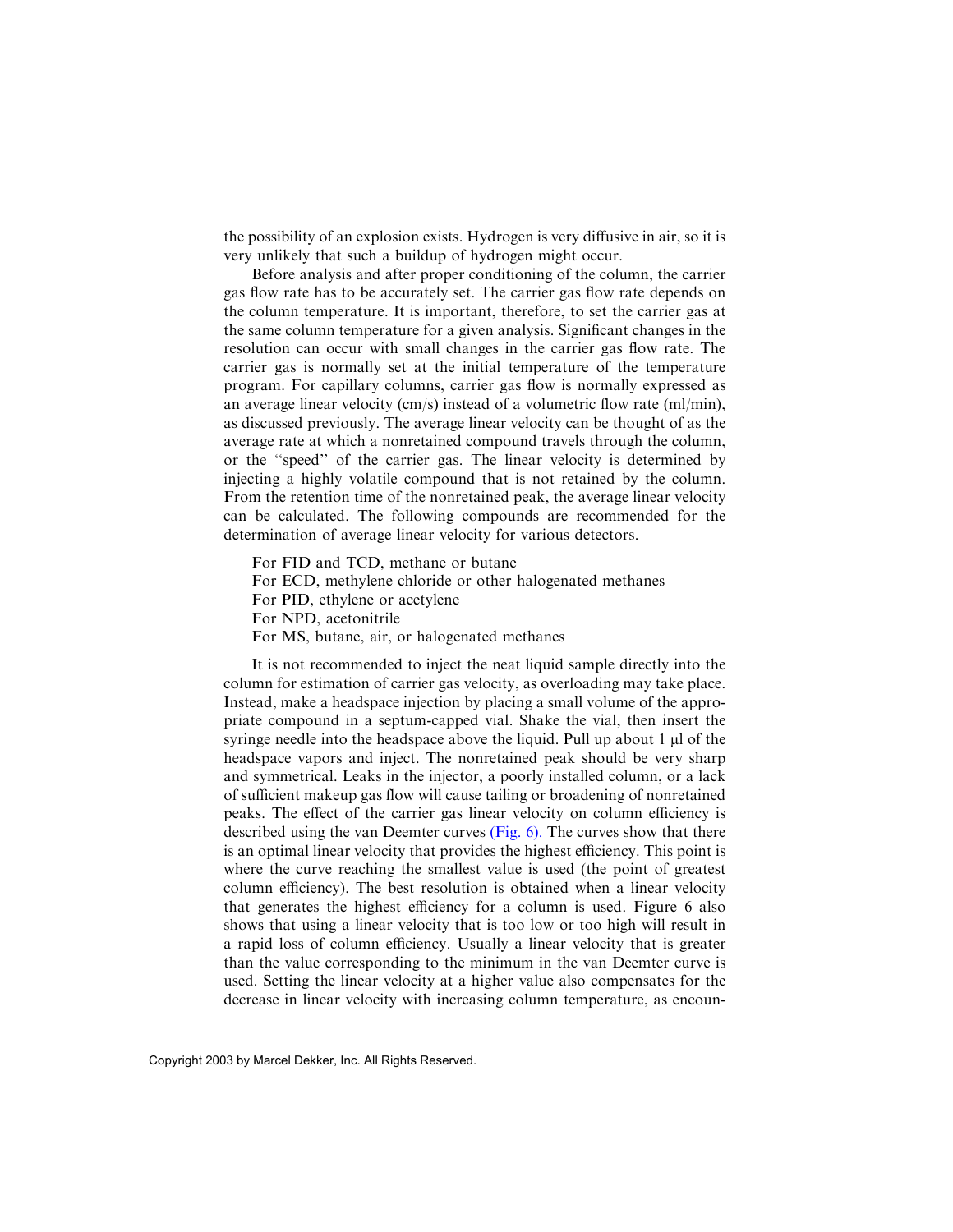the possibility of an explosion exists. Hydrogen is very diffusive in air, so it is very unlikely that such a buildup of hydrogen might occur.

Before analysis and after proper conditioning of the column, the carrier gas flow rate has to be accurately set. The carrier gas flow rate depends on the column temperature. It is important, therefore, to set the carrier gas at the same column temperature for a given analysis. Significant changes in the resolution can occur with small changes in the carrier gas flow rate. The carrier gas is normally set at the initial temperature of the temperature program. For capillary columns, carrier gas flow is normally expressed as an average linear velocity (cm/s) instead of a volumetric flow rate (ml/min), as discussed previously. The average linear velocity can be thought of as the average rate at which a nonretained compound travels through the column, or the "speed" of the carrier gas. The linear velocity is determined by injecting a highly volatile compound that is not retained by the column. From the retention time of the nonretained peak, the average linear velocity can be calculated. The following compounds are recommended for the determination of average linear velocity for various detectors.

For FID and TCD, methane or butane
For ECD, methylene chloride or other halogenated methanes
For PID, ethylene or acetylene
For NPD, acetonitrile
For MS, butane, air, or halogenated methanes

It is not recommended to inject the neat liquid sample directly into the column for estimation of carrier gas velocity, as overloading may take place. Instead, make a headspace injection by placing a small volume of the appropriate compound in a septum-capped vial. Shake the vial, then insert the syringe needle into the headspace above the liquid. Pull up about 1 μl of the headspace vapors and inject. The nonretained peak should be very sharp and symmetrical. Leaks in the injector, a poorly installed column, or a lack of sufficient makeup gas flow will cause tailing or broadening of nonretained peaks. The effect of the carrier gas linear velocity on column efficiency is described using the van Deemter curves (Fig. 6). The curves show that there is an optimal linear velocity that provides the highest efficiency. This point is where the curve reaching the smallest value is used (the point of greatest column efficiency). The best resolution is obtained when a linear velocity that generates the highest efficiency for a column is used. Figure 6 also shows that using a linear velocity that is too low or too high will result in a rapid loss of column efficiency. Usually a linear velocity that is greater than the value corresponding to the minimum in the van Deemter curve is used. Setting the linear velocity at a higher value also compensates for the decrease in linear velocity with increasing column temperature, as encoun-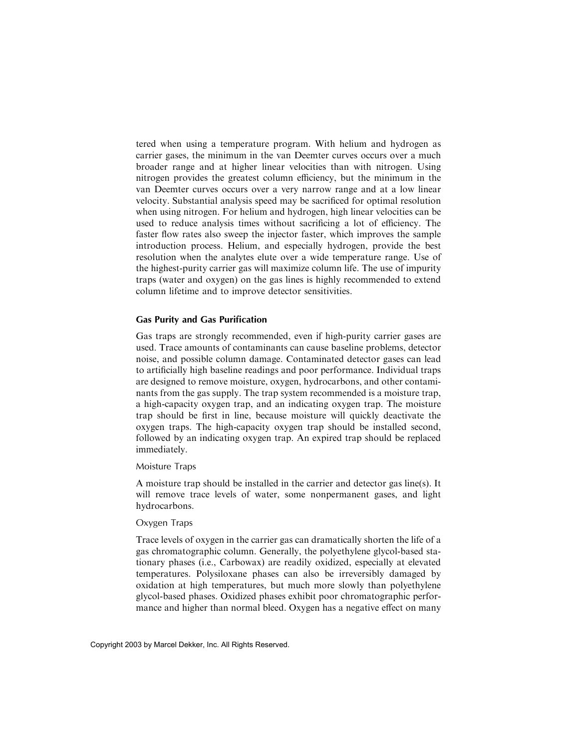tered when using a temperature program. With helium and hydrogen as carrier gases, the minimum in the van Deemter curves occurs over a much broader range and at higher linear velocities than with nitrogen. Using nitrogen provides the greatest column efficiency, but the minimum in the van Deemter curves occurs over a very narrow range and at a low linear velocity. Substantial analysis speed may be sacrificed for optimal resolution when using nitrogen. For helium and hydrogen, high linear velocities can be used to reduce analysis times without sacrificing a lot of efficiency. The faster flow rates also sweep the injector faster, which improves the sample introduction process. Helium, and especially hydrogen, provide the best resolution when the analytes elute over a wide temperature range. Use of the highest-purity carrier gas will maximize column life. The use of impurity traps (water and oxygen) on the gas lines is highly recommended to extend column lifetime and to improve detector sensitivities.

### Gas Purity and Gas Purification

Gas traps are strongly recommended, even if high-purity carrier gases are used. Trace amounts of contaminants can cause baseline problems, detector noise, and possible column damage. Contaminated detector gases can lead to artificially high baseline readings and poor performance. Individual traps are designed to remove moisture, oxygen, hydrocarbons, and other contaminants from the gas supply. The trap system recommended is a moisture trap, a high-capacity oxygen trap, and an indicating oxygen trap. The moisture trap should be first in line, because moisture will quickly deactivate the oxygen traps. The high-capacity oxygen trap should be installed second, followed by an indicating oxygen trap. An expired trap should be replaced immediately.

#### Moisture Traps

A moisture trap should be installed in the carrier and detector gas line(s). It will remove trace levels of water, some nonpermanent gases, and light hydrocarbons.

#### Oxygen Traps

Trace levels of oxygen in the carrier gas can dramatically shorten the life of a gas chromatographic column. Generally, the polyethylene glycol-based stationary phases (i.e., Carbowax) are readily oxidized, especially at elevated temperatures. Polysiloxane phases can also be irreversibly damaged by oxidation at high temperatures, but much more slowly than polyethylene glycol-based phases. Oxidized phases exhibit poor chromatographic performance and higher than normal bleed. Oxygen has a negative effect on many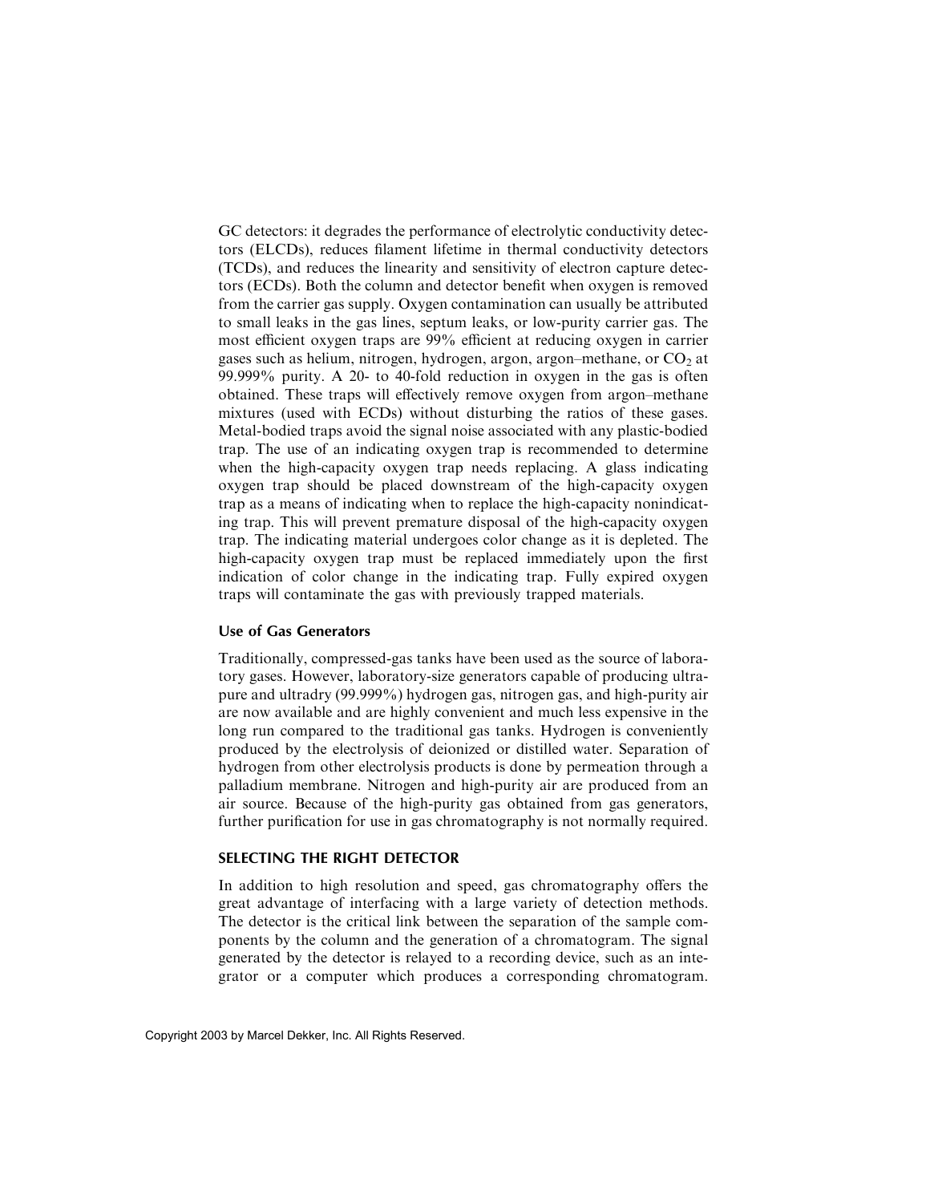GC detectors: it degrades the performance of electrolytic conductivity detectors (ELCDs), reduces filament lifetime in thermal conductivity detectors (TCDs), and reduces the linearity and sensitivity of electron capture detectors (ECDs). Both the column and detector benefit when oxygen is removed from the carrier gas supply. Oxygen contamination can usually be attributed to small leaks in the gas lines, septum leaks, or low-purity carrier gas. The most efficient oxygen traps are 99% efficient at reducing oxygen in carrier gases such as helium, nitrogen, hydrogen, argon, argon–methane, or $CO_2$ at 99.999% purity. A 20- to 40-fold reduction in oxygen in the gas is often obtained. These traps will effectively remove oxygen from argon–methane mixtures (used with ECDs) without disturbing the ratios of these gases. Metal-bodied traps avoid the signal noise associated with any plastic-bodied trap. The use of an indicating oxygen trap is recommended to determine when the high-capacity oxygen trap needs replacing. A glass indicating oxygen trap should be placed downstream of the high-capacity oxygen trap as a means of indicating when to replace the high-capacity nonindicating trap. This will prevent premature disposal of the high-capacity oxygen trap. The indicating material undergoes color change as it is depleted. The high-capacity oxygen trap must be replaced immediately upon the first indication of color change in the indicating trap. Fully expired oxygen traps will contaminate the gas with previously trapped materials.

### Use of Gas Generators

Traditionally, compressed-gas tanks have been used as the source of laboratory gases. However, laboratory-size generators capable of producing ultrapure and ultradry (99.999%) hydrogen gas, nitrogen gas, and high-purity air are now available and are highly convenient and much less expensive in the long run compared to the traditional gas tanks. Hydrogen is conveniently produced by the electrolysis of deionized or distilled water. Separation of hydrogen from other electrolysis products is done by permeation through a palladium membrane. Nitrogen and high-purity air are produced from an air source. Because of the high-purity gas obtained from gas generators, further purification for use in gas chromatography is not normally required.

## SELECTING THE RIGHT DETECTOR

In addition to high resolution and speed, gas chromatography offers the great advantage of interfacing with a large variety of detection methods. The detector is the critical link between the separation of the sample components by the column and the generation of a chromatogram. The signal generated by the detector is relayed to a recording device, such as an integrator or a computer which produces a corresponding chromatogram.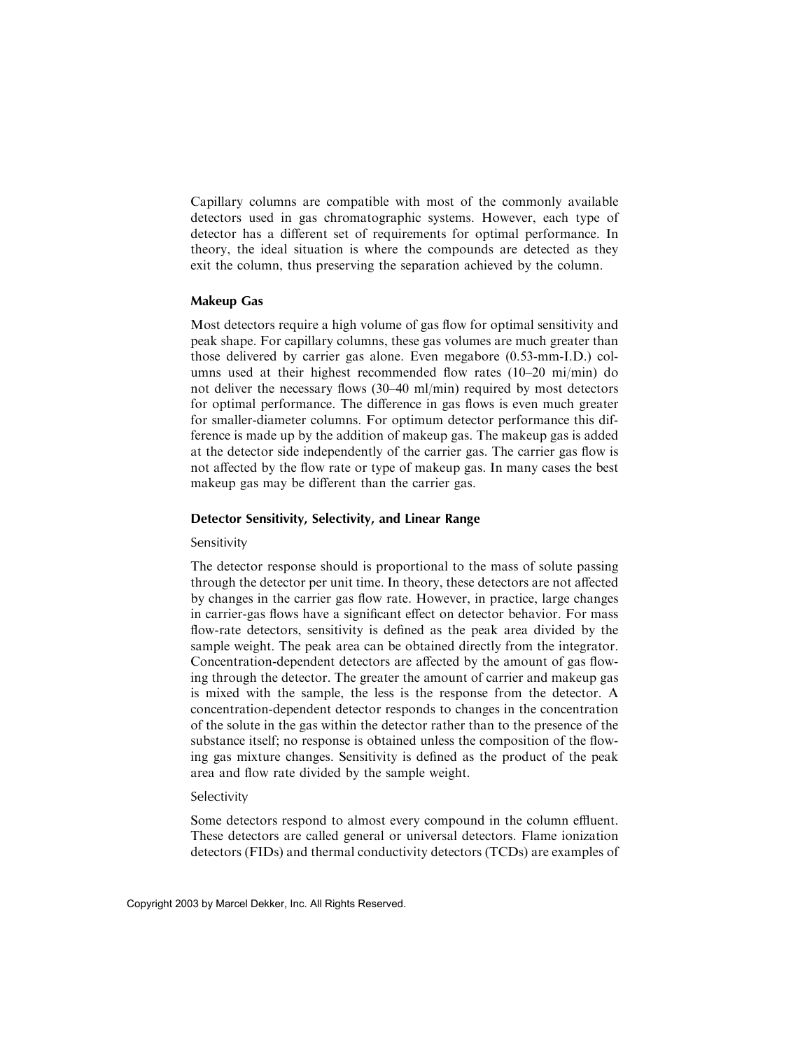Capillary columns are compatible with most of the commonly available detectors used in gas chromatographic systems. However, each type of detector has a different set of requirements for optimal performance. In theory, the ideal situation is where the compounds are detected as they exit the column, thus preserving the separation achieved by the column.

## Makeup Gas

Most detectors require a high volume of gas flow for optimal sensitivity and peak shape. For capillary columns, these gas volumes are much greater than those delivered by carrier gas alone. Even megabore (0.53-mm-I.D.) columns used at their highest recommended flow rates (10–20 mi/min) do not deliver the necessary flows (30–40 ml/min) required by most detectors for optimal performance. The difference in gas flows is even much greater for smaller-diameter columns. For optimum detector performance this difference is made up by the addition of makeup gas. The makeup gas is added at the detector side independently of the carrier gas. The carrier gas flow is not affected by the flow rate or type of makeup gas. In many cases the best makeup gas may be different than the carrier gas.

## Detector Sensitivity, Selectivity, and Linear Range

### Sensitivity

The detector response should is proportional to the mass of solute passing through the detector per unit time. In theory, these detectors are not affected by changes in the carrier gas flow rate. However, in practice, large changes in carrier-gas flows have a significant effect on detector behavior. For mass flow-rate detectors, sensitivity is defined as the peak area divided by the sample weight. The peak area can be obtained directly from the integrator. Concentration-dependent detectors are affected by the amount of gas flowing through the detector. The greater the amount of carrier and makeup gas is mixed with the sample, the less is the response from the detector. A concentration-dependent detector responds to changes in the concentration of the solute in the gas within the detector rather than to the presence of the substance itself; no response is obtained unless the composition of the flowing gas mixture changes. Sensitivity is defined as the product of the peak area and flow rate divided by the sample weight.

### Selectivity

Some detectors respond to almost every compound in the column effluent. These detectors are called general or universal detectors. Flame ionization detectors (FIDs) and thermal conductivity detectors (TCDs) are examples of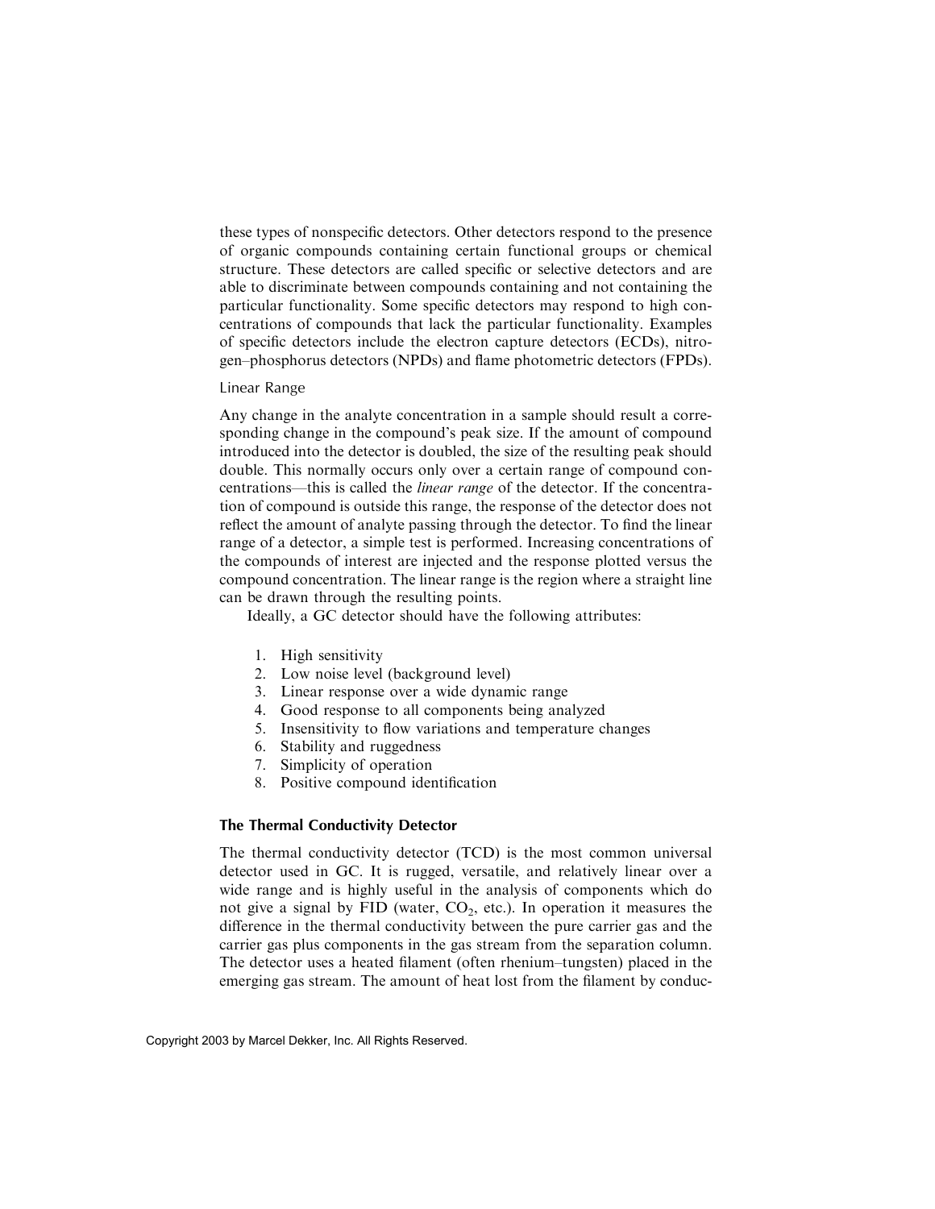these types of nonspecific detectors. Other detectors respond to the presence of organic compounds containing certain functional groups or chemical structure. These detectors are called specific or selective detectors and are able to discriminate between compounds containing and not containing the particular functionality. Some specific detectors may respond to high concentrations of compounds that lack the particular functionality. Examples of specific detectors include the electron capture detectors (ECDs), nitrogen–phosphorus detectors (NPDs) and flame photometric detectors (FPDs).

#### Linear Range

Any change in the analyte concentration in a sample should result a corresponding change in the compound's peak size. If the amount of compound introduced into the detector is doubled, the size of the resulting peak should double. This normally occurs only over a certain range of compound concentrations—this is called the *linear range* of the detector. If the concentration of compound is outside this range, the response of the detector does not reflect the amount of analyte passing through the detector. To find the linear range of a detector, a simple test is performed. Increasing concentrations of the compounds of interest are injected and the response plotted versus the compound concentration. The linear range is the region where a straight line can be drawn through the resulting points.

Ideally, a GC detector should have the following attributes:

1. High sensitivity
2. Low noise level (background level)
3. Linear response over a wide dynamic range
4. Good response to all components being analyzed
5. Insensitivity to flow variations and temperature changes
6. Stability and ruggedness
7. Simplicity of operation
8. Positive compound identification

### The Thermal Conductivity Detector

The thermal conductivity detector (TCD) is the most common universal detector used in GC. It is rugged, versatile, and relatively linear over a wide range and is highly useful in the analysis of components which do not give a signal by FID (water, $CO_2$, etc.). In operation it measures the difference in the thermal conductivity between the pure carrier gas and the carrier gas plus components in the gas stream from the separation column. The detector uses a heated filament (often rhenium–tungsten) placed in the emerging gas stream. The amount of heat lost from the filament by conduc-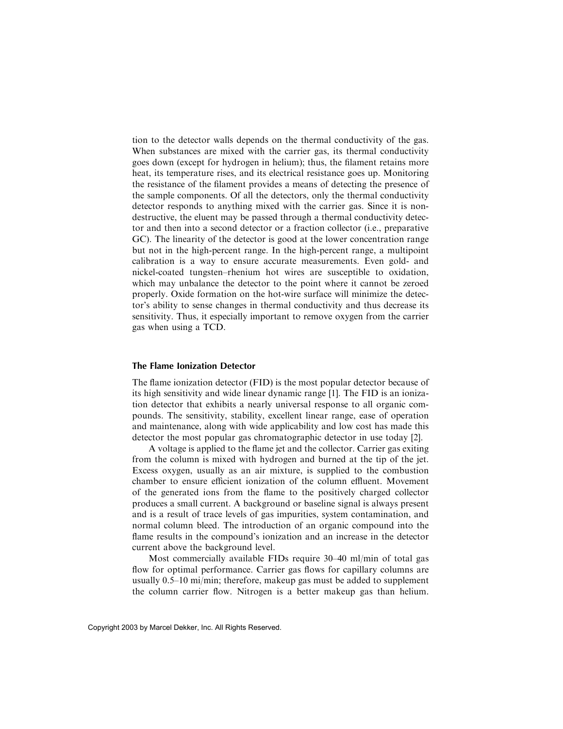tion to the detector walls depends on the thermal conductivity of the gas. When substances are mixed with the carrier gas, its thermal conductivity goes down (except for hydrogen in helium); thus, the filament retains more heat, its temperature rises, and its electrical resistance goes up. Monitoring the resistance of the filament provides a means of detecting the presence of the sample components. Of all the detectors, only the thermal conductivity detector responds to anything mixed with the carrier gas. Since it is nondestructive, the eluent may be passed through a thermal conductivity detector and then into a second detector or a fraction collector (i.e., preparative GC). The linearity of the detector is good at the lower concentration range but not in the high-percent range. In the high-percent range, a multipoint calibration is a way to ensure accurate measurements. Even gold- and nickel-coated tungsten–rhenium hot wires are susceptible to oxidation, which may unbalance the detector to the point where it cannot be zeroed properly. Oxide formation on the hot-wire surface will minimize the detector's ability to sense changes in thermal conductivity and thus decrease its sensitivity. Thus, it especially important to remove oxygen from the carrier gas when using a TCD.

### The Flame Ionization Detector

The flame ionization detector (FID) is the most popular detector because of its high sensitivity and wide linear dynamic range [1]. The FID is an ionization detector that exhibits a nearly universal response to all organic compounds. The sensitivity, stability, excellent linear range, ease of operation and maintenance, along with wide applicability and low cost has made this detector the most popular gas chromatographic detector in use today [2].

A voltage is applied to the flame jet and the collector. Carrier gas exiting from the column is mixed with hydrogen and burned at the tip of the jet. Excess oxygen, usually as an air mixture, is supplied to the combustion chamber to ensure efficient ionization of the column effluent. Movement of the generated ions from the flame to the positively charged collector produces a small current. A background or baseline signal is always present and is a result of trace levels of gas impurities, system contamination, and normal column bleed. The introduction of an organic compound into the flame results in the compound's ionization and an increase in the detector current above the background level.

Most commercially available FIDs require 30–40 ml/min of total gas flow for optimal performance. Carrier gas flows for capillary columns are usually 0.5–10 mi/min; therefore, makeup gas must be added to supplement the column carrier flow. Nitrogen is a better makeup gas than helium.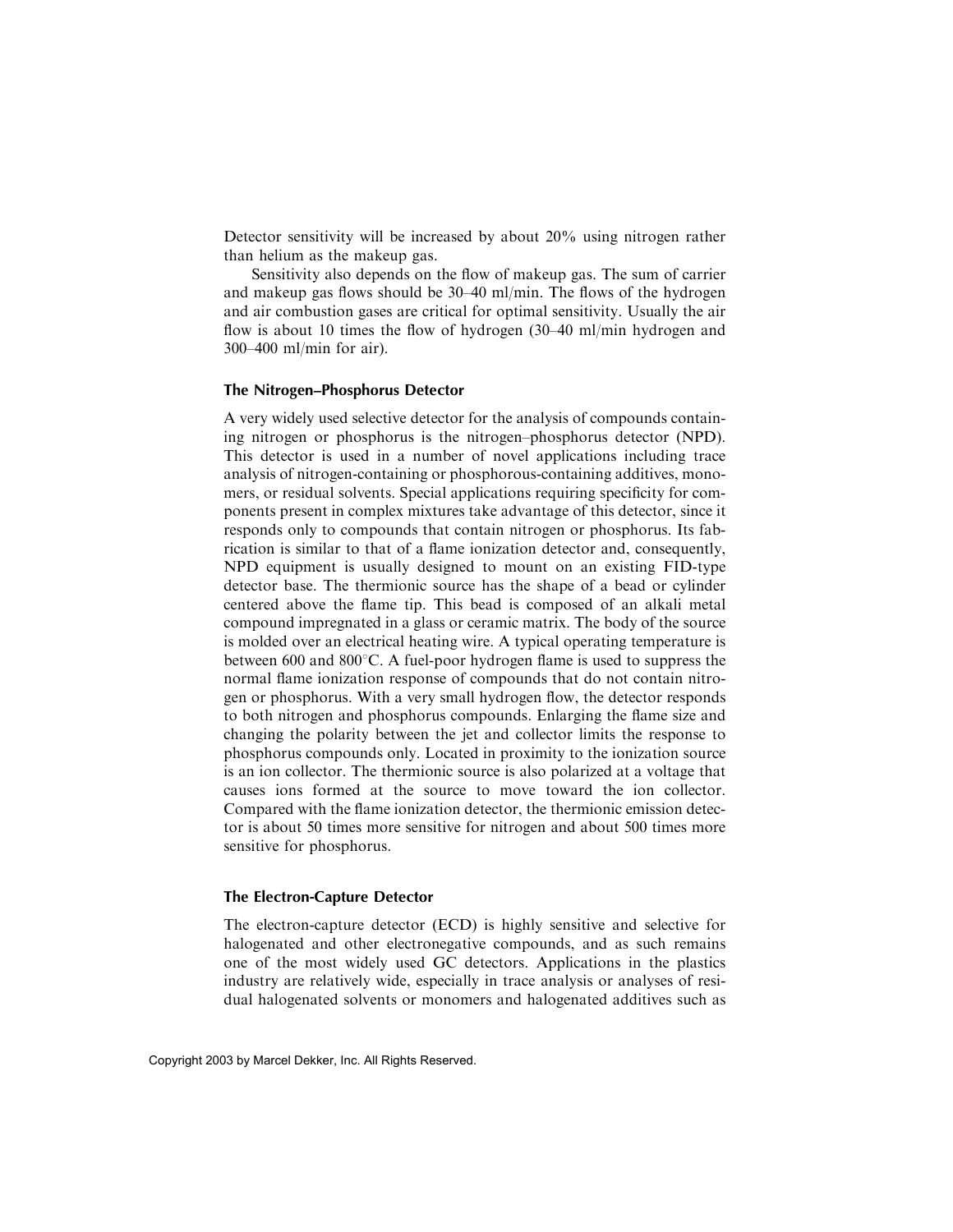Detector sensitivity will be increased by about 20% using nitrogen rather than helium as the makeup gas.

Sensitivity also depends on the flow of makeup gas. The sum of carrier and makeup gas flows should be 30–40 ml/min. The flows of the hydrogen and air combustion gases are critical for optimal sensitivity. Usually the air flow is about 10 times the flow of hydrogen (30–40 ml/min hydrogen and 300–400 ml/min for air).

### The Nitrogen–Phosphorus Detector

A very widely used selective detector for the analysis of compounds containing nitrogen or phosphorus is the nitrogen–phosphorus detector (NPD). This detector is used in a number of novel applications including trace analysis of nitrogen-containing or phosphorous-containing additives, monomers, or residual solvents. Special applications requiring specificity for components present in complex mixtures take advantage of this detector, since it responds only to compounds that contain nitrogen or phosphorus. Its fabrication is similar to that of a flame ionization detector and, consequently, NPD equipment is usually designed to mount on an existing FID-type detector base. The thermionic source has the shape of a bead or cylinder centered above the flame tip. This bead is composed of an alkali metal compound impregnated in a glass or ceramic matrix. The body of the source is molded over an electrical heating wire. A typical operating temperature is between 600 and 800°C. A fuel-poor hydrogen flame is used to suppress the normal flame ionization response of compounds that do not contain nitrogen or phosphorus. With a very small hydrogen flow, the detector responds to both nitrogen and phosphorus compounds. Enlarging the flame size and changing the polarity between the jet and collector limits the response to phosphorus compounds only. Located in proximity to the ionization source is an ion collector. The thermionic source is also polarized at a voltage that causes ions formed at the source to move toward the ion collector. Compared with the flame ionization detector, the thermionic emission detector is about 50 times more sensitive for nitrogen and about 500 times more sensitive for phosphorus.

### The Electron-Capture Detector

The electron-capture detector (ECD) is highly sensitive and selective for halogenated and other electronegative compounds, and as such remains one of the most widely used GC detectors. Applications in the plastics industry are relatively wide, especially in trace analysis or analyses of residual halogenated solvents or monomers and halogenated additives such as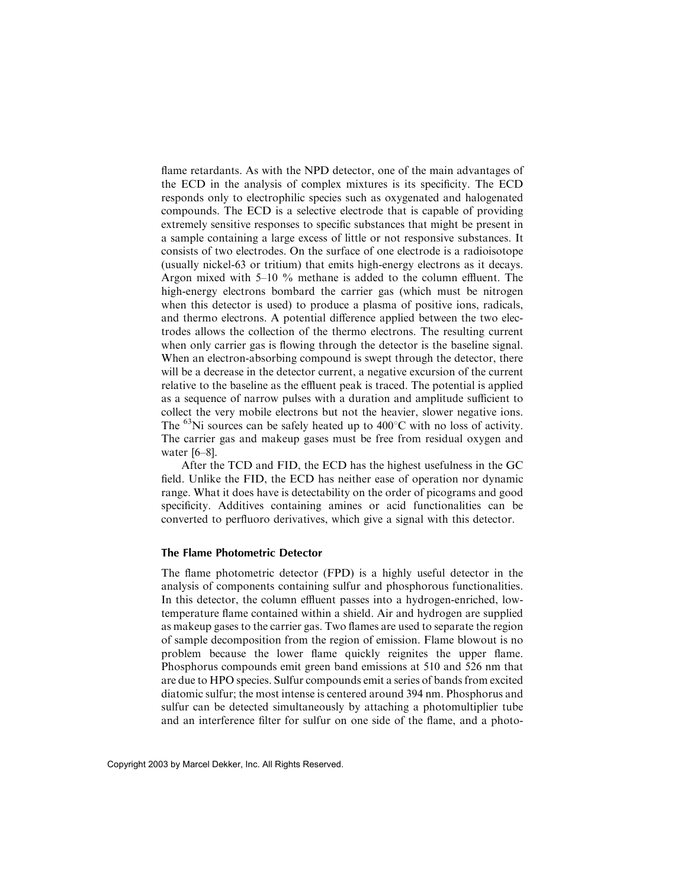flame retardants. As with the NPD detector, one of the main advantages of the ECD in the analysis of complex mixtures is its specificity. The ECD responds only to electrophilic species such as oxygenated and halogenated compounds. The ECD is a selective electrode that is capable of providing extremely sensitive responses to specific substances that might be present in a sample containing a large excess of little or not responsive substances. It consists of two electrodes. On the surface of one electrode is a radioisotope (usually nickel-63 or tritium) that emits high-energy electrons as it decays. Argon mixed with 5–10 % methane is added to the column effluent. The high-energy electrons bombard the carrier gas (which must be nitrogen when this detector is used) to produce a plasma of positive ions, radicals, and thermo electrons. A potential difference applied between the two electrodes allows the collection of the thermo electrons. The resulting current when only carrier gas is flowing through the detector is the baseline signal. When an electron-absorbing compound is swept through the detector, there will be a decrease in the detector current, a negative excursion of the current relative to the baseline as the effluent peak is traced. The potential is applied as a sequence of narrow pulses with a duration and amplitude sufficient to collect the very mobile electrons but not the heavier, slower negative ions. The $^{63}$Ni sources can be safely heated up to 400°C with no loss of activity. The carrier gas and makeup gases must be free from residual oxygen and water [6–8].

After the TCD and FID, the ECD has the highest usefulness in the GC field. Unlike the FID, the ECD has neither ease of operation nor dynamic range. What it does have is detectability on the order of picograms and good specificity. Additives containing amines or acid functionalities can be converted to perfluoro derivatives, which give a signal with this detector.

### The Flame Photometric Detector

The flame photometric detector (FPD) is a highly useful detector in the analysis of components containing sulfur and phosphorous functionalities. In this detector, the column effluent passes into a hydrogen-enriched, low-temperature flame contained within a shield. Air and hydrogen are supplied as makeup gases to the carrier gas. Two flames are used to separate the region of sample decomposition from the region of emission. Flame blowout is no problem because the lower flame quickly reignites the upper flame. Phosphorus compounds emit green band emissions at 510 and 526 nm that are due to HPO species. Sulfur compounds emit a series of bands from excited diatomic sulfur; the most intense is centered around 394 nm. Phosphorus and sulfur can be detected simultaneously by attaching a photomultiplier tube and an interference filter for sulfur on one side of the flame, and a photo-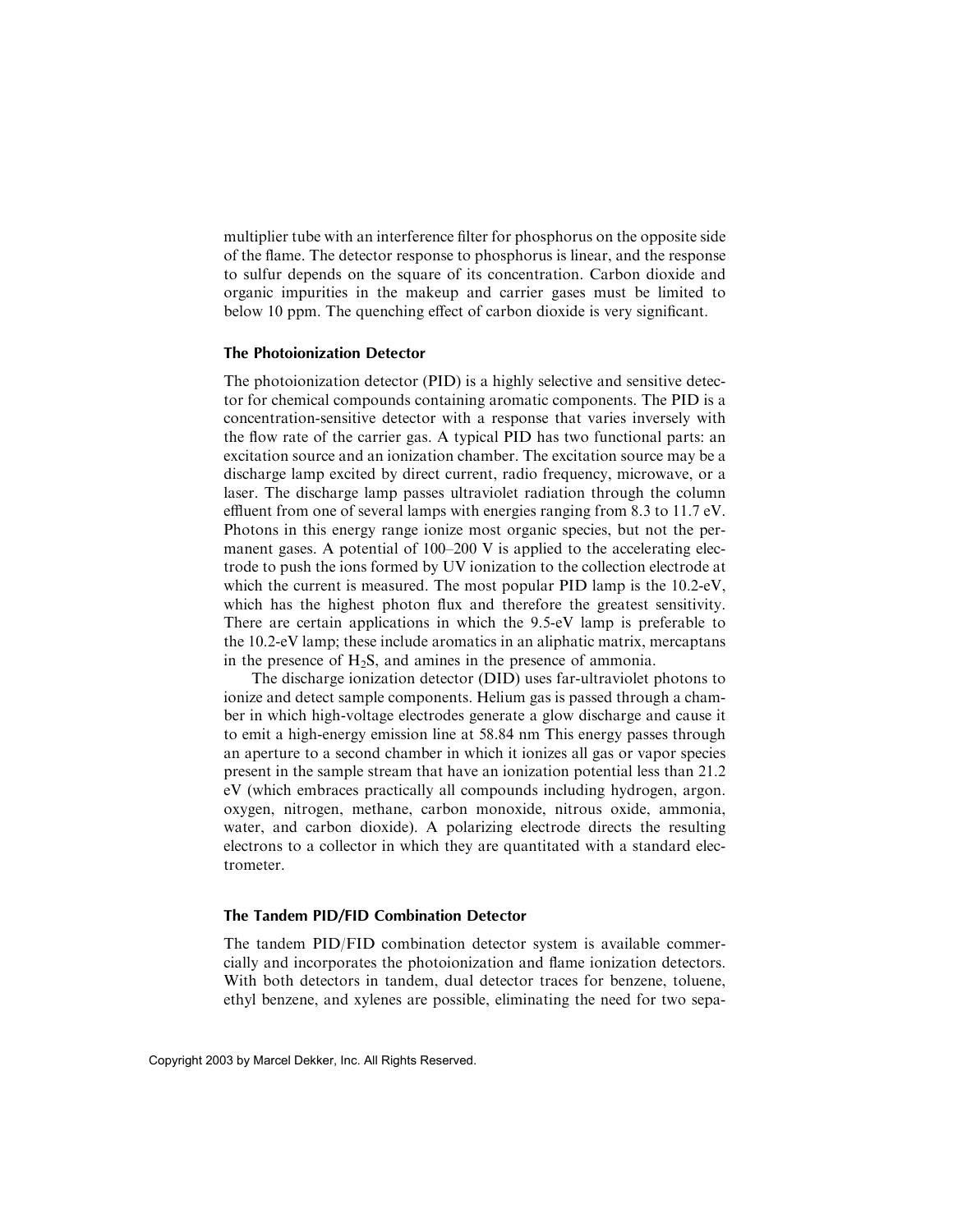multiplier tube with an interference filter for phosphorus on the opposite side of the flame. The detector response to phosphorus is linear, and the response to sulfur depends on the square of its concentration. Carbon dioxide and organic impurities in the makeup and carrier gases must be limited to below 10 ppm. The quenching effect of carbon dioxide is very significant.

### The Photoionization Detector

The photoionization detector (PID) is a highly selective and sensitive detector for chemical compounds containing aromatic components. The PID is a concentration-sensitive detector with a response that varies inversely with the flow rate of the carrier gas. A typical PID has two functional parts: an excitation source and an ionization chamber. The excitation source may be a discharge lamp excited by direct current, radio frequency, microwave, or a laser. The discharge lamp passes ultraviolet radiation through the column effluent from one of several lamps with energies ranging from 8.3 to 11.7 eV. Photons in this energy range ionize most organic species, but not the permanent gases. A potential of 100–200 V is applied to the accelerating electrode to push the ions formed by UV ionization to the collection electrode at which the current is measured. The most popular PID lamp is the 10.2-eV, which has the highest photon flux and therefore the greatest sensitivity. There are certain applications in which the 9.5-eV lamp is preferable to the 10.2-eV lamp; these include aromatics in an aliphatic matrix, mercaptans in the presence of $H_2S$, and amines in the presence of ammonia.

The discharge ionization detector (DID) uses far-ultraviolet photons to ionize and detect sample components. Helium gas is passed through a chamber in which high-voltage electrodes generate a glow discharge and cause it to emit a high-energy emission line at 58.84 nm This energy passes through an aperture to a second chamber in which it ionizes all gas or vapor species present in the sample stream that have an ionization potential less than 21.2 eV (which embraces practically all compounds including hydrogen, argon. oxygen, nitrogen, methane, carbon monoxide, nitrous oxide, ammonia, water, and carbon dioxide). A polarizing electrode directs the resulting electrons to a collector in which they are quantitated with a standard electrometer.

### The Tandem PID/FID Combination Detector

The tandem PID/FID combination detector system is available commercially and incorporates the photoionization and flame ionization detectors. With both detectors in tandem, dual detector traces for benzene, toluene, ethyl benzene, and xylenes are possible, eliminating the need for two sepa-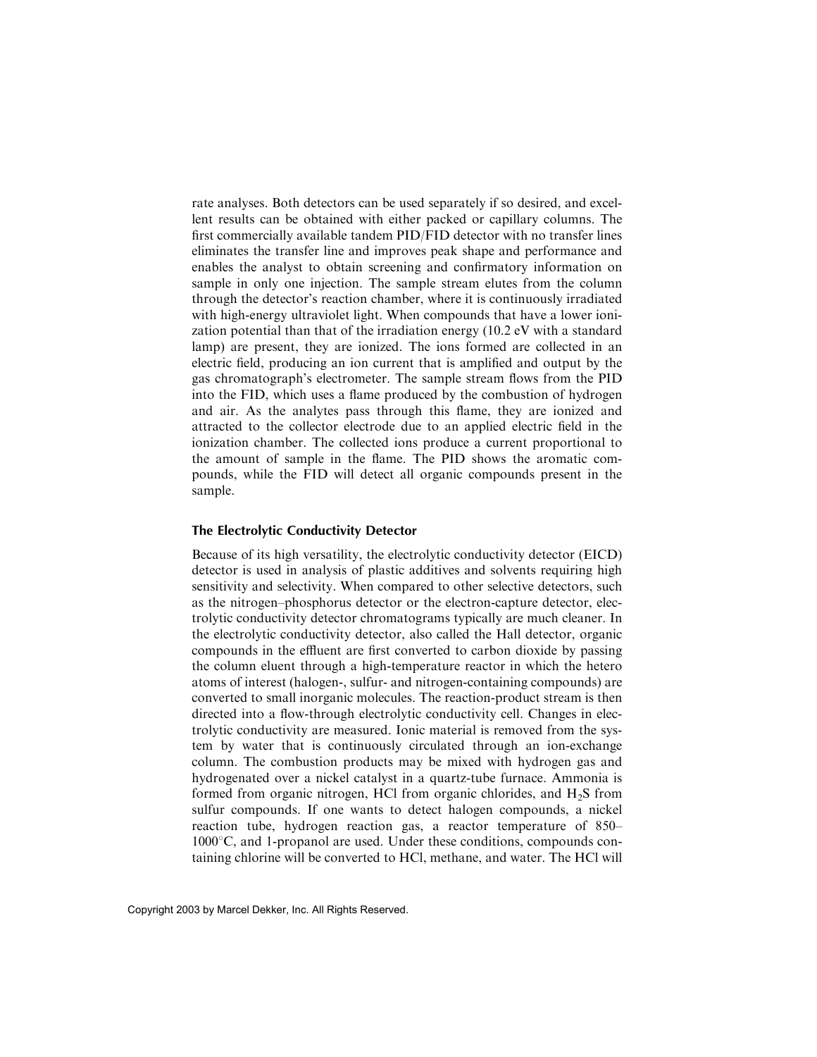rate analyses. Both detectors can be used separately if so desired, and excellent results can be obtained with either packed or capillary columns. The first commercially available tandem PID/FID detector with no transfer lines eliminates the transfer line and improves peak shape and performance and enables the analyst to obtain screening and confirmatory information on sample in only one injection. The sample stream elutes from the column through the detector's reaction chamber, where it is continuously irradiated with high-energy ultraviolet light. When compounds that have a lower ionization potential than that of the irradiation energy (10.2 eV with a standard lamp) are present, they are ionized. The ions formed are collected in an electric field, producing an ion current that is amplified and output by the gas chromatograph's electrometer. The sample stream flows from the PID into the FID, which uses a flame produced by the combustion of hydrogen and air. As the analytes pass through this flame, they are ionized and attracted to the collector electrode due to an applied electric field in the ionization chamber. The collected ions produce a current proportional to the amount of sample in the flame. The PID shows the aromatic compounds, while the FID will detect all organic compounds present in the sample.

### The Electrolytic Conductivity Detector

Because of its high versatility, the electrolytic conductivity detector (EICD) detector is used in analysis of plastic additives and solvents requiring high sensitivity and selectivity. When compared to other selective detectors, such as the nitrogen–phosphorus detector or the electron-capture detector, electrolytic conductivity detector chromatograms typically are much cleaner. In the electrolytic conductivity detector, also called the Hall detector, organic compounds in the effluent are first converted to carbon dioxide by passing the column eluent through a high-temperature reactor in which the hetero atoms of interest (halogen-, sulfur- and nitrogen-containing compounds) are converted to small inorganic molecules. The reaction-product stream is then directed into a flow-through electrolytic conductivity cell. Changes in electrolytic conductivity are measured. Ionic material is removed from the system by water that is continuously circulated through an ion-exchange column. The combustion products may be mixed with hydrogen gas and hydrogenated over a nickel catalyst in a quartz-tube furnace. Ammonia is formed from organic nitrogen, HCl from organic chlorides, and $H_2S$ from sulfur compounds. If one wants to detect halogen compounds, a nickel reaction tube, hydrogen reaction gas, a reactor temperature of 850–1000°C, and 1-propanol are used. Under these conditions, compounds containing chlorine will be converted to HCl, methane, and water. The HCl will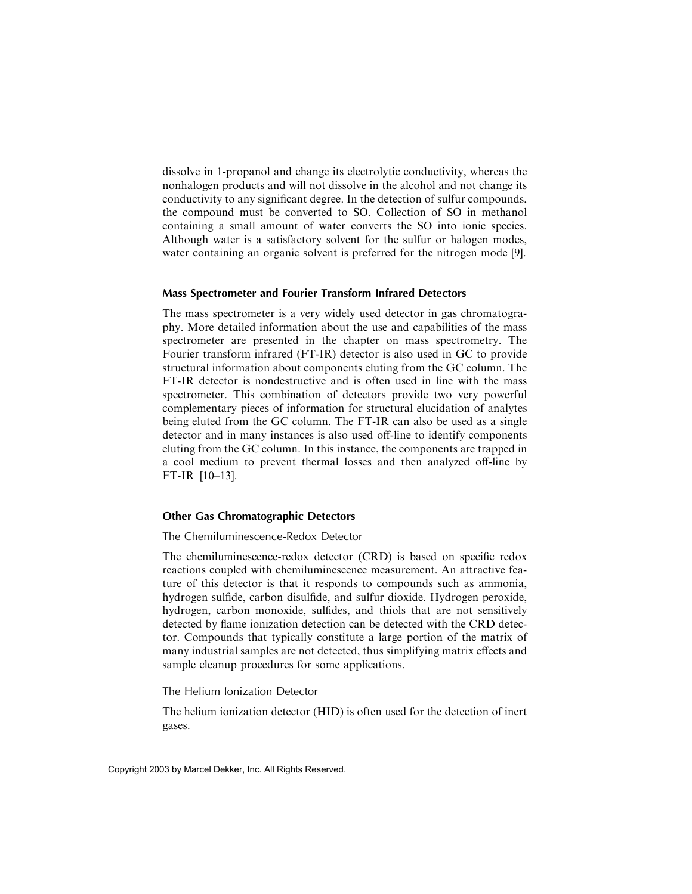dissolve in 1-propanol and change its electrolytic conductivity, whereas the nonhalogen products and will not dissolve in the alcohol and not change its conductivity to any significant degree. In the detection of sulfur compounds, the compound must be converted to SO. Collection of SO in methanol containing a small amount of water converts the SO into ionic species. Although water is a satisfactory solvent for the sulfur or halogen modes, water containing an organic solvent is preferred for the nitrogen mode [9].

### Mass Spectrometer and Fourier Transform Infrared Detectors

The mass spectrometer is a very widely used detector in gas chromatography. More detailed information about the use and capabilities of the mass spectrometer are presented in the chapter on mass spectrometry. The Fourier transform infrared (FT-IR) detector is also used in GC to provide structural information about components eluting from the GC column. The FT-IR detector is nondestructive and is often used in line with the mass spectrometer. This combination of detectors provide two very powerful complementary pieces of information for structural elucidation of analytes being eluted from the GC column. The FT-IR can also be used as a single detector and in many instances is also used off-line to identify components eluting from the GC column. In this instance, the components are trapped in a cool medium to prevent thermal losses and then analyzed off-line by FT-IR [10–13].

### Other Gas Chromatographic Detectors

#### The Chemiluminescence-Redox Detector

The chemiluminescence-redox detector (CRD) is based on specific redox reactions coupled with chemiluminescence measurement. An attractive feature of this detector is that it responds to compounds such as ammonia, hydrogen sulfide, carbon disulfide, and sulfur dioxide. Hydrogen peroxide, hydrogen, carbon monoxide, sulfides, and thiols that are not sensitively detected by flame ionization detection can be detected with the CRD detector. Compounds that typically constitute a large portion of the matrix of many industrial samples are not detected, thus simplifying matrix effects and sample cleanup procedures for some applications.

#### The Helium Ionization Detector

The helium ionization detector (HID) is often used for the detection of inert gases.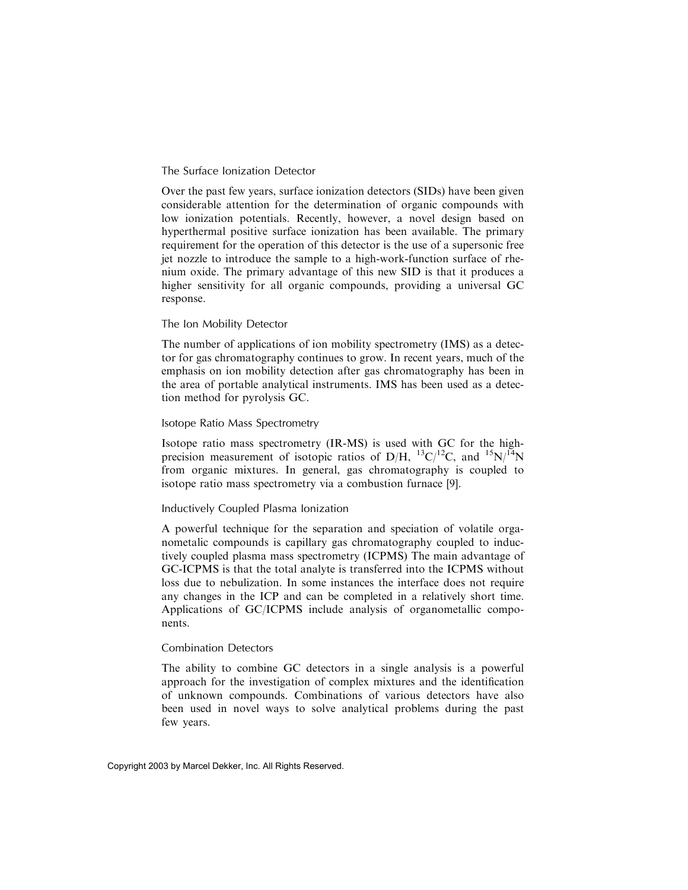### The Surface Ionization Detector

Over the past few years, surface ionization detectors (SIDs) have been given considerable attention for the determination of organic compounds with low ionization potentials. Recently, however, a novel design based on hyperthermal positive surface ionization has been available. The primary requirement for the operation of this detector is the use of a supersonic free jet nozzle to introduce the sample to a high-work-function surface of rhenium oxide. The primary advantage of this new SID is that it produces a higher sensitivity for all organic compounds, providing a universal GC response.

### The Ion Mobility Detector

The number of applications of ion mobility spectrometry (IMS) as a detector for gas chromatography continues to grow. In recent years, much of the emphasis on ion mobility detection after gas chromatography has been in the area of portable analytical instruments. IMS has been used as a detection method for pyrolysis GC.

### Isotope Ratio Mass Spectrometry

Isotope ratio mass spectrometry (IR-MS) is used with GC for the high-precision measurement of isotopic ratios of D/H, $^{13}C/^{12}C$, and $^{15}N/^{14}N$ from organic mixtures. In general, gas chromatography is coupled to isotope ratio mass spectrometry via a combustion furnace [9].

### Inductively Coupled Plasma Ionization

A powerful technique for the separation and speciation of volatile organometalic compounds is capillary gas chromatography coupled to inductively coupled plasma mass spectrometry (ICPMS) The main advantage of GC-ICPMS is that the total analyte is transferred into the ICPMS without loss due to nebulization. In some instances the interface does not require any changes in the ICP and can be completed in a relatively short time. Applications of GC/ICPMS include analysis of organometallic components.

### Combination Detectors

The ability to combine GC detectors in a single analysis is a powerful approach for the investigation of complex mixtures and the identification of unknown compounds. Combinations of various detectors have also been used in novel ways to solve analytical problems during the past few years.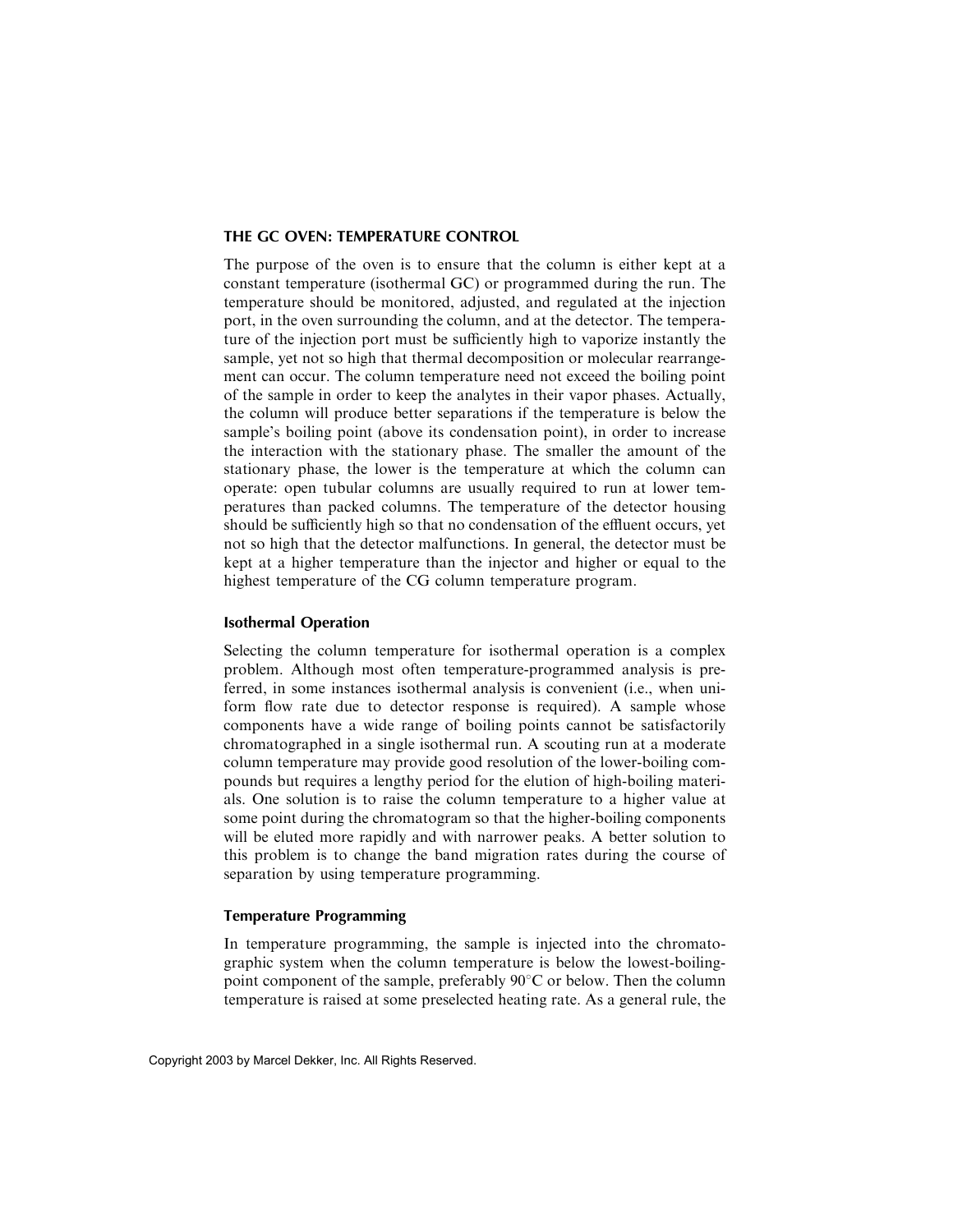## THE GC OVEN: TEMPERATURE CONTROL

The purpose of the oven is to ensure that the column is either kept at a constant temperature (isothermal GC) or programmed during the run. The temperature should be monitored, adjusted, and regulated at the injection port, in the oven surrounding the column, and at the detector. The temperature of the injection port must be sufficiently high to vaporize instantly the sample, yet not so high that thermal decomposition or molecular rearrangement can occur. The column temperature need not exceed the boiling point of the sample in order to keep the analytes in their vapor phases. Actually, the column will produce better separations if the temperature is below the sample's boiling point (above its condensation point), in order to increase the interaction with the stationary phase. The smaller the amount of the stationary phase, the lower is the temperature at which the column can operate: open tubular columns are usually required to run at lower temperatures than packed columns. The temperature of the detector housing should be sufficiently high so that no condensation of the effluent occurs, yet not so high that the detector malfunctions. In general, the detector must be kept at a higher temperature than the injector and higher or equal to the highest temperature of the CG column temperature program.

### Isothermal Operation

Selecting the column temperature for isothermal operation is a complex problem. Although most often temperature-programmed analysis is preferred, in some instances isothermal analysis is convenient (i.e., when uniform flow rate due to detector response is required). A sample whose components have a wide range of boiling points cannot be satisfactorily chromatographed in a single isothermal run. A scouting run at a moderate column temperature may provide good resolution of the lower-boiling compounds but requires a lengthy period for the elution of high-boiling materials. One solution is to raise the column temperature to a higher value at some point during the chromatogram so that the higher-boiling components will be eluted more rapidly and with narrower peaks. A better solution to this problem is to change the band migration rates during the course of separation by using temperature programming.

### Temperature Programming

In temperature programming, the sample is injected into the chromatographic system when the column temperature is below the lowest-boiling-point component of the sample, preferably 90°C or below. Then the column temperature is raised at some preselected heating rate. As a general rule, the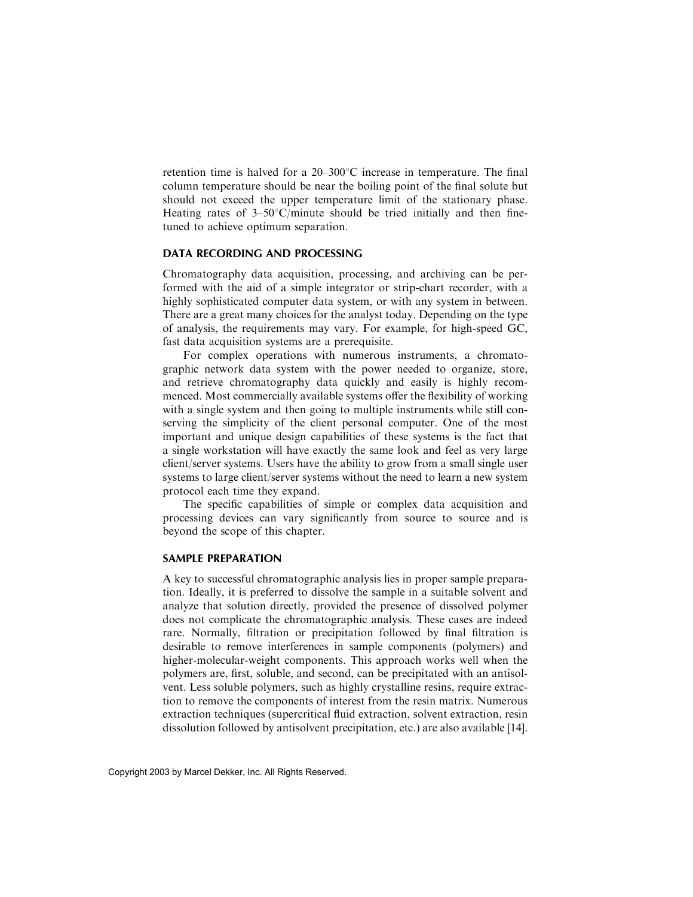retention time is halved for a 20–300°C increase in temperature. The final column temperature should be near the boiling point of the final solute but should not exceed the upper temperature limit of the stationary phase. Heating rates of 3–50°C/minute should be tried initially and then fine-tuned to achieve optimum separation.

## DATA RECORDING AND PROCESSING

Chromatography data acquisition, processing, and archiving can be performed with the aid of a simple integrator or strip-chart recorder, with a highly sophisticated computer data system, or with any system in between. There are a great many choices for the analyst today. Depending on the type of analysis, the requirements may vary. For example, for high-speed GC, fast data acquisition systems are a prerequisite.

For complex operations with numerous instruments, a chromatographic network data system with the power needed to organize, store, and retrieve chromatography data quickly and easily is highly recommenced. Most commercially available systems offer the flexibility of working with a single system and then going to multiple instruments while still conserving the simplicity of the client personal computer. One of the most important and unique design capabilities of these systems is the fact that a single workstation will have exactly the same look and feel as very large client/server systems. Users have the ability to grow from a small single user systems to large client/server systems without the need to learn a new system protocol each time they expand.

The specific capabilities of simple or complex data acquisition and processing devices can vary significantly from source to source and is beyond the scope of this chapter.

## SAMPLE PREPARATION

A key to successful chromatographic analysis lies in proper sample preparation. Ideally, it is preferred to dissolve the sample in a suitable solvent and analyze that solution directly, provided the presence of dissolved polymer does not complicate the chromatographic analysis. These cases are indeed rare. Normally, filtration or precipitation followed by final filtration is desirable to remove interferences in sample components (polymers) and higher-molecular-weight components. This approach works well when the polymers are, first, soluble, and second, can be precipitated with an antisolvent. Less soluble polymers, such as highly crystalline resins, require extraction to remove the components of interest from the resin matrix. Numerous extraction techniques (supercritical fluid extraction, solvent extraction, resin dissolution followed by antisolvent precipitation, etc.) are also available [14].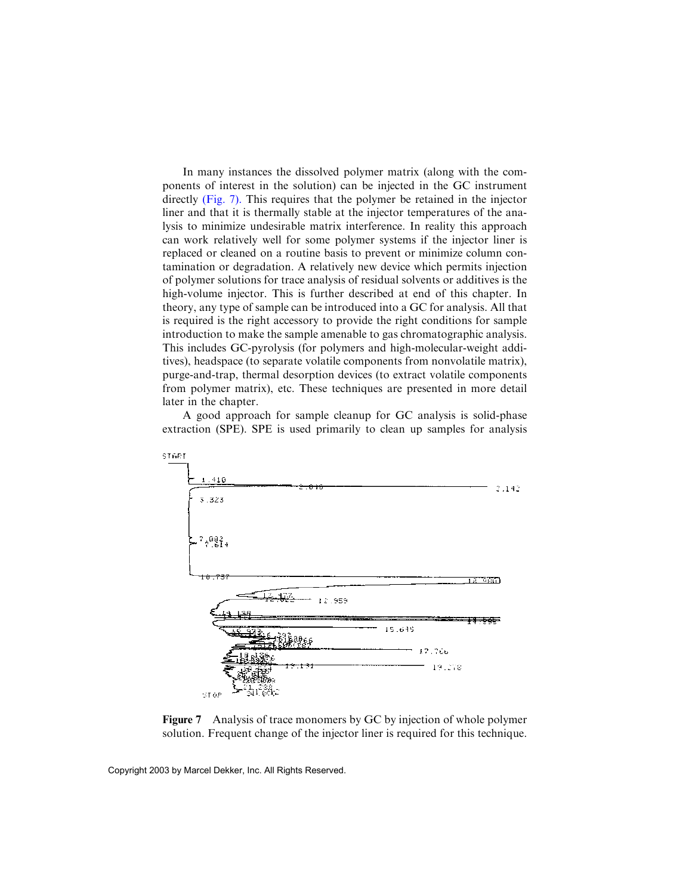In many instances the dissolved polymer matrix (along with the components of interest in the solution) can be injected in the GC instrument directly (Fig. 7). This requires that the polymer be retained in the injector liner and that it is thermally stable at the injector temperatures of the analysis to minimize undesirable matrix interference. In reality this approach can work relatively well for some polymer systems if the injector liner is replaced or cleaned on a routine basis to prevent or minimize column contamination or degradation. A relatively new device which permits injection of polymer solutions for trace analysis of residual solvents or additives is the high-volume injector. This is further described at end of this chapter. In theory, any type of sample can be introduced into a GC for analysis. All that is required is the right accessory to provide the right conditions for sample introduction to make the sample amenable to gas chromatographic analysis. This includes GC-pyrolysis (for polymers and high-molecular-weight additives), headspace (to separate volatile components from nonvolatile matrix), purge-and-trap, thermal desorption devices (to extract volatile components from polymer matrix), etc. These techniques are presented in more detail later in the chapter.

A good approach for sample cleanup for GC analysis is solid-phase extraction (SPE). SPE is used primarily to clean up samples for analysis

**Figure 7** Analysis of trace monomers by GC by injection of whole polymer solution. Frequent change of the injector liner is required for this technique.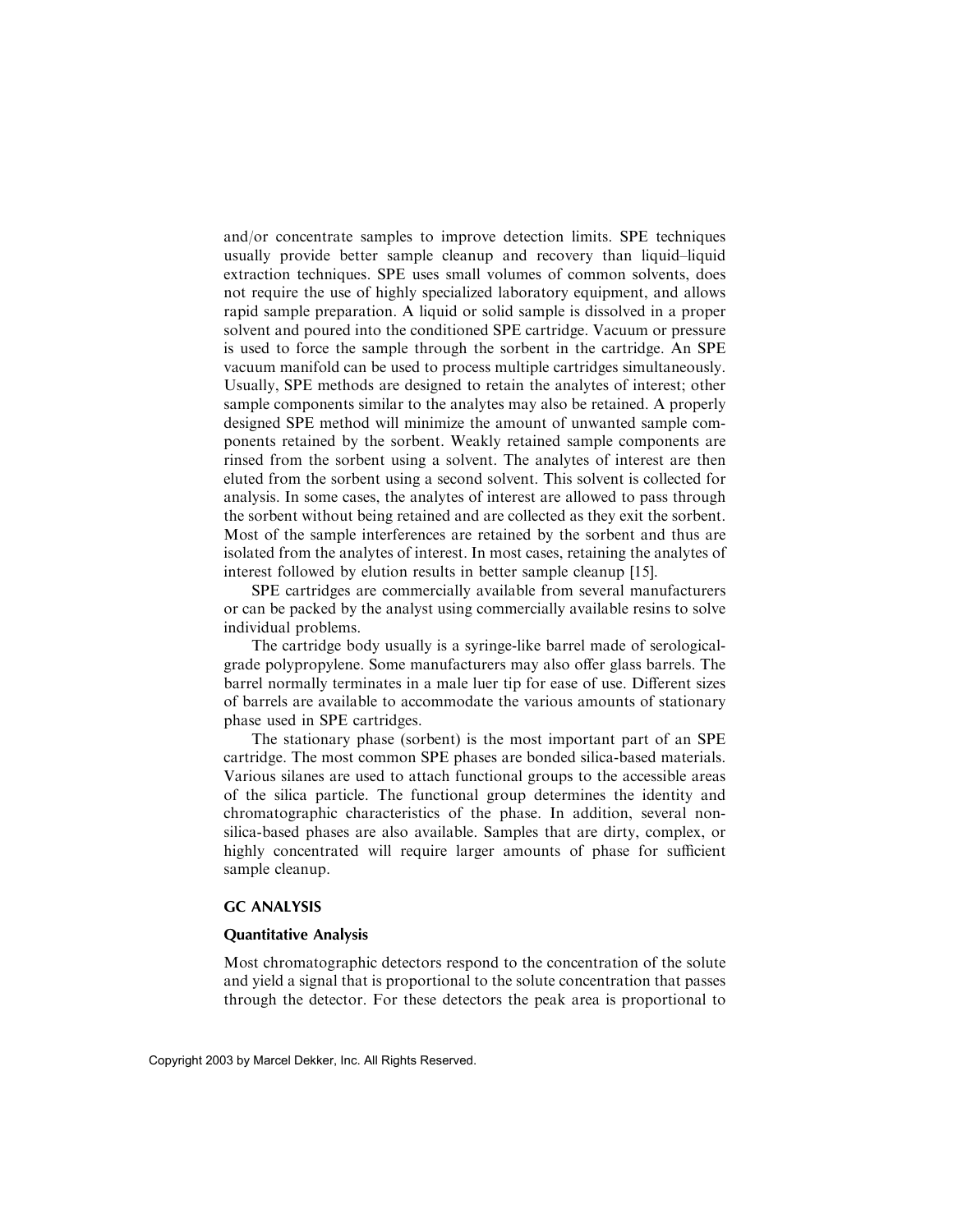and/or concentrate samples to improve detection limits. SPE techniques usually provide better sample cleanup and recovery than liquid–liquid extraction techniques. SPE uses small volumes of common solvents, does not require the use of highly specialized laboratory equipment, and allows rapid sample preparation. A liquid or solid sample is dissolved in a proper solvent and poured into the conditioned SPE cartridge. Vacuum or pressure is used to force the sample through the sorbent in the cartridge. An SPE vacuum manifold can be used to process multiple cartridges simultaneously. Usually, SPE methods are designed to retain the analytes of interest; other sample components similar to the analytes may also be retained. A properly designed SPE method will minimize the amount of unwanted sample components retained by the sorbent. Weakly retained sample components are rinsed from the sorbent using a solvent. The analytes of interest are then eluted from the sorbent using a second solvent. This solvent is collected for analysis. In some cases, the analytes of interest are allowed to pass through the sorbent without being retained and are collected as they exit the sorbent. Most of the sample interferences are retained by the sorbent and thus are isolated from the analytes of interest. In most cases, retaining the analytes of interest followed by elution results in better sample cleanup [15].

SPE cartridges are commercially available from several manufacturers or can be packed by the analyst using commercially available resins to solve individual problems.

The cartridge body usually is a syringe-like barrel made of serological-grade polypropylene. Some manufacturers may also offer glass barrels. The barrel normally terminates in a male luer tip for ease of use. Different sizes of barrels are available to accommodate the various amounts of stationary phase used in SPE cartridges.

The stationary phase (sorbent) is the most important part of an SPE cartridge. The most common SPE phases are bonded silica-based materials. Various silanes are used to attach functional groups to the accessible areas of the silica particle. The functional group determines the identity and chromatographic characteristics of the phase. In addition, several non-silica-based phases are also available. Samples that are dirty, complex, or highly concentrated will require larger amounts of phase for sufficient sample cleanup.

## GC ANALYSIS

### Quantitative Analysis

Most chromatographic detectors respond to the concentration of the solute and yield a signal that is proportional to the solute concentration that passes through the detector. For these detectors the peak area is proportional to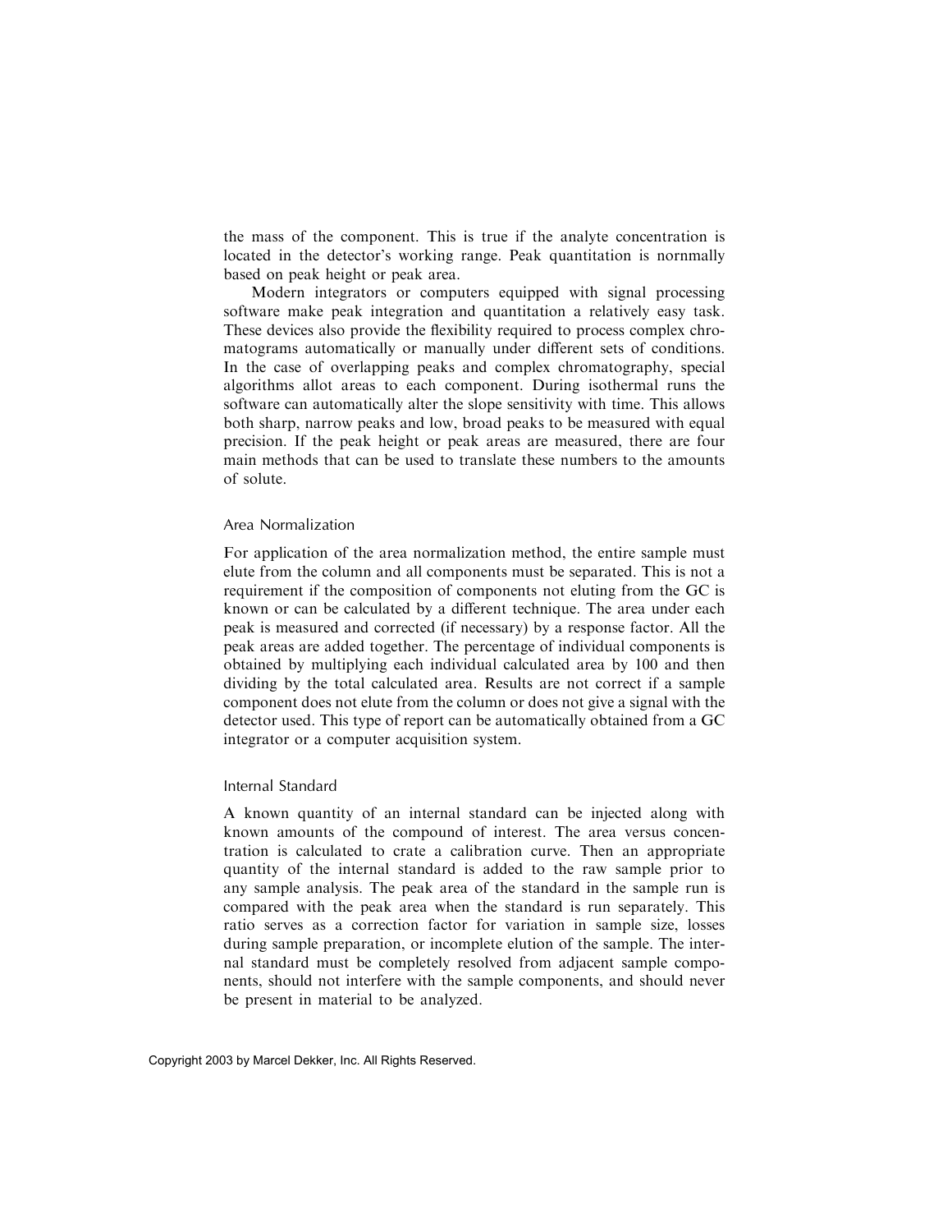the mass of the component. This is true if the analyte concentration is located in the detector's working range. Peak quantitation is nornmally based on peak height or peak area.

Modern integrators or computers equipped with signal processing software make peak integration and quantitation a relatively easy task. These devices also provide the flexibility required to process complex chromatograms automatically or manually under different sets of conditions. In the case of overlapping peaks and complex chromatography, special algorithms allot areas to each component. During isothermal runs the software can automatically alter the slope sensitivity with time. This allows both sharp, narrow peaks and low, broad peaks to be measured with equal precision. If the peak height or peak areas are measured, there are four main methods that can be used to translate these numbers to the amounts of solute.

### Area Normalization

For application of the area normalization method, the entire sample must elute from the column and all components must be separated. This is not a requirement if the composition of components not eluting from the GC is known or can be calculated by a different technique. The area under each peak is measured and corrected (if necessary) by a response factor. All the peak areas are added together. The percentage of individual components is obtained by multiplying each individual calculated area by 100 and then dividing by the total calculated area. Results are not correct if a sample component does not elute from the column or does not give a signal with the detector used. This type of report can be automatically obtained from a GC integrator or a computer acquisition system.

### Internal Standard

A known quantity of an internal standard can be injected along with known amounts of the compound of interest. The area versus concentration is calculated to crate a calibration curve. Then an appropriate quantity of the internal standard is added to the raw sample prior to any sample analysis. The peak area of the standard in the sample run is compared with the peak area when the standard is run separately. This ratio serves as a correction factor for variation in sample size, losses during sample preparation, or incomplete elution of the sample. The internal standard must be completely resolved from adjacent sample components, should not interfere with the sample components, and should never be present in material to be analyzed.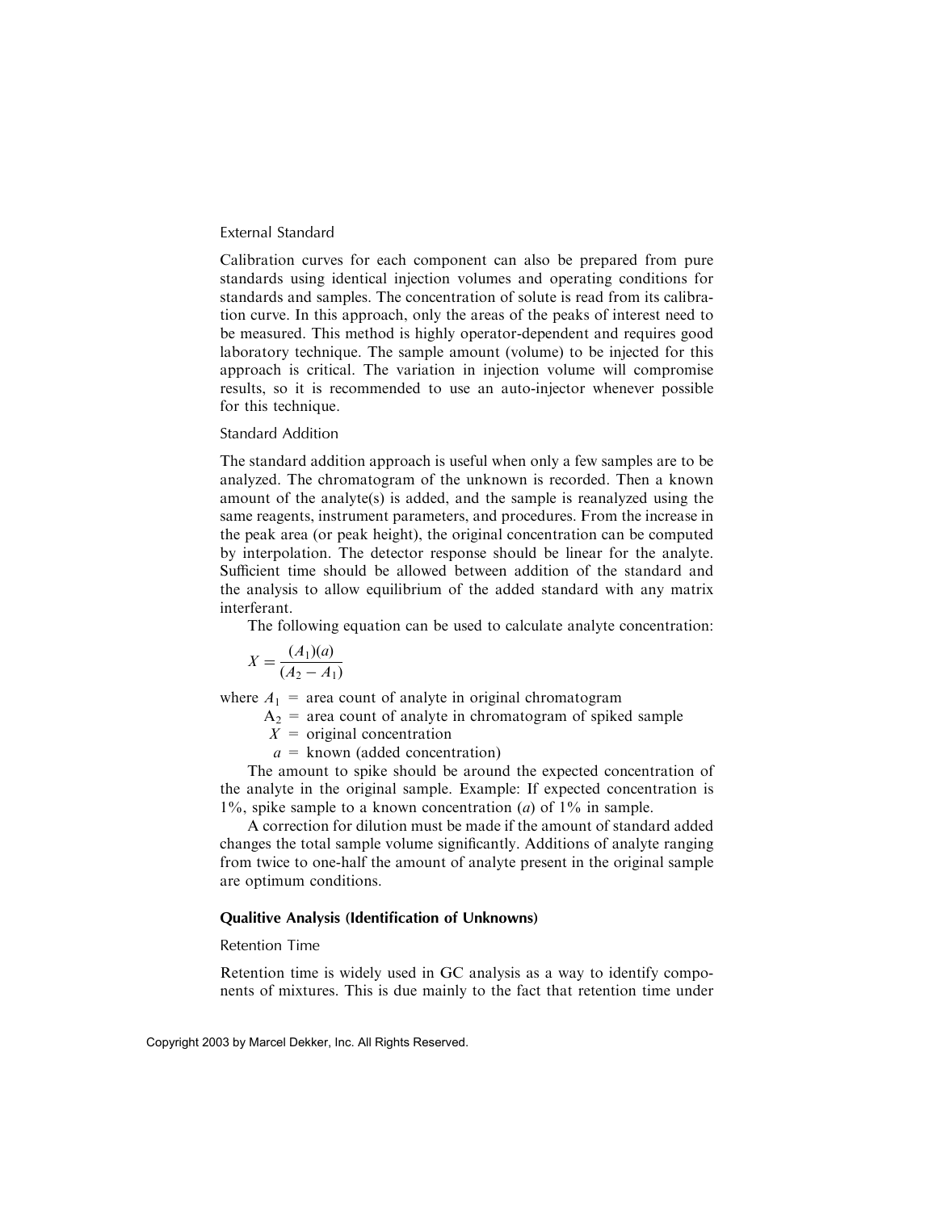### External Standard

Calibration curves for each component can also be prepared from pure standards using identical injection volumes and operating conditions for standards and samples. The concentration of solute is read from its calibration curve. In this approach, only the areas of the peaks of interest need to be measured. This method is highly operator-dependent and requires good laboratory technique. The sample amount (volume) to be injected for this approach is critical. The variation in injection volume will compromise results, so it is recommended to use an auto-injector whenever possible for this technique.

### Standard Addition

The standard addition approach is useful when only a few samples are to be analyzed. The chromatogram of the unknown is recorded. Then a known amount of the analyte(s) is added, and the sample is reanalyzed using the same reagents, instrument parameters, and procedures. From the increase in the peak area (or peak height), the original concentration can be computed by interpolation. The detector response should be linear for the analyte. Sufficient time should be allowed between addition of the standard and the analysis to allow equilibrium of the added standard with any matrix interferant.

The following equation can be used to calculate analyte concentration:

$$X = \frac{(A_1)(a)}{(A_2 - A_1)}$$

where $A_1$ = area count of analyte in original chromatogram
$A_2$ = area count of analyte in chromatogram of spiked sample
$X$ = original concentration
$a$ = known (added concentration)

The amount to spike should be around the expected concentration of the analyte in the original sample. Example: If expected concentration is 1%, spike sample to a known concentration ($a$) of 1% in sample.

A correction for dilution must be made if the amount of standard added changes the total sample volume significantly. Additions of analyte ranging from twice to one-half the amount of analyte present in the original sample are optimum conditions.

## Qualitive Analysis (Identification of Unknowns)

### Retention Time

Retention time is widely used in GC analysis as a way to identify components of mixtures. This is due mainly to the fact that retention time under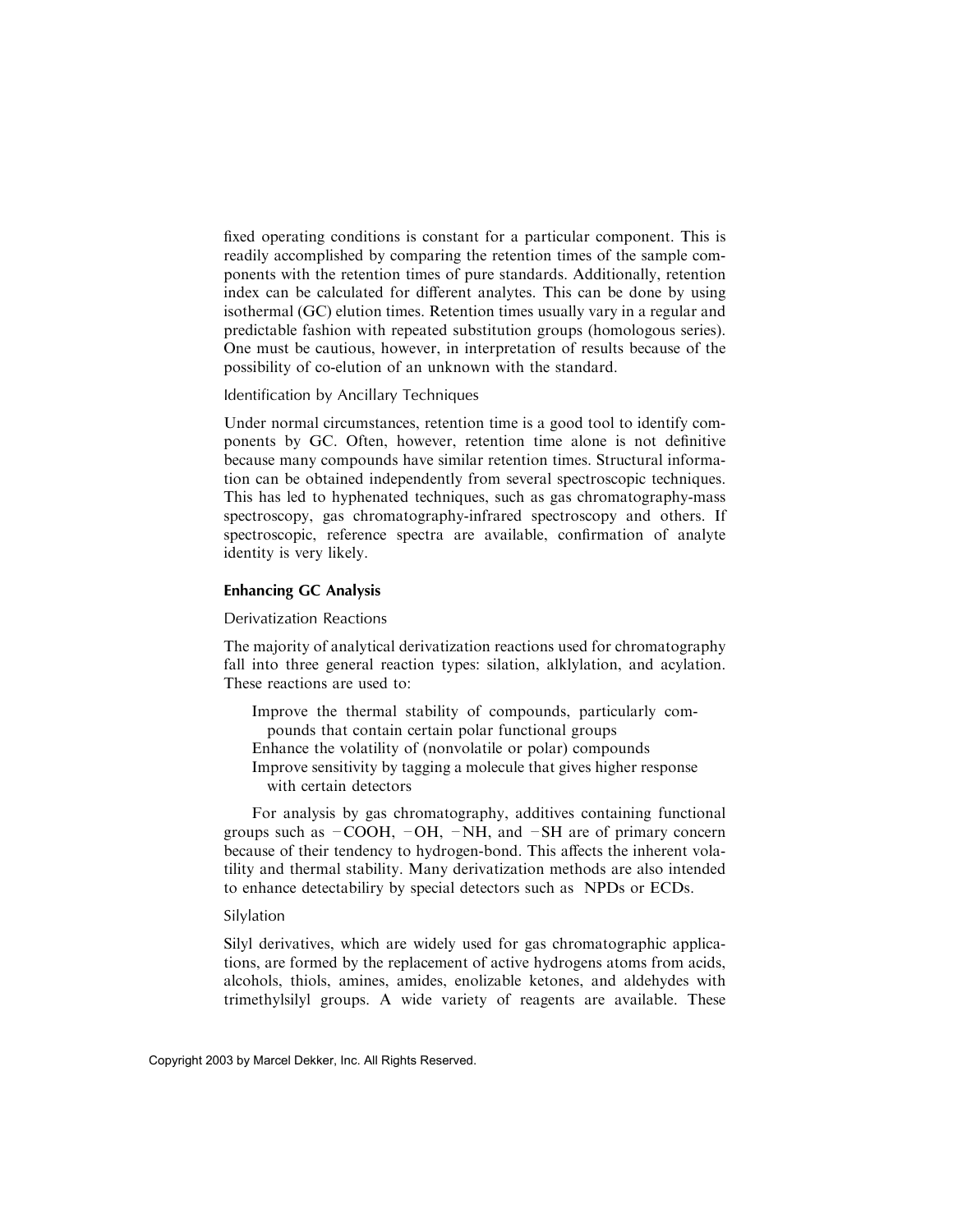fixed operating conditions is constant for a particular component. This is readily accomplished by comparing the retention times of the sample components with the retention times of pure standards. Additionally, retention index can be calculated for different analytes. This can be done by using isothermal (GC) elution times. Retention times usually vary in a regular and predictable fashion with repeated substitution groups (homologous series). One must be cautious, however, in interpretation of results because of the possibility of co-elution of an unknown with the standard.

#### Identification by Ancillary Techniques

Under normal circumstances, retention time is a good tool to identify components by GC. Often, however, retention time alone is not definitive because many compounds have similar retention times. Structural information can be obtained independently from several spectroscopic techniques. This has led to hyphenated techniques, such as gas chromatography-mass spectroscopy, gas chromatography-infrared spectroscopy and others. If spectroscopic, reference spectra are available, confirmation of analyte identity is very likely.

### Enhancing GC Analysis

#### Derivatization Reactions

The majority of analytical derivatization reactions used for chromatography fall into three general reaction types: silation, alklylation, and acylation. These reactions are used to:

- Improve the thermal stability of compounds, particularly compounds that contain certain polar functional groups
- Enhance the volatility of (nonvolatile or polar) compounds
- Improve sensitivity by tagging a molecule that gives higher response with certain detectors

For analysis by gas chromatography, additives containing functional groups such as $-COOH$, $-OH$, $-NH$, and $-SH$ are of primary concern because of their tendency to hydrogen-bond. This affects the inherent volatility and thermal stability. Many derivatization methods are also intended to enhance detectabiliry by special detectors such as NPDs or ECDs.

#### Silylation

Silyl derivatives, which are widely used for gas chromatographic applications, are formed by the replacement of active hydrogens atoms from acids, alcohols, thiols, amines, amides, enolizable ketones, and aldehydes with trimethylsilyl groups. A wide variety of reagents are available. These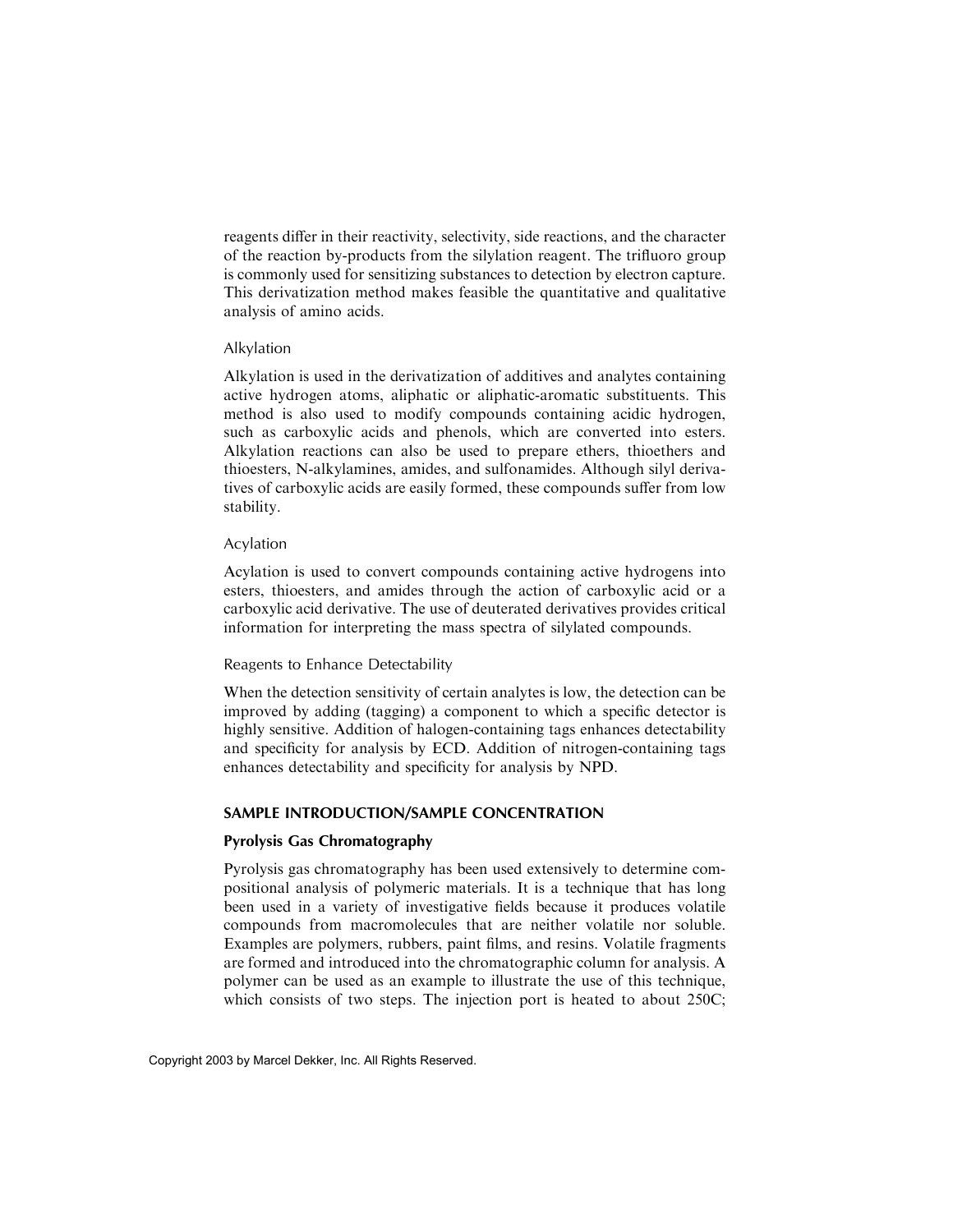reagents differ in their reactivity, selectivity, side reactions, and the character of the reaction by-products from the silylation reagent. The trifluoro group is commonly used for sensitizing substances to detection by electron capture. This derivatization method makes feasible the quantitative and qualitative analysis of amino acids.

#### Alkylation

Alkylation is used in the derivatization of additives and analytes containing active hydrogen atoms, aliphatic or aliphatic-aromatic substituents. This method is also used to modify compounds containing acidic hydrogen, such as carboxylic acids and phenols, which are converted into esters. Alkylation reactions can also be used to prepare ethers, thioethers and thioesters, N-alkylamines, amides, and sulfonamides. Although silyl derivatives of carboxylic acids are easily formed, these compounds suffer from low stability.

#### Acylation

Acylation is used to convert compounds containing active hydrogens into esters, thioesters, and amides through the action of carboxylic acid or a carboxylic acid derivative. The use of deuterated derivatives provides critical information for interpreting the mass spectra of silylated compounds.

#### Reagents to Enhance Detectability

When the detection sensitivity of certain analytes is low, the detection can be improved by adding (tagging) a component to which a specific detector is highly sensitive. Addition of halogen-containing tags enhances detectability and specificity for analysis by ECD. Addition of nitrogen-containing tags enhances detectability and specificity for analysis by NPD.

## SAMPLE INTRODUCTION/SAMPLE CONCENTRATION

### Pyrolysis Gas Chromatography

Pyrolysis gas chromatography has been used extensively to determine compositional analysis of polymeric materials. It is a technique that has long been used in a variety of investigative fields because it produces volatile compounds from macromolecules that are neither volatile nor soluble. Examples are polymers, rubbers, paint films, and resins. Volatile fragments are formed and introduced into the chromatographic column for analysis. A polymer can be used as an example to illustrate the use of this technique, which consists of two steps. The injection port is heated to about 250C;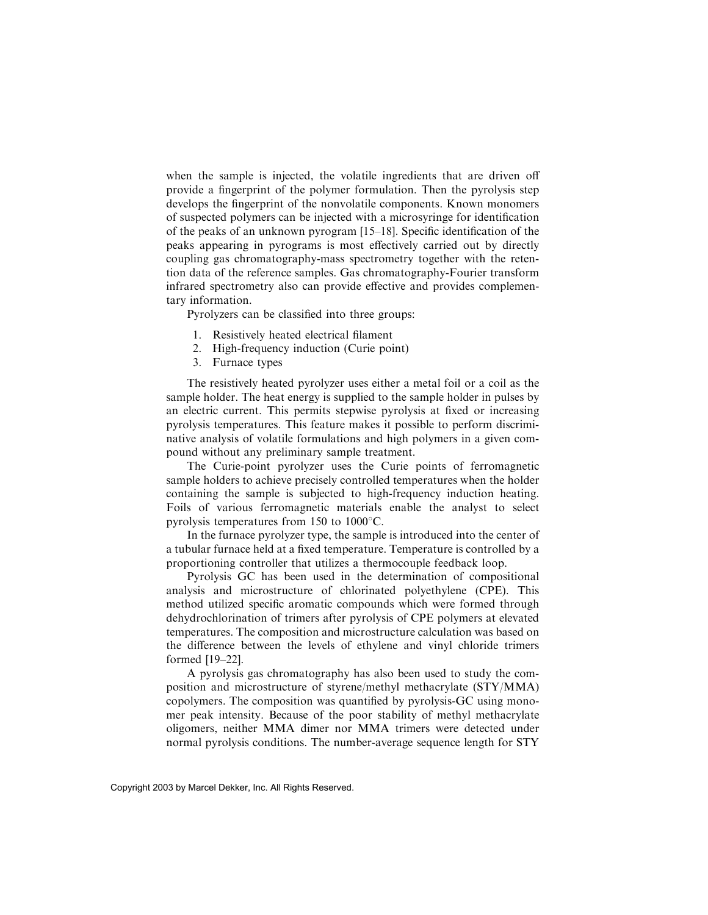when the sample is injected, the volatile ingredients that are driven off provide a fingerprint of the polymer formulation. Then the pyrolysis step develops the fingerprint of the nonvolatile components. Known monomers of suspected polymers can be injected with a microsyringe for identification of the peaks of an unknown pyrogram [15–18]. Specific identification of the peaks appearing in pyrograms is most effectively carried out by directly coupling gas chromatography-mass spectrometry together with the retention data of the reference samples. Gas chromatography-Fourier transform infrared spectrometry also can provide effective and provides complementary information.

Pyrolyzers can be classified into three groups:

1. Resistively heated electrical filament
2. High-frequency induction (Curie point)
3. Furnace types

The resistively heated pyrolyzer uses either a metal foil or a coil as the sample holder. The heat energy is supplied to the sample holder in pulses by an electric current. This permits stepwise pyrolysis at fixed or increasing pyrolysis temperatures. This feature makes it possible to perform discriminative analysis of volatile formulations and high polymers in a given compound without any preliminary sample treatment.

The Curie-point pyrolyzer uses the Curie points of ferromagnetic sample holders to achieve precisely controlled temperatures when the holder containing the sample is subjected to high-frequency induction heating. Foils of various ferromagnetic materials enable the analyst to select pyrolysis temperatures from 150 to 1000°C.

In the furnace pyrolyzer type, the sample is introduced into the center of a tubular furnace held at a fixed temperature. Temperature is controlled by a proportioning controller that utilizes a thermocouple feedback loop.

Pyrolysis GC has been used in the determination of compositional analysis and microstructure of chlorinated polyethylene (CPE). This method utilized specific aromatic compounds which were formed through dehydrochlorination of trimers after pyrolysis of CPE polymers at elevated temperatures. The composition and microstructure calculation was based on the difference between the levels of ethylene and vinyl chloride trimers formed [19–22].

A pyrolysis gas chromatography has also been used to study the composition and microstructure of styrene/methyl methacrylate (STY/MMA) copolymers. The composition was quantified by pyrolysis-GC using monomer peak intensity. Because of the poor stability of methyl methacrylate oligomers, neither MMA dimer nor MMA trimers were detected under normal pyrolysis conditions. The number-average sequence length for STY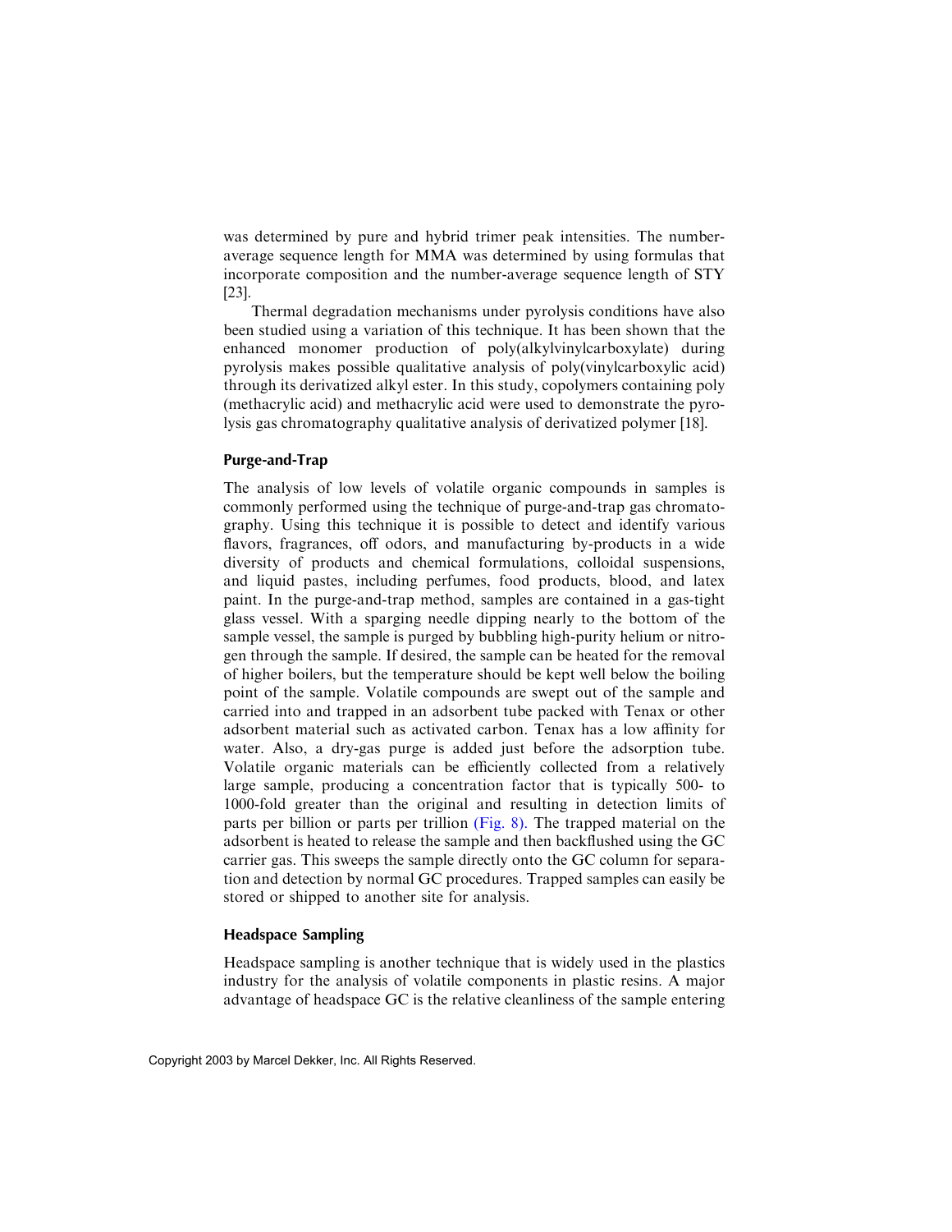was determined by pure and hybrid trimer peak intensities. The number-average sequence length for MMA was determined by using formulas that incorporate composition and the number-average sequence length of STY [23].

Thermal degradation mechanisms under pyrolysis conditions have also been studied using a variation of this technique. It has been shown that the enhanced monomer production of poly(alkylvinylcarboxylate) during pyrolysis makes possible qualitative analysis of poly(vinylcarboxylic acid) through its derivatized alkyl ester. In this study, copolymers containing poly (methacrylic acid) and methacrylic acid were used to demonstrate the pyrolysis gas chromatography qualitative analysis of derivatized polymer [18].

### Purge-and-Trap

The analysis of low levels of volatile organic compounds in samples is commonly performed using the technique of purge-and-trap gas chromatography. Using this technique it is possible to detect and identify various flavors, fragrances, off odors, and manufacturing by-products in a wide diversity of products and chemical formulations, colloidal suspensions, and liquid pastes, including perfumes, food products, blood, and latex paint. In the purge-and-trap method, samples are contained in a gas-tight glass vessel. With a sparging needle dipping nearly to the bottom of the sample vessel, the sample is purged by bubbling high-purity helium or nitrogen through the sample. If desired, the sample can be heated for the removal of higher boilers, but the temperature should be kept well below the boiling point of the sample. Volatile compounds are swept out of the sample and carried into and trapped in an adsorbent tube packed with Tenax or other adsorbent material such as activated carbon. Tenax has a low affinity for water. Also, a dry-gas purge is added just before the adsorption tube. Volatile organic materials can be efficiently collected from a relatively large sample, producing a concentration factor that is typically 500- to 1000-fold greater than the original and resulting in detection limits of parts per billion or parts per trillion (Fig. 8). The trapped material on the adsorbent is heated to release the sample and then backflushed using the GC carrier gas. This sweeps the sample directly onto the GC column for separation and detection by normal GC procedures. Trapped samples can easily be stored or shipped to another site for analysis.

### Headspace Sampling

Headspace sampling is another technique that is widely used in the plastics industry for the analysis of volatile components in plastic resins. A major advantage of headspace GC is the relative cleanliness of the sample entering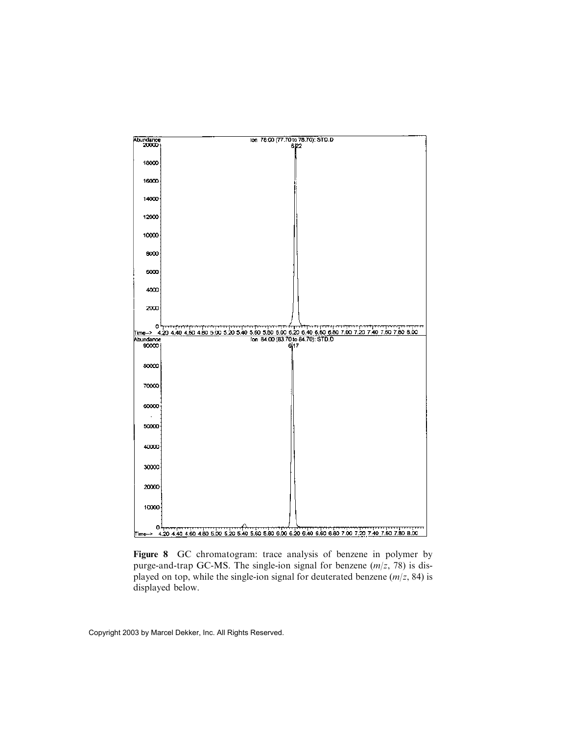**Figure 8** GC chromatogram: trace analysis of benzene in polymer by purge-and-trap GC-MS. The single-ion signal for benzene ($m/z$, 78) is displayed on top, while the single-ion signal for deuterated benzene ($m/z$, 84) is displayed below.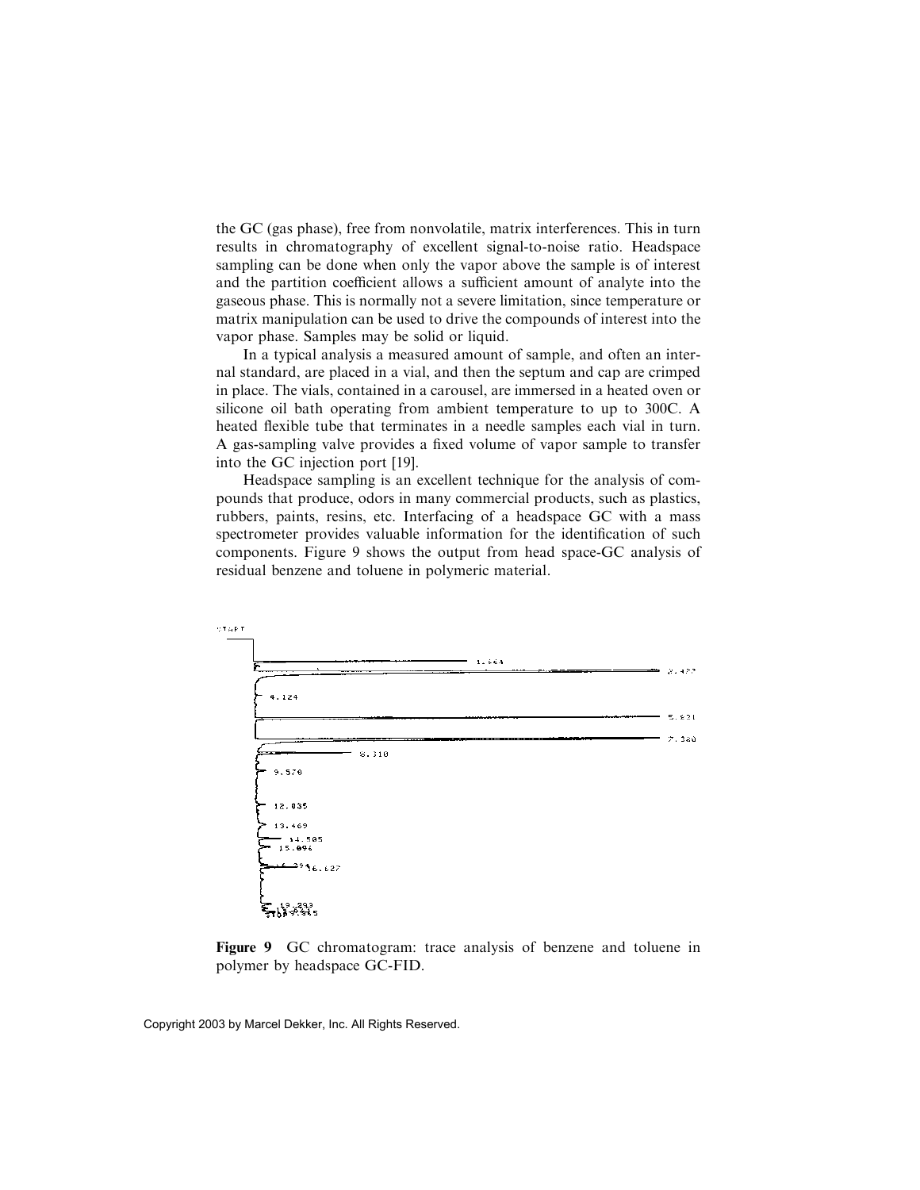the GC (gas phase), free from nonvolatile, matrix interferences. This in turn results in chromatography of excellent signal-to-noise ratio. Headspace sampling can be done when only the vapor above the sample is of interest and the partition coefficient allows a sufficient amount of analyte into the gaseous phase. This is normally not a severe limitation, since temperature or matrix manipulation can be used to drive the compounds of interest into the vapor phase. Samples may be solid or liquid.

In a typical analysis a measured amount of sample, and often an internal standard, are placed in a vial, and then the septum and cap are crimped in place. The vials, contained in a carousel, are immersed in a heated oven or silicone oil bath operating from ambient temperature to up to 300C. A heated flexible tube that terminates in a needle samples each vial in turn. A gas-sampling valve provides a fixed volume of vapor sample to transfer into the GC injection port [19].

Headspace sampling is an excellent technique for the analysis of compounds that produce, odors in many commercial products, such as plastics, rubbers, paints, resins, etc. Interfacing of a headspace GC with a mass spectrometer provides valuable information for the identification of such components. Figure 9 shows the output from head space-GC analysis of residual benzene and toluene in polymeric material.

**Figure 9** GC chromatogram: trace analysis of benzene and toluene in polymer by headspace GC-FID.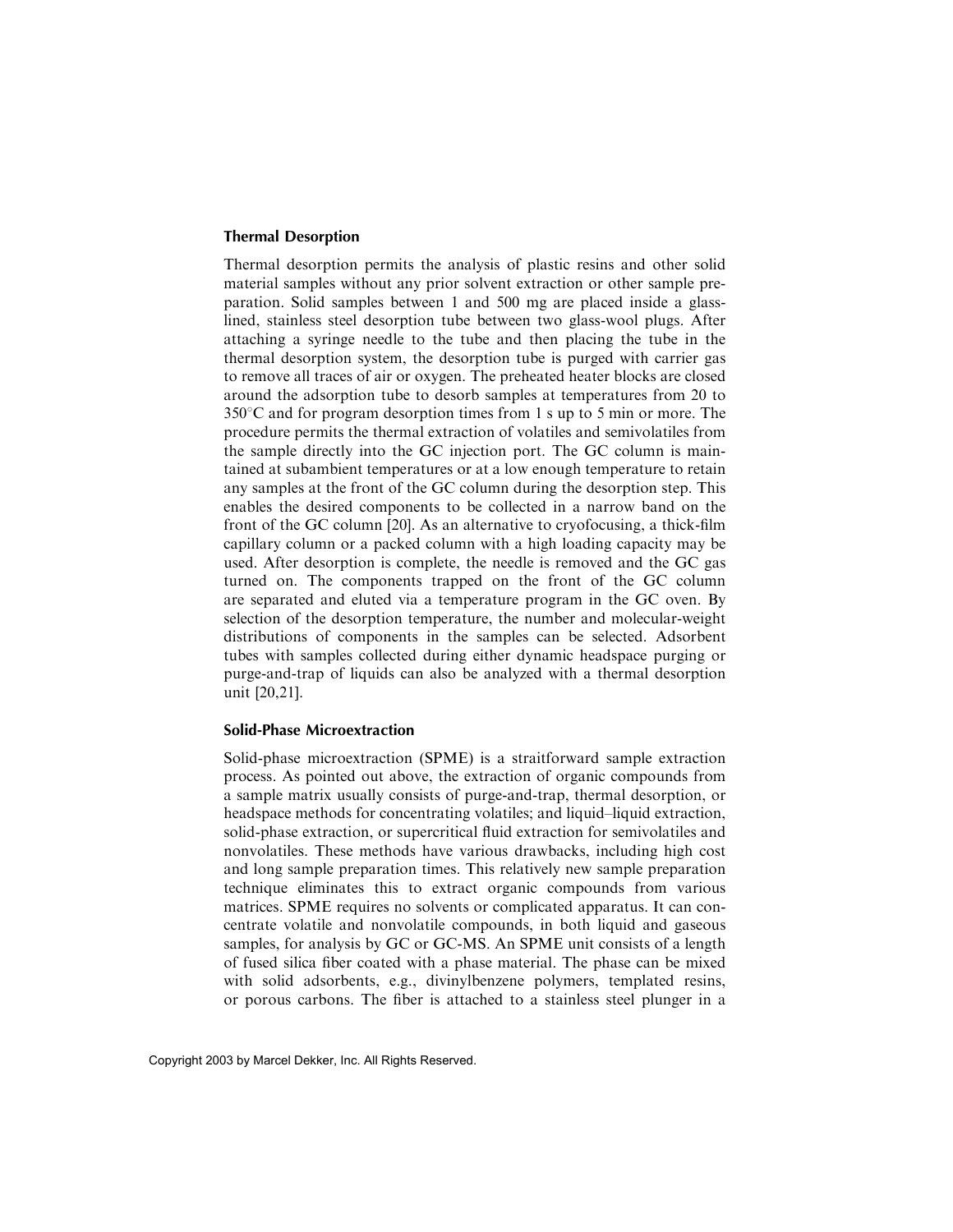### Thermal Desorption

Thermal desorption permits the analysis of plastic resins and other solid material samples without any prior solvent extraction or other sample preparation. Solid samples between 1 and 500 mg are placed inside a glass-lined, stainless steel desorption tube between two glass-wool plugs. After attaching a syringe needle to the tube and then placing the tube in the thermal desorption system, the desorption tube is purged with carrier gas to remove all traces of air or oxygen. The preheated heater blocks are closed around the adsorption tube to desorb samples at temperatures from 20 to 350°C and for program desorption times from 1 s up to 5 min or more. The procedure permits the thermal extraction of volatiles and semivolatiles from the sample directly into the GC injection port. The GC column is maintained at subambient temperatures or at a low enough temperature to retain any samples at the front of the GC column during the desorption step. This enables the desired components to be collected in a narrow band on the front of the GC column [20]. As an alternative to cryofocusing, a thick-film capillary column or a packed column with a high loading capacity may be used. After desorption is complete, the needle is removed and the GC gas turned on. The components trapped on the front of the GC column are separated and eluted via a temperature program in the GC oven. By selection of the desorption temperature, the number and molecular-weight distributions of components in the samples can be selected. Adsorbent tubes with samples collected during either dynamic headspace purging or purge-and-trap of liquids can also be analyzed with a thermal desorption unit [20,21].

### Solid-Phase Microextraction

Solid-phase microextraction (SPME) is a straitforward sample extraction process. As pointed out above, the extraction of organic compounds from a sample matrix usually consists of purge-and-trap, thermal desorption, or headspace methods for concentrating volatiles; and liquid–liquid extraction, solid-phase extraction, or supercritical fluid extraction for semivolatiles and nonvolatiles. These methods have various drawbacks, including high cost and long sample preparation times. This relatively new sample preparation technique eliminates this to extract organic compounds from various matrices. SPME requires no solvents or complicated apparatus. It can concentrate volatile and nonvolatile compounds, in both liquid and gaseous samples, for analysis by GC or GC-MS. An SPME unit consists of a length of fused silica fiber coated with a phase material. The phase can be mixed with solid adsorbents, e.g., divinylbenzene polymers, templated resins, or porous carbons. The fiber is attached to a stainless steel plunger in a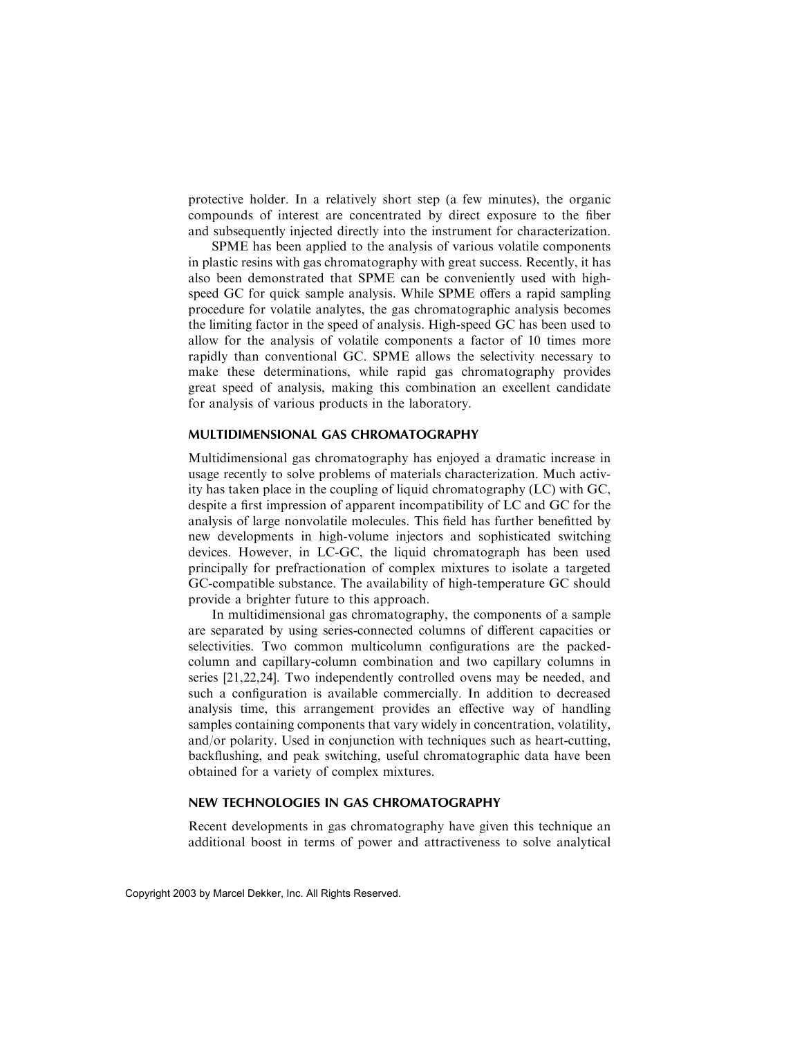protective holder. In a relatively short step (a few minutes), the organic compounds of interest are concentrated by direct exposure to the fiber and subsequently injected directly into the instrument for characterization.

SPME has been applied to the analysis of various volatile components in plastic resins with gas chromatography with great success. Recently, it has also been demonstrated that SPME can be conveniently used with high-speed GC for quick sample analysis. While SPME offers a rapid sampling procedure for volatile analytes, the gas chromatographic analysis becomes the limiting factor in the speed of analysis. High-speed GC has been used to allow for the analysis of volatile components a factor of 10 times more rapidly than conventional GC. SPME allows the selectivity necessary to make these determinations, while rapid gas chromatography provides great speed of analysis, making this combination an excellent candidate for analysis of various products in the laboratory.

## MULTIDIMENSIONAL GAS CHROMATOGRAPHY

Multidimensional gas chromatography has enjoyed a dramatic increase in usage recently to solve problems of materials characterization. Much activity has taken place in the coupling of liquid chromatography (LC) with GC, despite a first impression of apparent incompatibility of LC and GC for the analysis of large nonvolatile molecules. This field has further benefitted by new developments in high-volume injectors and sophisticated switching devices. However, in LC-GC, the liquid chromatograph has been used principally for prefractionation of complex mixtures to isolate a targeted GC-compatible substance. The availability of high-temperature GC should provide a brighter future to this approach.

In multidimensional gas chromatography, the components of a sample are separated by using series-connected columns of different capacities or selectivities. Two common multicolumn configurations are the packed-column and capillary-column combination and two capillary columns in series [21,22,24]. Two independently controlled ovens may be needed, and such a configuration is available commercially. In addition to decreased analysis time, this arrangement provides an effective way of handling samples containing components that vary widely in concentration, volatility, and/or polarity. Used in conjunction with techniques such as heart-cutting, backflushing, and peak switching, useful chromatographic data have been obtained for a variety of complex mixtures.

## NEW TECHNOLOGIES IN GAS CHROMATOGRAPHY

Recent developments in gas chromatography have given this technique an additional boost in terms of power and attractiveness to solve analytical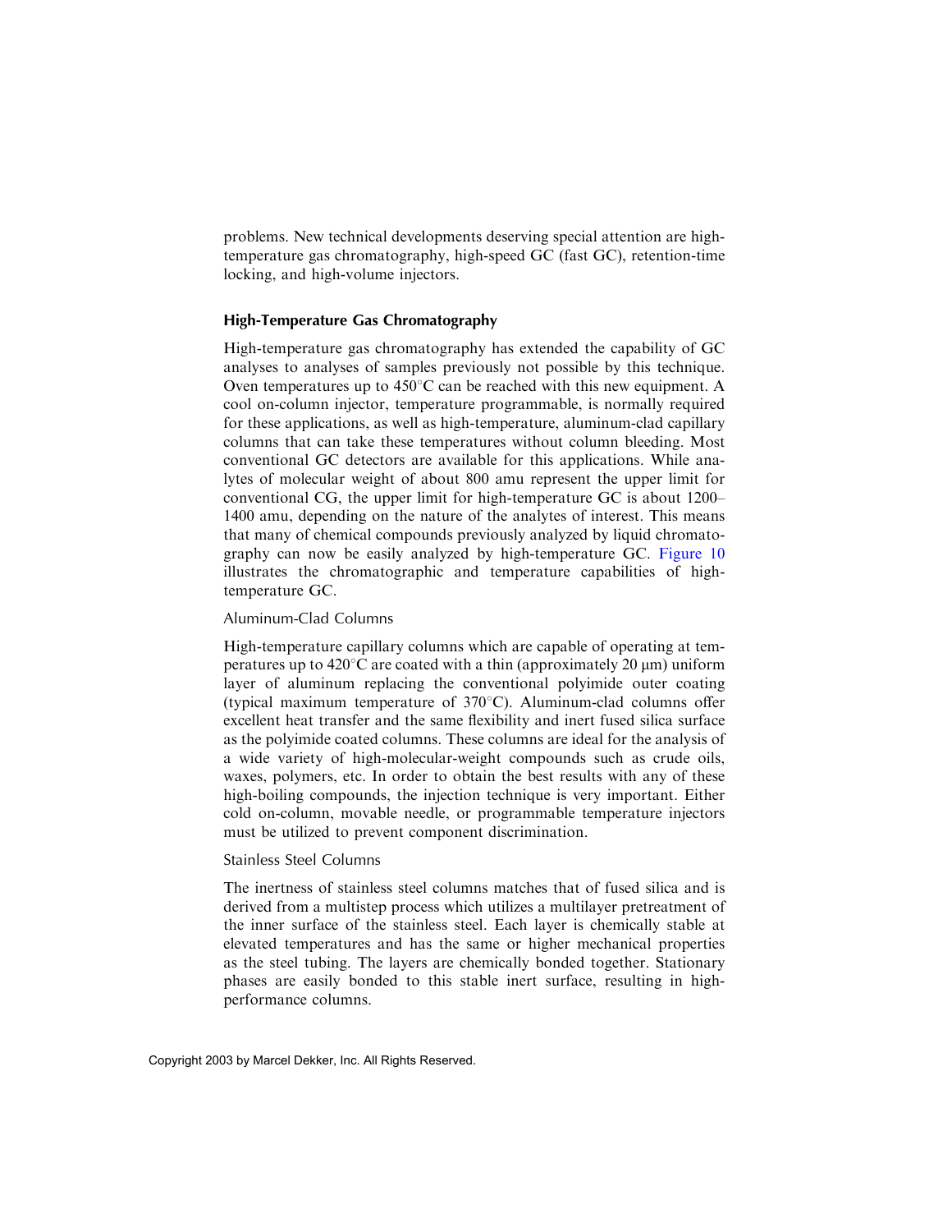problems. New technical developments deserving special attention are high-temperature gas chromatography, high-speed GC (fast GC), retention-time locking, and high-volume injectors.

### High-Temperature Gas Chromatography

High-temperature gas chromatography has extended the capability of GC analyses to analyses of samples previously not possible by this technique. Oven temperatures up to 450°C can be reached with this new equipment. A cool on-column injector, temperature programmable, is normally required for these applications, as well as high-temperature, aluminum-clad capillary columns that can take these temperatures without column bleeding. Most conventional GC detectors are available for this applications. While analytes of molecular weight of about 800 amu represent the upper limit for conventional CG, the upper limit for high-temperature GC is about 1200–1400 amu, depending on the nature of the analytes of interest. This means that many of chemical compounds previously analyzed by liquid chromatography can now be easily analyzed by high-temperature GC. Figure 10 illustrates the chromatographic and temperature capabilities of high-temperature GC.

#### Aluminum-Clad Columns

High-temperature capillary columns which are capable of operating at temperatures up to 420°C are coated with a thin (approximately 20 μm) uniform layer of aluminum replacing the conventional polyimide outer coating (typical maximum temperature of 370°C). Aluminum-clad columns offer excellent heat transfer and the same flexibility and inert fused silica surface as the polyimide coated columns. These columns are ideal for the analysis of a wide variety of high-molecular-weight compounds such as crude oils, waxes, polymers, etc. In order to obtain the best results with any of these high-boiling compounds, the injection technique is very important. Either cold on-column, movable needle, or programmable temperature injectors must be utilized to prevent component discrimination.

#### Stainless Steel Columns

The inertness of stainless steel columns matches that of fused silica and is derived from a multistep process which utilizes a multilayer pretreatment of the inner surface of the stainless steel. Each layer is chemically stable at elevated temperatures and has the same or higher mechanical properties as the steel tubing. The layers are chemically bonded together. Stationary phases are easily bonded to this stable inert surface, resulting in high-performance columns.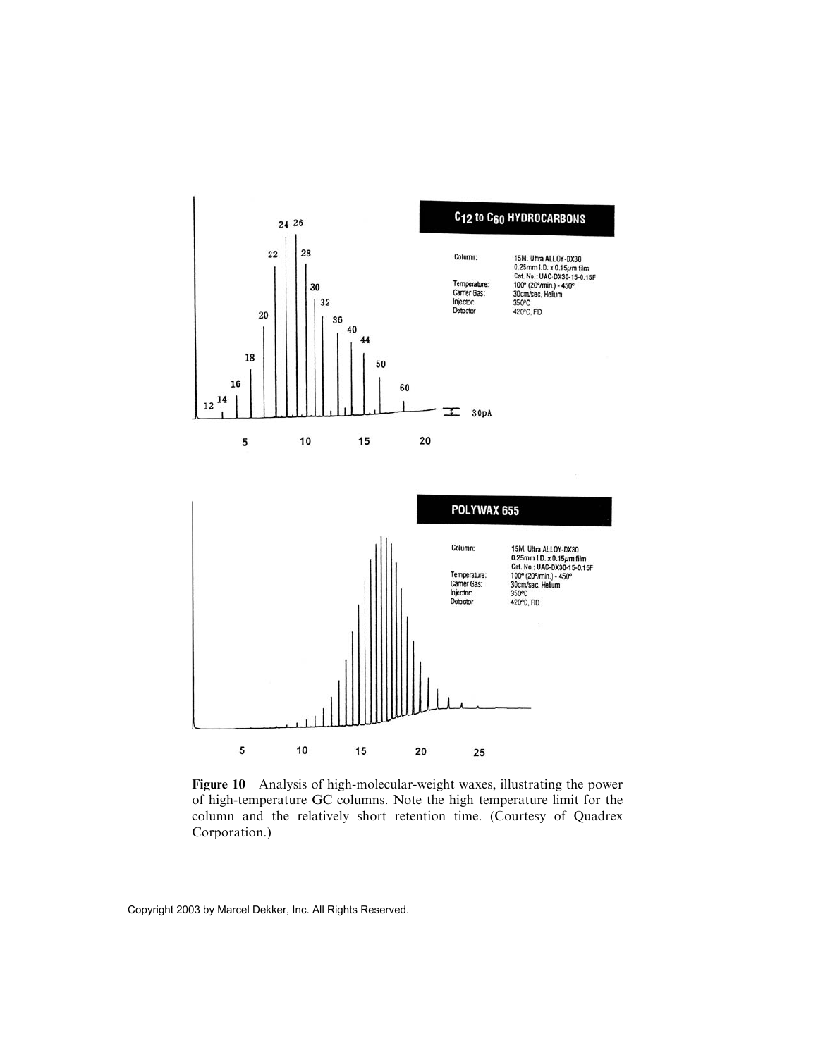**Figure 10** Analysis of high-molecular-weight waxes, illustrating the power of high-temperature GC columns. Note the high temperature limit for the column and the relatively short retention time. (Courtesy of Quadrex Corporation.)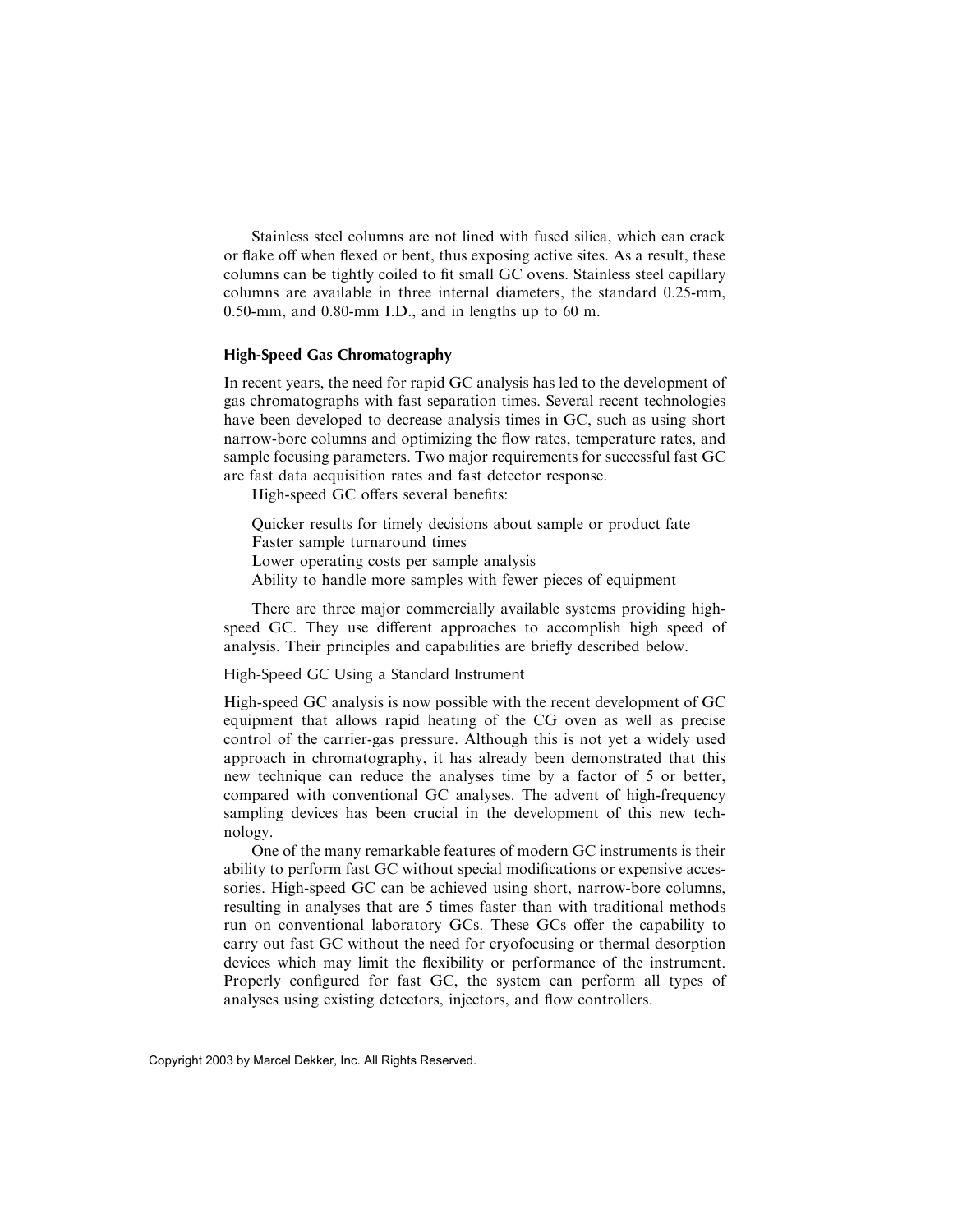Stainless steel columns are not lined with fused silica, which can crack or flake off when flexed or bent, thus exposing active sites. As a result, these columns can be tightly coiled to fit small GC ovens. Stainless steel capillary columns are available in three internal diameters, the standard 0.25-mm, 0.50-mm, and 0.80-mm I.D., and in lengths up to 60 m.

### High-Speed Gas Chromatography

In recent years, the need for rapid GC analysis has led to the development of gas chromatographs with fast separation times. Several recent technologies have been developed to decrease analysis times in GC, such as using short narrow-bore columns and optimizing the flow rates, temperature rates, and sample focusing parameters. Two major requirements for successful fast GC are fast data acquisition rates and fast detector response.

High-speed GC offers several benefits:

Quicker results for timely decisions about sample or product fate
Faster sample turnaround times
Lower operating costs per sample analysis
Ability to handle more samples with fewer pieces of equipment

There are three major commercially available systems providing high-speed GC. They use different approaches to accomplish high speed of analysis. Their principles and capabilities are briefly described below.

#### High-Speed GC Using a Standard Instrument

High-speed GC analysis is now possible with the recent development of GC equipment that allows rapid heating of the CG oven as well as precise control of the carrier-gas pressure. Although this is not yet a widely used approach in chromatography, it has already been demonstrated that this new technique can reduce the analyses time by a factor of 5 or better, compared with conventional GC analyses. The advent of high-frequency sampling devices has been crucial in the development of this new technology.

One of the many remarkable features of modern GC instruments is their ability to perform fast GC without special modifications or expensive accessories. High-speed GC can be achieved using short, narrow-bore columns, resulting in analyses that are 5 times faster than with traditional methods run on conventional laboratory GCs. These GCs offer the capability to carry out fast GC without the need for cryofocusing or thermal desorption devices which may limit the flexibility or performance of the instrument. Properly configured for fast GC, the system can perform all types of analyses using existing detectors, injectors, and flow controllers.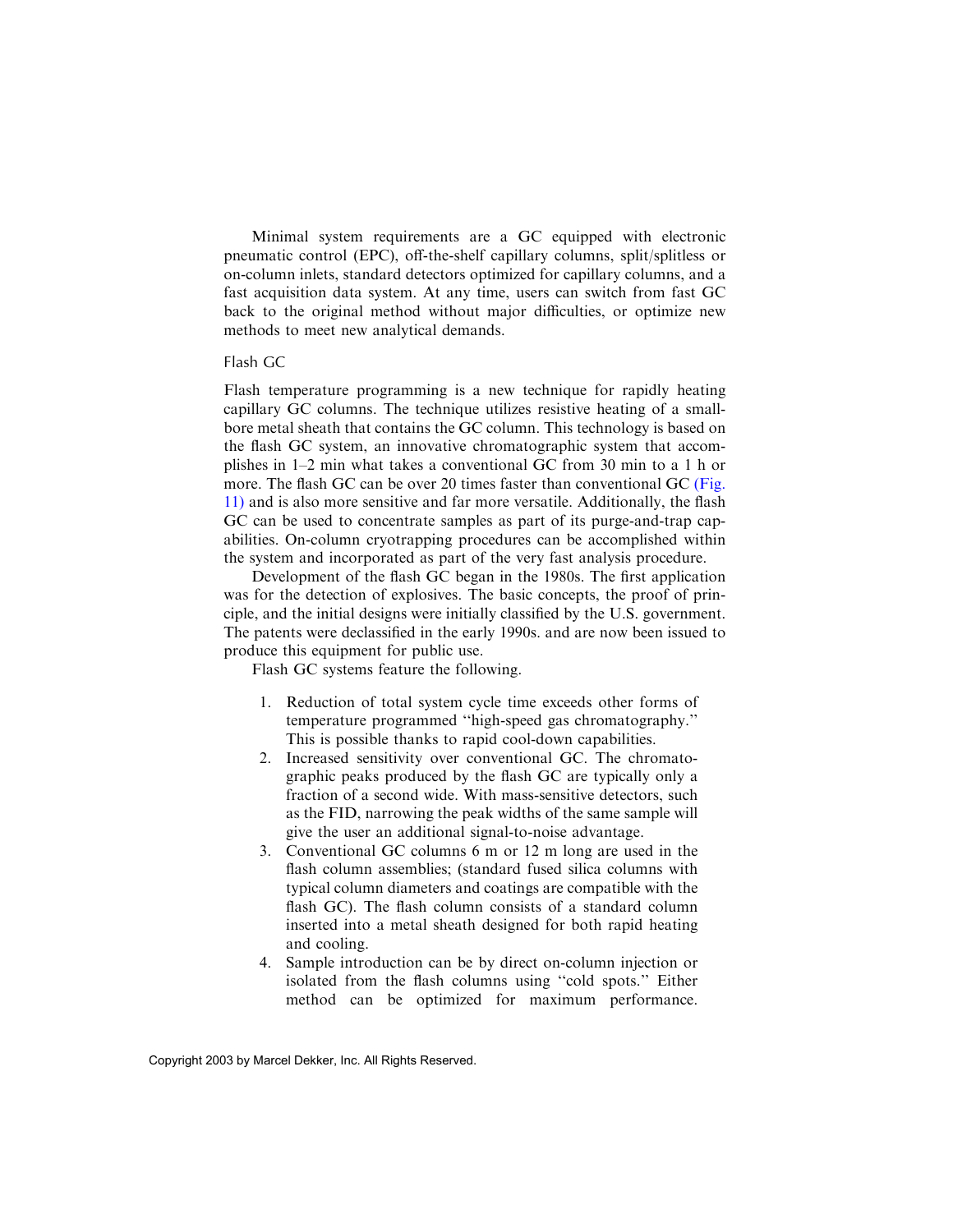Minimal system requirements are a GC equipped with electronic pneumatic control (EPC), off-the-shelf capillary columns, split/splitless or on-column inlets, standard detectors optimized for capillary columns, and a fast acquisition data system. At any time, users can switch from fast GC back to the original method without major difficulties, or optimize new methods to meet new analytical demands.

### Flash GC

Flash temperature programming is a new technique for rapidly heating capillary GC columns. The technique utilizes resistive heating of a small-bore metal sheath that contains the GC column. This technology is based on the flash GC system, an innovative chromatographic system that accomplishes in 1–2 min what takes a conventional GC from 30 min to a 1 h or more. The flash GC can be over 20 times faster than conventional GC (Fig. 11) and is also more sensitive and far more versatile. Additionally, the flash GC can be used to concentrate samples as part of its purge-and-trap capabilities. On-column cryotrapping procedures can be accomplished within the system and incorporated as part of the very fast analysis procedure.

Development of the flash GC began in the 1980s. The first application was for the detection of explosives. The basic concepts, the proof of principle, and the initial designs were initially classified by the U.S. government. The patents were declassified in the early 1990s. and are now been issued to produce this equipment for public use.

Flash GC systems feature the following.

1. Reduction of total system cycle time exceeds other forms of temperature programmed ''high-speed gas chromatography.'' This is possible thanks to rapid cool-down capabilities.
2. Increased sensitivity over conventional GC. The chromatographic peaks produced by the flash GC are typically only a fraction of a second wide. With mass-sensitive detectors, such as the FID, narrowing the peak widths of the same sample will give the user an additional signal-to-noise advantage.
3. Conventional GC columns 6 m or 12 m long are used in the flash column assemblies; (standard fused silica columns with typical column diameters and coatings are compatible with the flash GC). The flash column consists of a standard column inserted into a metal sheath designed for both rapid heating and cooling.
4. Sample introduction can be by direct on-column injection or isolated from the flash columns using ''cold spots.'' Either method can be optimized for maximum performance.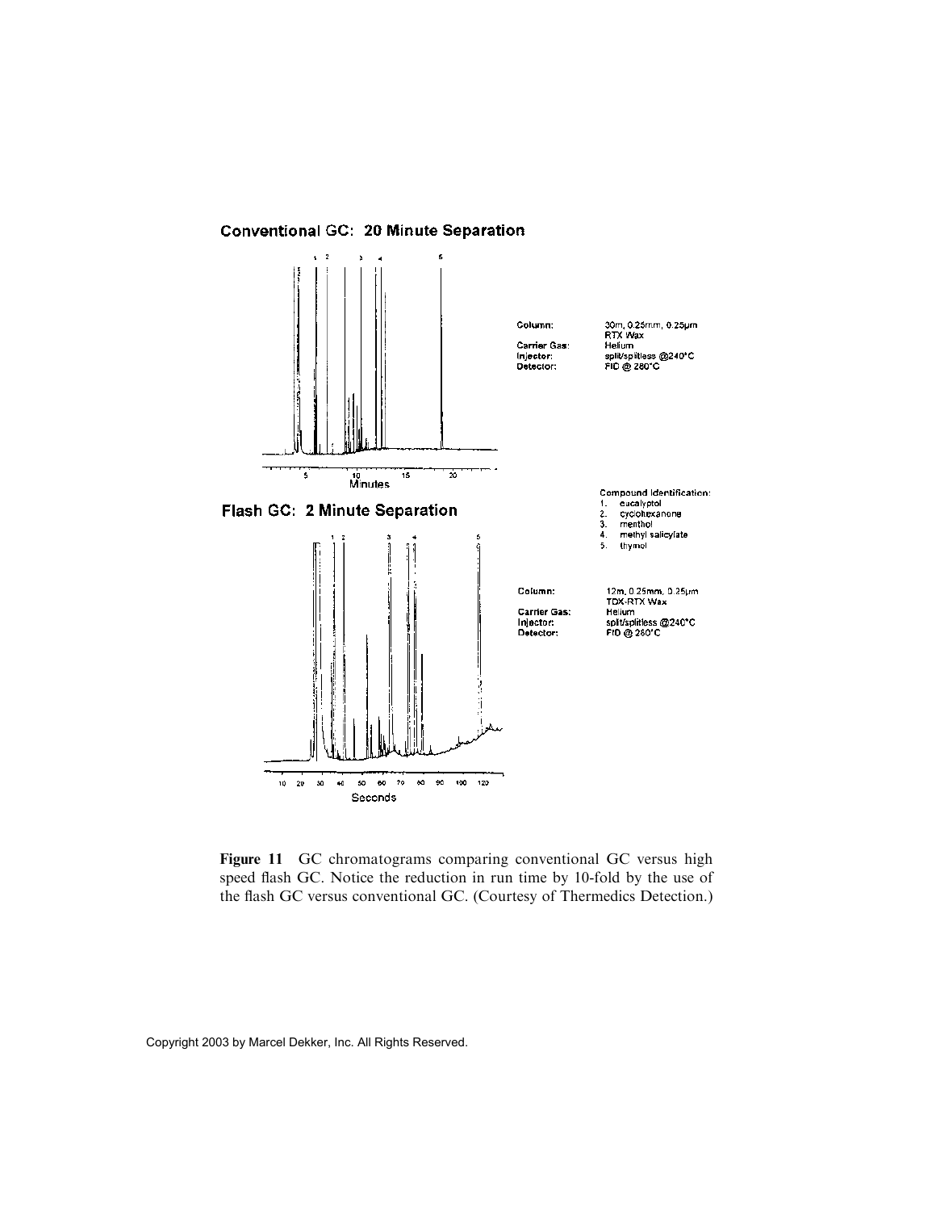**Conventional GC: 20 Minute Separation**

| | |
|---|---|
| Column: | 30m, 0.25mm, 0.25μm RTX Wax |
| Carrier Gas: | Helium |
| Injector: | split/splitless @240°C |
| Detector: | FID @ 280°C |

**Flash GC: 2 Minute Separation**

Compound Identification:
1. eucalyptol
2. cyclohexanone
3. menthol
4. methyl salicylate
5. thymol

| | |
|---|---|
| Column: | 12m, 0.25mm, 0.25μm TDX-RTX Wax |
| Carrier Gas: | Helium |
| Injector: | split/splitless @240°C |
| Detector: | FID @ 280°C |

**Figure 11** GC chromatograms comparing conventional GC versus high speed flash GC. Notice the reduction in run time by 10-fold by the use of the flash GC versus conventional GC. (Courtesy of Thermedics Detection.)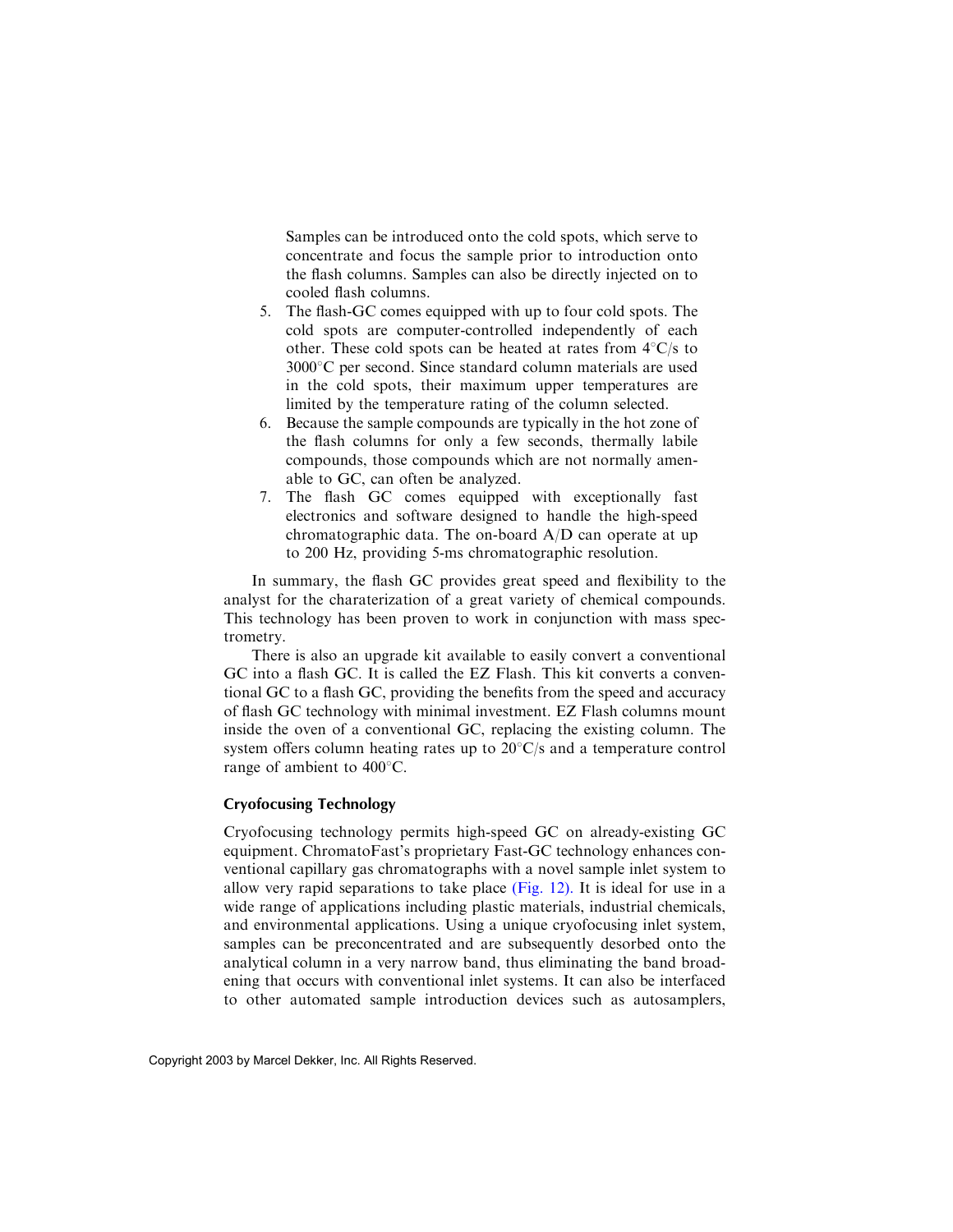Samples can be introduced onto the cold spots, which serve to concentrate and focus the sample prior to introduction onto the flash columns. Samples can also be directly injected on to cooled flash columns.

5. The flash-GC comes equipped with up to four cold spots. The cold spots are computer-controlled independently of each other. These cold spots can be heated at rates from 4°C/s to 3000°C per second. Since standard column materials are used in the cold spots, their maximum upper temperatures are limited by the temperature rating of the column selected.
6. Because the sample compounds are typically in the hot zone of the flash columns for only a few seconds, thermally labile compounds, those compounds which are not normally amenable to GC, can often be analyzed.
7. The flash GC comes equipped with exceptionally fast electronics and software designed to handle the high-speed chromatographic data. The on-board A/D can operate at up to 200 Hz, providing 5-ms chromatographic resolution.

In summary, the flash GC provides great speed and flexibility to the analyst for the charaterization of a great variety of chemical compounds. This technology has been proven to work in conjunction with mass spectrometry.

There is also an upgrade kit available to easily convert a conventional GC into a flash GC. It is called the EZ Flash. This kit converts a conventional GC to a flash GC, providing the benefits from the speed and accuracy of flash GC technology with minimal investment. EZ Flash columns mount inside the oven of a conventional GC, replacing the existing column. The system offers column heating rates up to 20°C/s and a temperature control range of ambient to 400°C.

### Cryofocusing Technology

Cryofocusing technology permits high-speed GC on already-existing GC equipment. ChromatoFast's proprietary Fast-GC technology enhances conventional capillary gas chromatographs with a novel sample inlet system to allow very rapid separations to take place (Fig. 12). It is ideal for use in a wide range of applications including plastic materials, industrial chemicals, and environmental applications. Using a unique cryofocusing inlet system, samples can be preconcentrated and are subsequently desorbed onto the analytical column in a very narrow band, thus eliminating the band broadening that occurs with conventional inlet systems. It can also be interfaced to other automated sample introduction devices such as autosamplers,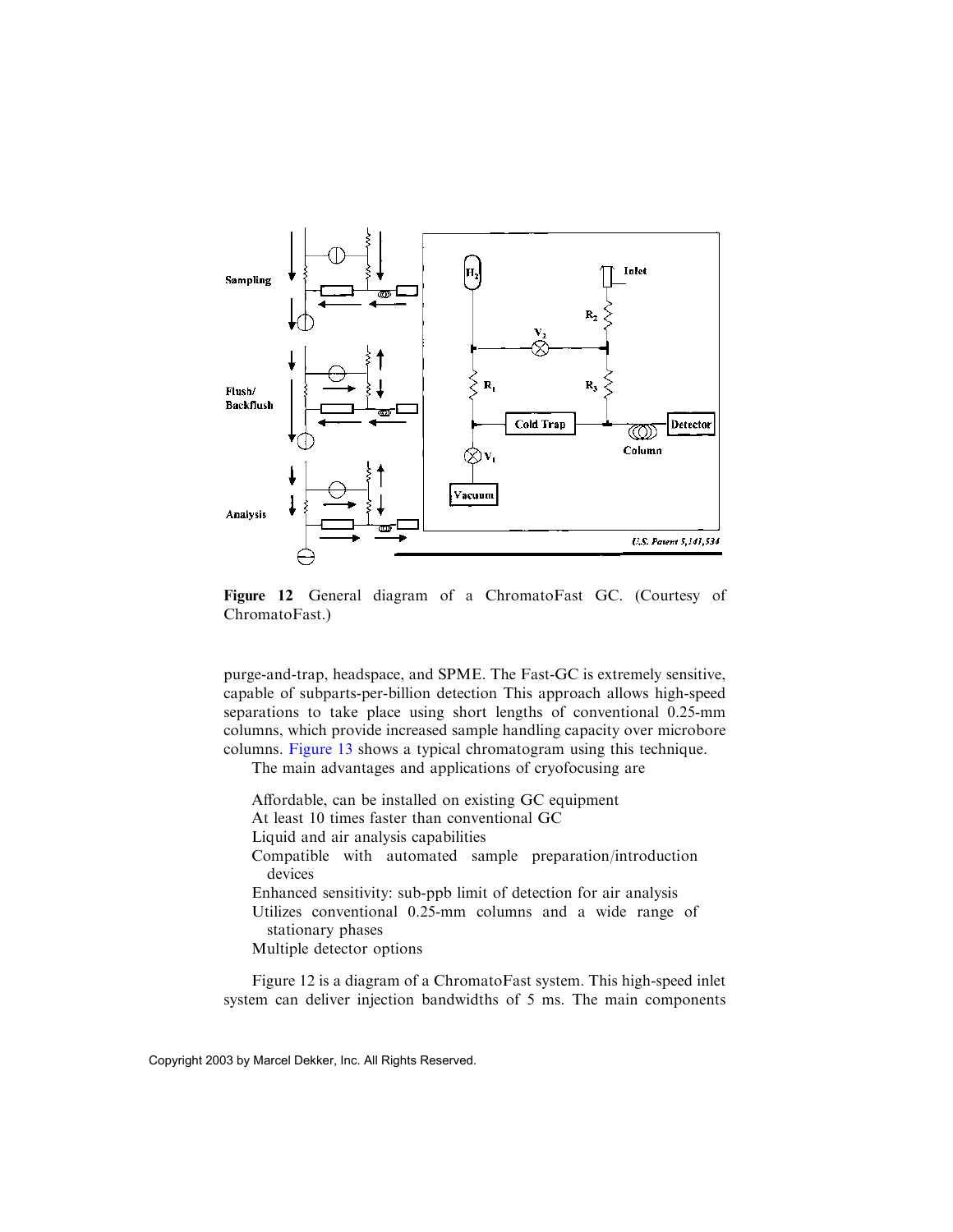**Figure 12** General diagram of a ChromatoFast GC. (Courtesy of ChromatoFast.)

purge-and-trap, headspace, and SPME. The Fast-GC is extremely sensitive, capable of subparts-per-billion detection This approach allows high-speed separations to take place using short lengths of conventional 0.25-mm columns, which provide increased sample handling capacity over microbore columns. Figure 13 shows a typical chromatogram using this technique.

The main advantages and applications of cryofocusing are

- Affordable, can be installed on existing GC equipment
- At least 10 times faster than conventional GC
- Liquid and air analysis capabilities
- Compatible with automated sample preparation/introduction devices
- Enhanced sensitivity: sub-ppb limit of detection for air analysis
- Utilizes conventional 0.25-mm columns and a wide range of stationary phases
- Multiple detector options

Figure 12 is a diagram of a ChromatoFast system. This high-speed inlet system can deliver injection bandwidths of 5 ms. The main components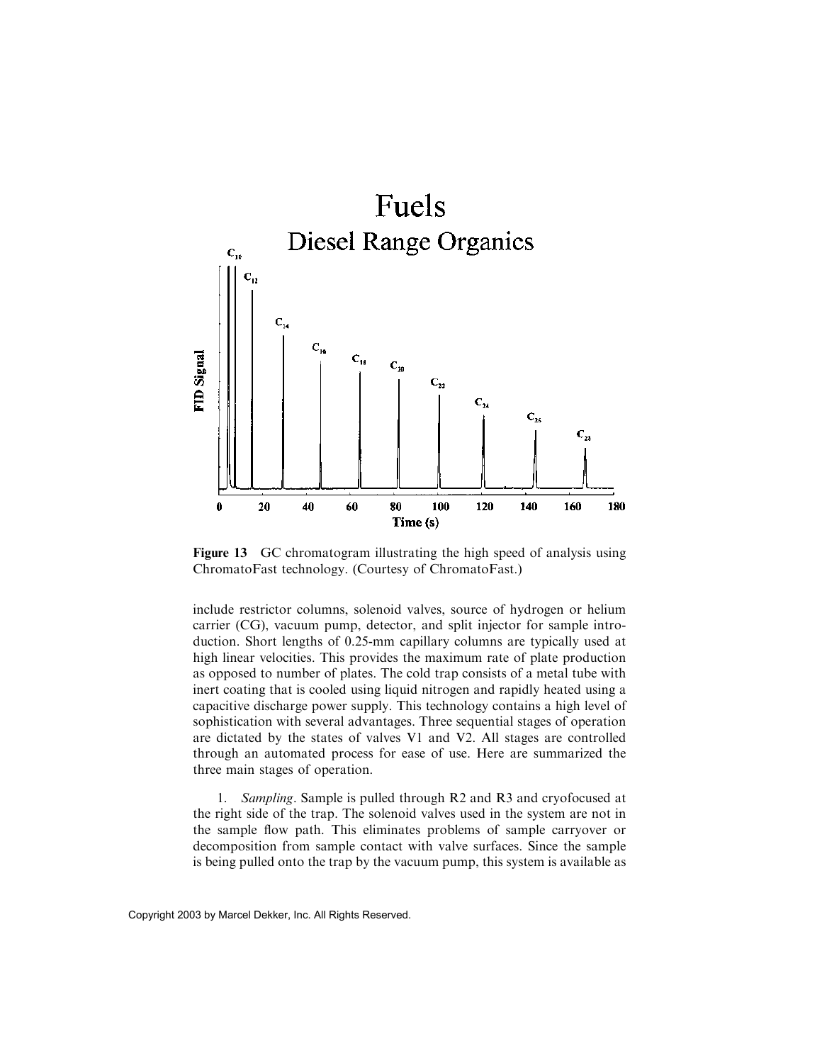**Figure 13** GC chromatogram illustrating the high speed of analysis using ChromatoFast technology. (Courtesy of ChromatoFast.)

include restrictor columns, solenoid valves, source of hydrogen or helium carrier (CG), vacuum pump, detector, and split injector for sample introduction. Short lengths of 0.25-mm capillary columns are typically used at high linear velocities. This provides the maximum rate of plate production as opposed to number of plates. The cold trap consists of a metal tube with inert coating that is cooled using liquid nitrogen and rapidly heated using a capacitive discharge power supply. This technology contains a high level of sophistication with several advantages. Three sequential stages of operation are dictated by the states of valves V1 and V2. All stages are controlled through an automated process for ease of use. Here are summarized the three main stages of operation.

1. *Sampling*. Sample is pulled through R2 and R3 and cryofocused at the right side of the trap. The solenoid valves used in the system are not in the sample flow path. This eliminates problems of sample carryover or decomposition from sample contact with valve surfaces. Since the sample is being pulled onto the trap by the vacuum pump, this system is available as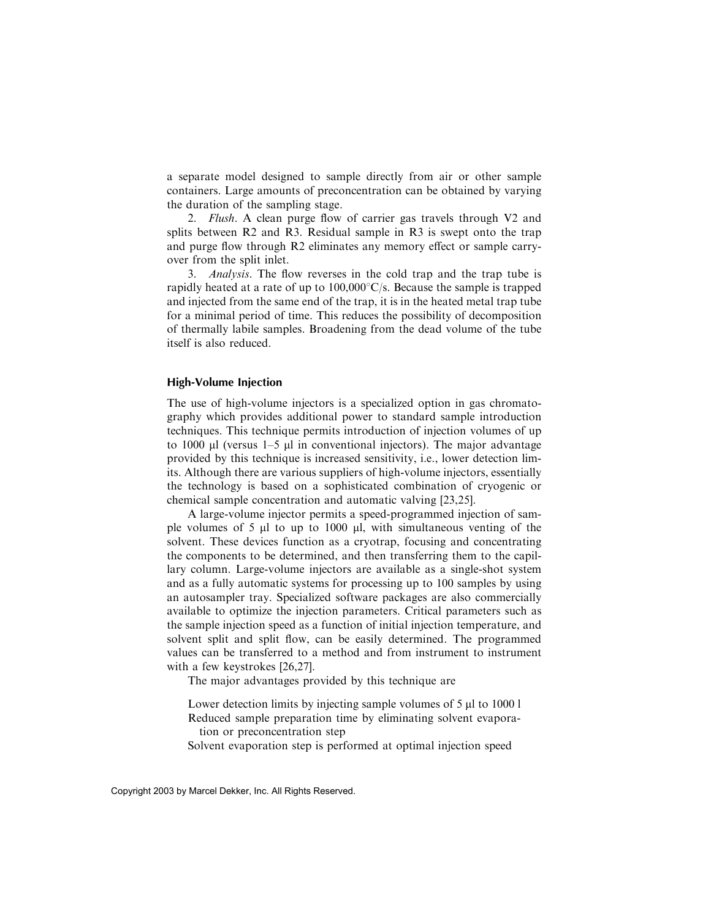a separate model designed to sample directly from air or other sample containers. Large amounts of preconcentration can be obtained by varying the duration of the sampling stage.

2. *Flush*. A clean purge flow of carrier gas travels through V2 and splits between R2 and R3. Residual sample in R3 is swept onto the trap and purge flow through R2 eliminates any memory effect or sample carryover from the split inlet.

3. *Analysis*. The flow reverses in the cold trap and the trap tube is rapidly heated at a rate of up to 100,000°C/s. Because the sample is trapped and injected from the same end of the trap, it is in the heated metal trap tube for a minimal period of time. This reduces the possibility of decomposition of thermally labile samples. Broadening from the dead volume of the tube itself is also reduced.

### High-Volume Injection

The use of high-volume injectors is a specialized option in gas chromatography which provides additional power to standard sample introduction techniques. This technique permits introduction of injection volumes of up to 1000 μl (versus 1–5 μl in conventional injectors). The major advantage provided by this technique is increased sensitivity, i.e., lower detection limits. Although there are various suppliers of high-volume injectors, essentially the technology is based on a sophisticated combination of cryogenic or chemical sample concentration and automatic valving [23,25].

A large-volume injector permits a speed-programmed injection of sample volumes of 5 μl to up to 1000 μl, with simultaneous venting of the solvent. These devices function as a cryotrap, focusing and concentrating the components to be determined, and then transferring them to the capillary column. Large-volume injectors are available as a single-shot system and as a fully automatic systems for processing up to 100 samples by using an autosampler tray. Specialized software packages are also commercially available to optimize the injection parameters. Critical parameters such as the sample injection speed as a function of initial injection temperature, and solvent split and split flow, can be easily determined. The programmed values can be transferred to a method and from instrument to instrument with a few keystrokes [26,27].

The major advantages provided by this technique are

Lower detection limits by injecting sample volumes of 5 μl to 1000 l
Reduced sample preparation time by eliminating solvent evaporation or preconcentration step
Solvent evaporation step is performed at optimal injection speed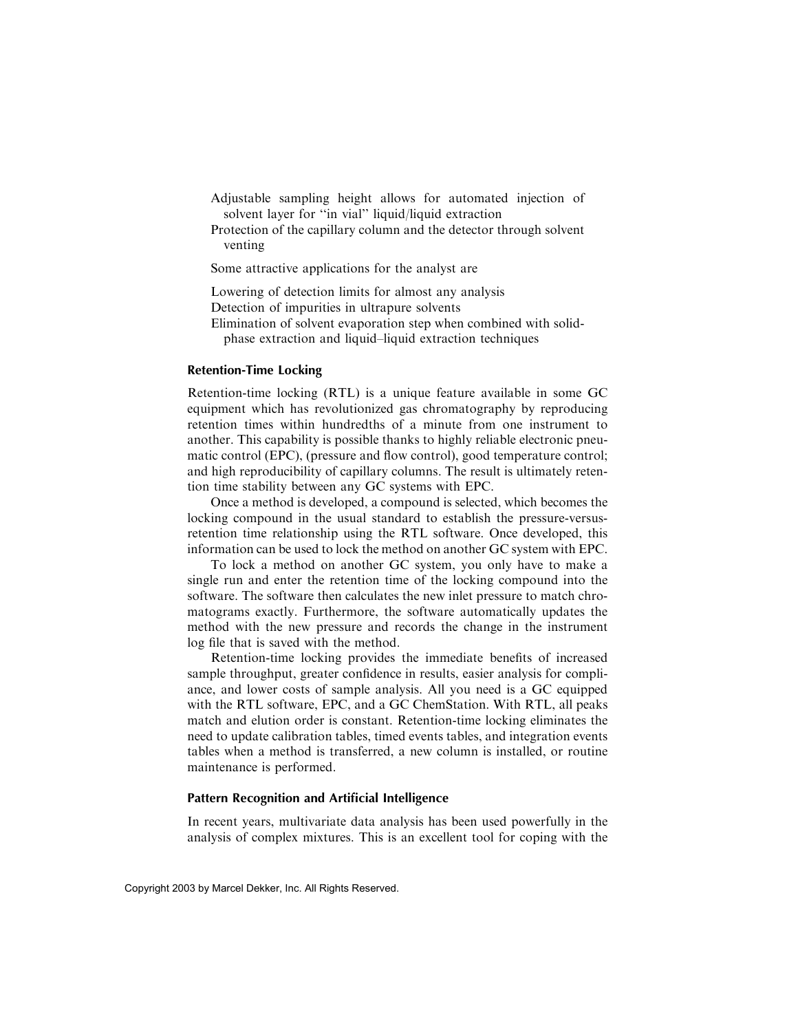Adjustable sampling height allows for automated injection of solvent layer for "in vial" liquid/liquid extraction
Protection of the capillary column and the detector through solvent venting

Some attractive applications for the analyst are

Lowering of detection limits for almost any analysis
Detection of impurities in ultrapure solvents
Elimination of solvent evaporation step when combined with solid-phase extraction and liquid–liquid extraction techniques

### Retention-Time Locking

Retention-time locking (RTL) is a unique feature available in some GC equipment which has revolutionized gas chromatography by reproducing retention times within hundredths of a minute from one instrument to another. This capability is possible thanks to highly reliable electronic pneumatic control (EPC), (pressure and flow control), good temperature control; and high reproducibility of capillary columns. The result is ultimately retention time stability between any GC systems with EPC.

Once a method is developed, a compound is selected, which becomes the locking compound in the usual standard to establish the pressure-versus-retention time relationship using the RTL software. Once developed, this information can be used to lock the method on another GC system with EPC.

To lock a method on another GC system, you only have to make a single run and enter the retention time of the locking compound into the software. The software then calculates the new inlet pressure to match chromatograms exactly. Furthermore, the software automatically updates the method with the new pressure and records the change in the instrument log file that is saved with the method.

Retention-time locking provides the immediate benefits of increased sample throughput, greater confidence in results, easier analysis for compliance, and lower costs of sample analysis. All you need is a GC equipped with the RTL software, EPC, and a GC ChemStation. With RTL, all peaks match and elution order is constant. Retention-time locking eliminates the need to update calibration tables, timed events tables, and integration events tables when a method is transferred, a new column is installed, or routine maintenance is performed.

### Pattern Recognition and Artificial Intelligence

In recent years, multivariate data analysis has been used powerfully in the analysis of complex mixtures. This is an excellent tool for coping with the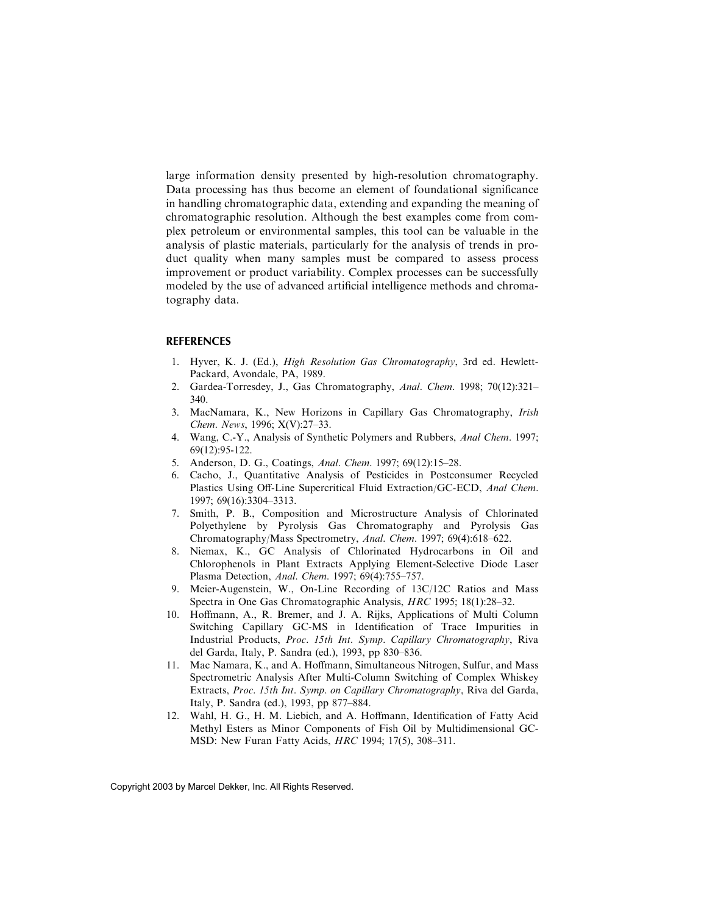large information density presented by high-resolution chromatography. Data processing has thus become an element of foundational significance in handling chromatographic data, extending and expanding the meaning of chromatographic resolution. Although the best examples come from complex petroleum or environmental samples, this tool can be valuable in the analysis of plastic materials, particularly for the analysis of trends in product quality when many samples must be compared to assess process improvement or product variability. Complex processes can be successfully modeled by the use of advanced artificial intelligence methods and chromatography data.

## REFERENCES

1. Hyver, K. J. (Ed.), *High Resolution Gas Chromatography*, 3rd ed. Hewlett-Packard, Avondale, PA, 1989.
2. Gardea-Torresdey, J., Gas Chromatography, *Anal. Chem.* 1998; 70(12):321–340.
3. MacNamara, K., New Horizons in Capillary Gas Chromatography, *Irish Chem. News*, 1996; X(V):27–33.
4. Wang, C.-Y., Analysis of Synthetic Polymers and Rubbers, *Anal Chem*. 1997; 69(12):95-122.
5. Anderson, D. G., Coatings, *Anal. Chem.* 1997; 69(12):15–28.
6. Cacho, J., Quantitative Analysis of Pesticides in Postconsumer Recycled Plastics Using Off-Line Supercritical Fluid Extraction/GC-ECD, *Anal Chem*. 1997; 69(16):3304–3313.
7. Smith, P. B., Composition and Microstructure Analysis of Chlorinated Polyethylene by Pyrolysis Gas Chromatography and Pyrolysis Gas Chromatography/Mass Spectrometry, *Anal. Chem*. 1997; 69(4):618–622.
8. Niemax, K., GC Analysis of Chlorinated Hydrocarbons in Oil and Chlorophenols in Plant Extracts Applying Element-Selective Diode Laser Plasma Detection, *Anal. Chem*. 1997; 69(4):755–757.
9. Meier-Augenstein, W., On-Line Recording of 13C/12C Ratios and Mass Spectra in One Gas Chromatographic Analysis, *HRC* 1995; 18(1):28–32.
10. Hoffmann, A., R. Bremer, and J. A. Rijks, Applications of Multi Column Switching Capillary GC-MS in Identification of Trace Impurities in Industrial Products, *Proc. 15th Int. Symp. Capillary Chromatography*, Riva del Garda, Italy, P. Sandra (ed.), 1993, pp 830–836.
11. Mac Namara, K., and A. Hoffmann, Simultaneous Nitrogen, Sulfur, and Mass Spectrometric Analysis After Multi-Column Switching of Complex Whiskey Extracts, *Proc. 15th Int. Symp. on Capillary Chromatography*, Riva del Garda, Italy, P. Sandra (ed.), 1993, pp 877–884.
12. Wahl, H. G., H. M. Liebich, and A. Hoffmann, Identification of Fatty Acid Methyl Esters as Minor Components of Fish Oil by Multidimensional GC-MSD: New Furan Fatty Acids, *HRC* 1994; 17(5), 308–311.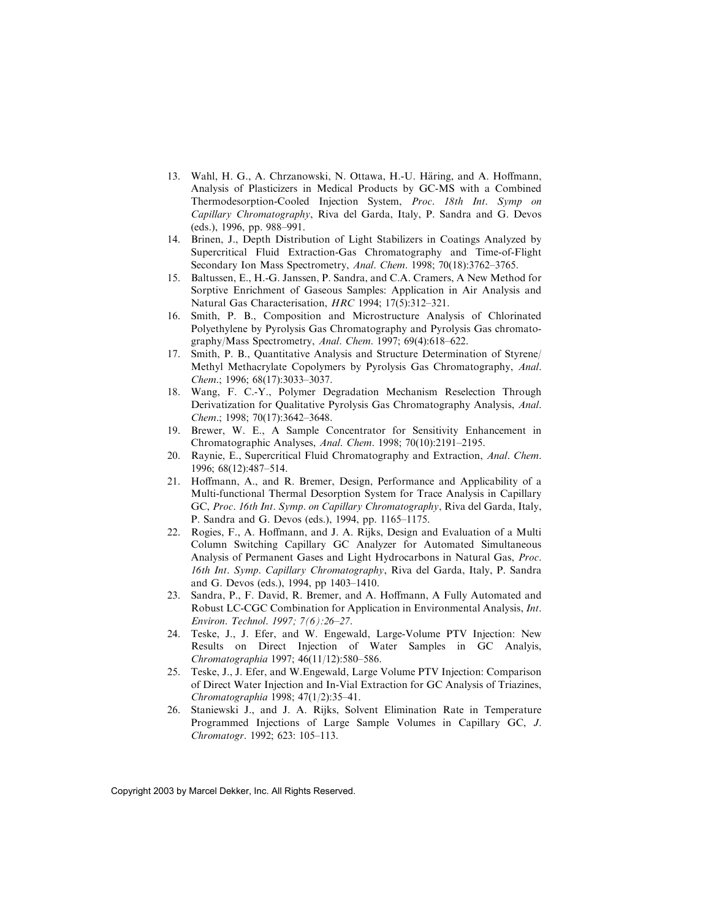13. Wahl, H. G., A. Chrzanowski, N. Ottawa, H.-U. Häring, and A. Hoffmann, Analysis of Plasticizers in Medical Products by GC-MS with a Combined Thermodesorption-Cooled Injection System, *Proc. 18th Int. Symp on Capillary Chromatography*, Riva del Garda, Italy, P. Sandra and G. Devos (eds.), 1996, pp. 988–991.
14. Brinen, J., Depth Distribution of Light Stabilizers in Coatings Analyzed by Supercritical Fluid Extraction-Gas Chromatography and Time-of-Flight Secondary Ion Mass Spectrometry, *Anal. Chem.* 1998; 70(18):3762–3765.
15. Baltussen, E., H.-G. Janssen, P. Sandra, and C.A. Cramers, A New Method for Sorptive Enrichment of Gaseous Samples: Application in Air Analysis and Natural Gas Characterisation, *HRC* 1994; 17(5):312–321.
16. Smith, P. B., Composition and Microstructure Analysis of Chlorinated Polyethylene by Pyrolysis Gas Chromatography and Pyrolysis Gas chromatography/Mass Spectrometry, *Anal. Chem.* 1997; 69(4):618–622.
17. Smith, P. B., Quantitative Analysis and Structure Determination of Styrene/Methyl Methacrylate Copolymers by Pyrolysis Gas Chromatography, *Anal. Chem.*; 1996; 68(17):3033–3037.
18. Wang, F. C.-Y., Polymer Degradation Mechanism Reselection Through Derivatization for Qualitative Pyrolysis Gas Chromatography Analysis, *Anal. Chem.*; 1998; 70(17):3642–3648.
19. Brewer, W. E., A Sample Concentrator for Sensitivity Enhancement in Chromatographic Analyses, *Anal. Chem.* 1998; 70(10):2191–2195.
20. Raynie, E., Supercritical Fluid Chromatography and Extraction, *Anal. Chem.* 1996; 68(12):487–514.
21. Hoffmann, A., and R. Bremer, Design, Performance and Applicability of a Multi-functional Thermal Desorption System for Trace Analysis in Capillary GC, *Proc. 16th Int. Symp. on Capillary Chromatography*, Riva del Garda, Italy, P. Sandra and G. Devos (eds.), 1994, pp. 1165–1175.
22. Rogies, F., A. Hoffmann, and J. A. Rijks, Design and Evaluation of a Multi Column Switching Capillary GC Analyzer for Automated Simultaneous Analysis of Permanent Gases and Light Hydrocarbons in Natural Gas, *Proc. 16th Int. Symp. Capillary Chromatography*, Riva del Garda, Italy, P. Sandra and G. Devos (eds.), 1994, pp 1403–1410.
23. Sandra, P., F. David, R. Bremer, and A. Hoffmann, A Fully Automated and Robust LC-CGC Combination for Application in Environmental Analysis, *Int. Environ. Technol. 1997; 7(6):26–27*.
24. Teske, J., J. Efer, and W. Engewald, Large-Volume PTV Injection: New Results on Direct Injection of Water Samples in GC Analyis, *Chromatographia* 1997; 46(11/12):580–586.
25. Teske, J., J. Efer, and W.Engewald, Large Volume PTV Injection: Comparison of Direct Water Injection and In-Vial Extraction for GC Analysis of Triazines, *Chromatographia* 1998; 47(1/2):35–41.
26. Staniewski J., and J. A. Rijks, Solvent Elimination Rate in Temperature Programmed Injections of Large Sample Volumes in Capillary GC, *J. Chromatogr.* 1992; 623: 105–113.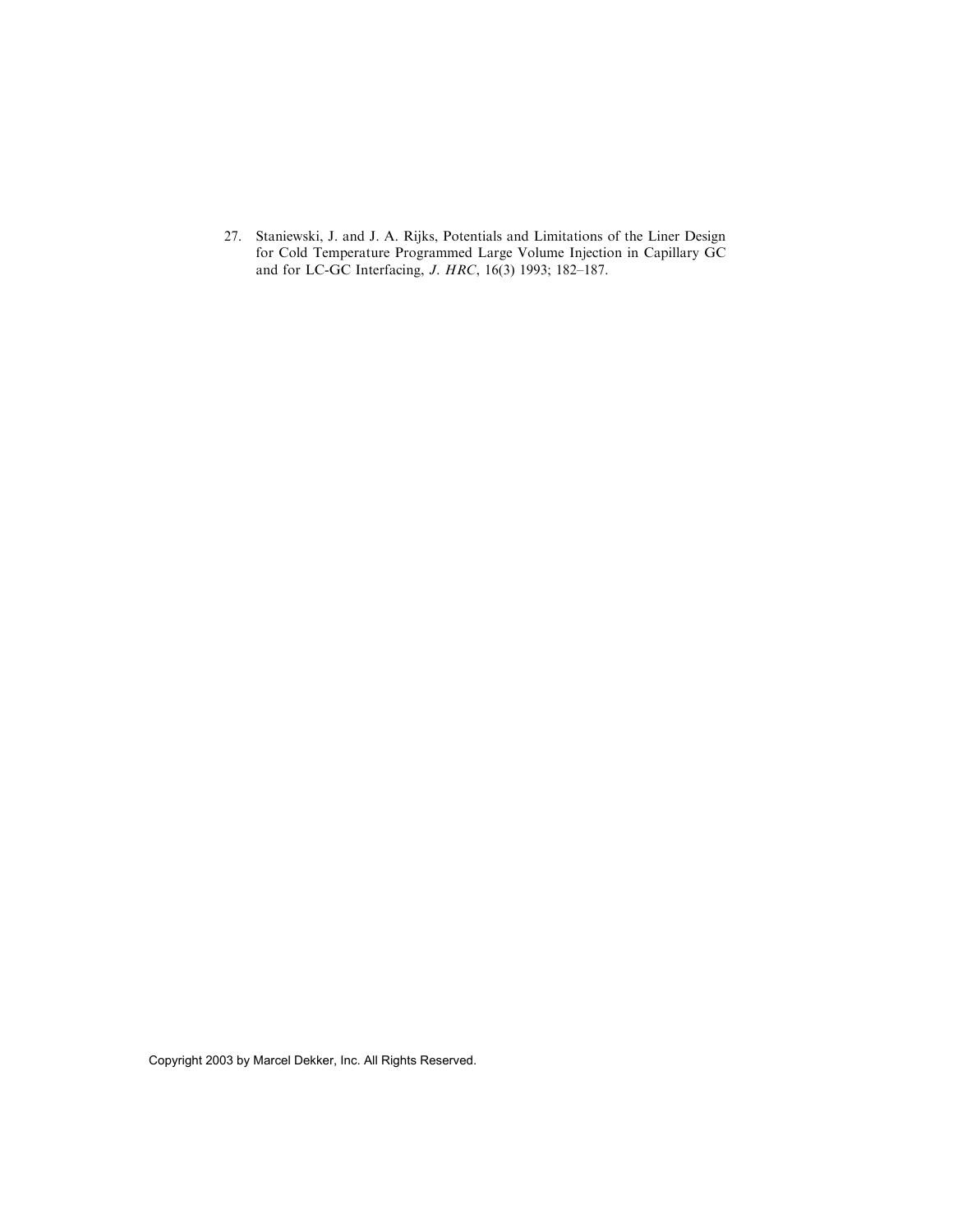27. Staniewski, J. and J. A. Rijks, Potentials and Limitations of the Liner Design for Cold Temperature Programmed Large Volume Injection in Capillary GC and for LC-GC Interfacing, *J. HRC*, 16(3) 1993; 182–187.